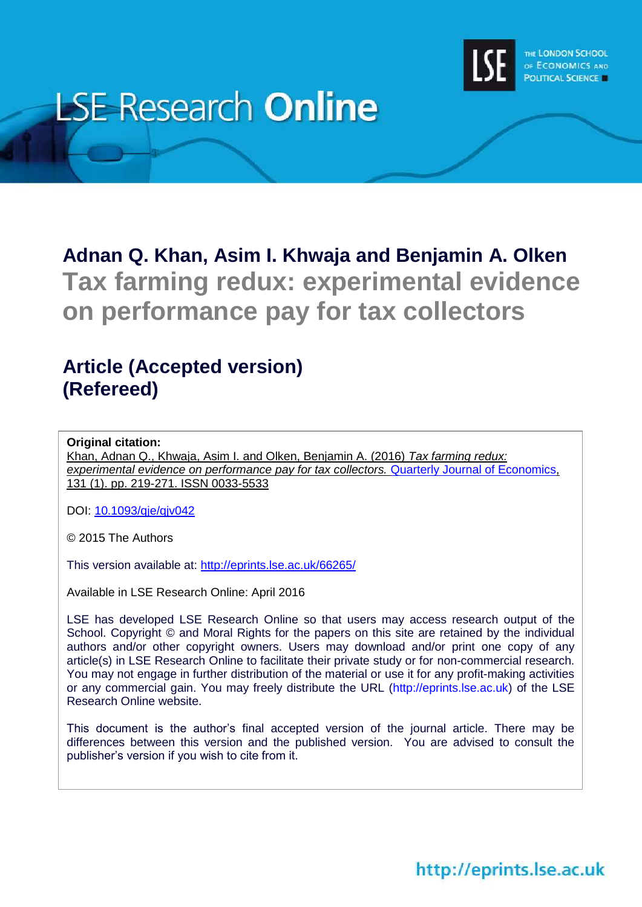LSE Research Online

THE LONDON SCHOOL OF ECONOMICS AND POLITICAL SCIENCE

## Adnan Q. Khan, Asim I. Khwaja and Benjamin A. Olken

# Tax farming redux: experimental evidence on performance pay for tax collectors

## Article (Accepted version) (Refereed)

**Original citation:**
Khan, Adnan Q., Khwaja, Asim I. and Olken, Benjamin A. (2016) *Tax farming redux: experimental evidence on performance pay for tax collectors.* Quarterly Journal of Economics, 131 (1). pp. 219-271. ISSN 0033-5533

DOI: 10.1093/qje/qjv042

© 2015 The Authors

This version available at: http://eprints.lse.ac.uk/66265/

Available in LSE Research Online: April 2016

LSE has developed LSE Research Online so that users may access research output of the School. Copyright © and Moral Rights for the papers on this site are retained by the individual authors and/or other copyright owners. Users may download and/or print one copy of any article(s) in LSE Research Online to facilitate their private study or for non-commercial research. You may not engage in further distribution of the material or use it for any profit-making activities or any commercial gain. You may freely distribute the URL (http://eprints.lse.ac.uk) of the LSE Research Online website.

This document is the author's final accepted version of the journal article. There may be differences between this version and the published version. You are advised to consult the publisher's version if you wish to cite from it.

http://eprints.lse.ac.uk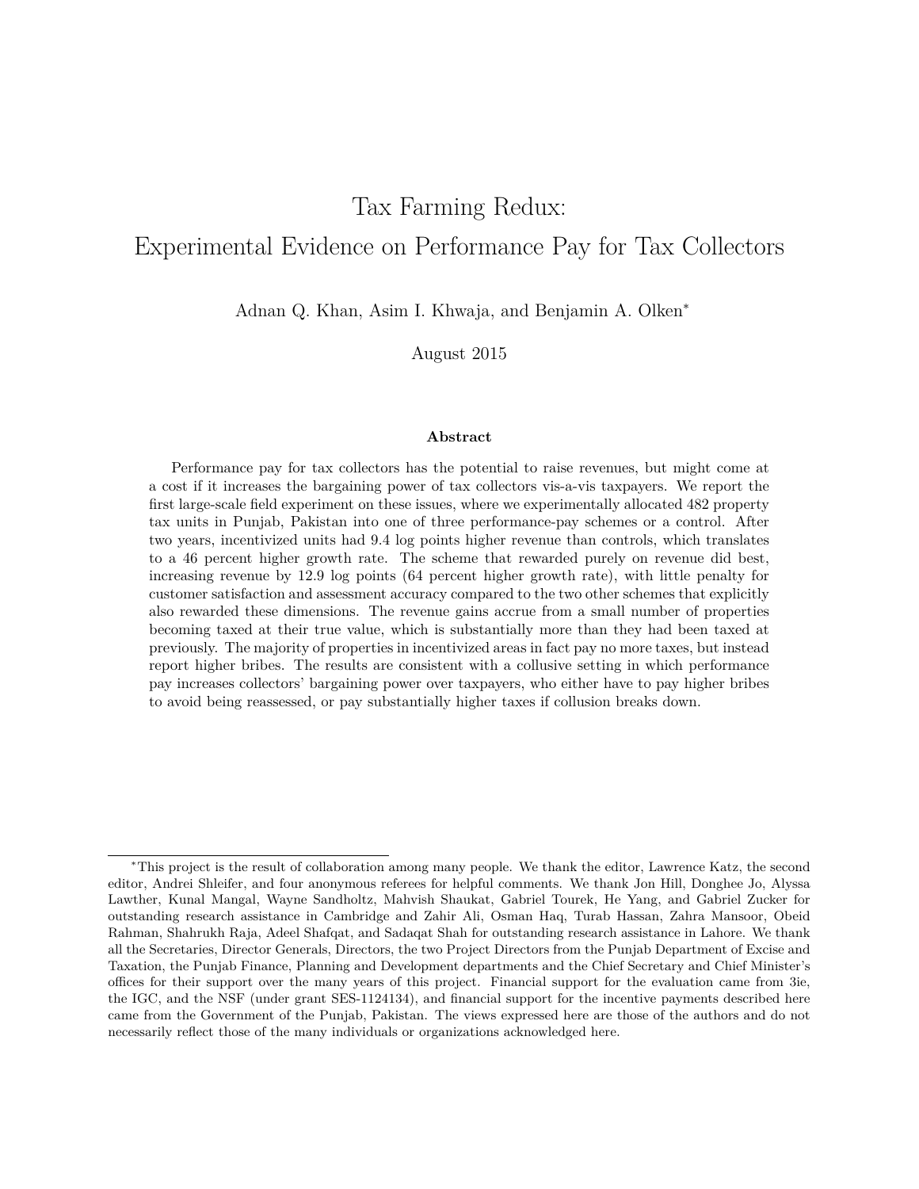# Tax Farming Redux:
# Experimental Evidence on Performance Pay for Tax Collectors

Adnan Q. Khan, Asim I. Khwaja, and Benjamin A. Olken*

August 2015

### Abstract

Performance pay for tax collectors has the potential to raise revenues, but might come at a cost if it increases the bargaining power of tax collectors vis-a-vis taxpayers. We report the first large-scale field experiment on these issues, where we experimentally allocated 482 property tax units in Punjab, Pakistan into one of three performance-pay schemes or a control. After two years, incentivized units had 9.4 log points higher revenue than controls, which translates to a 46 percent higher growth rate. The scheme that rewarded purely on revenue did best, increasing revenue by 12.9 log points (64 percent higher growth rate), with little penalty for customer satisfaction and assessment accuracy compared to the two other schemes that explicitly also rewarded these dimensions. The revenue gains accrue from a small number of properties becoming taxed at their true value, which is substantially more than they had been taxed at previously. The majority of properties in incentivized areas in fact pay no more taxes, but instead report higher bribes. The results are consistent with a collusive setting in which performance pay increases collectors' bargaining power over taxpayers, who either have to pay higher bribes to avoid being reassessed, or pay substantially higher taxes if collusion breaks down.

*This project is the result of collaboration among many people. We thank the editor, Lawrence Katz, the second editor, Andrei Shleifer, and four anonymous referees for helpful comments. We thank Jon Hill, Donghee Jo, Alyssa Lawther, Kunal Mangal, Wayne Sandholtz, Mahvish Shaukat, Gabriel Tourek, He Yang, and Gabriel Zucker for outstanding research assistance in Cambridge and Zahir Ali, Osman Haq, Turab Hassan, Zahra Mansoor, Obeid Rahman, Shahrukh Raja, Adeel Shafqat, and Sadaqat Shah for outstanding research assistance in Lahore. We thank all the Secretaries, Director Generals, Directors, the two Project Directors from the Punjab Department of Excise and Taxation, the Punjab Finance, Planning and Development departments and the Chief Secretary and Chief Minister's offices for their support over the many years of this project. Financial support for the evaluation came from 3ie, the IGC, and the NSF (under grant SES-1124134), and financial support for the incentive payments described here came from the Government of the Punjab, Pakistan. The views expressed here are those of the authors and do not necessarily reflect those of the many individuals or organizations acknowledged here.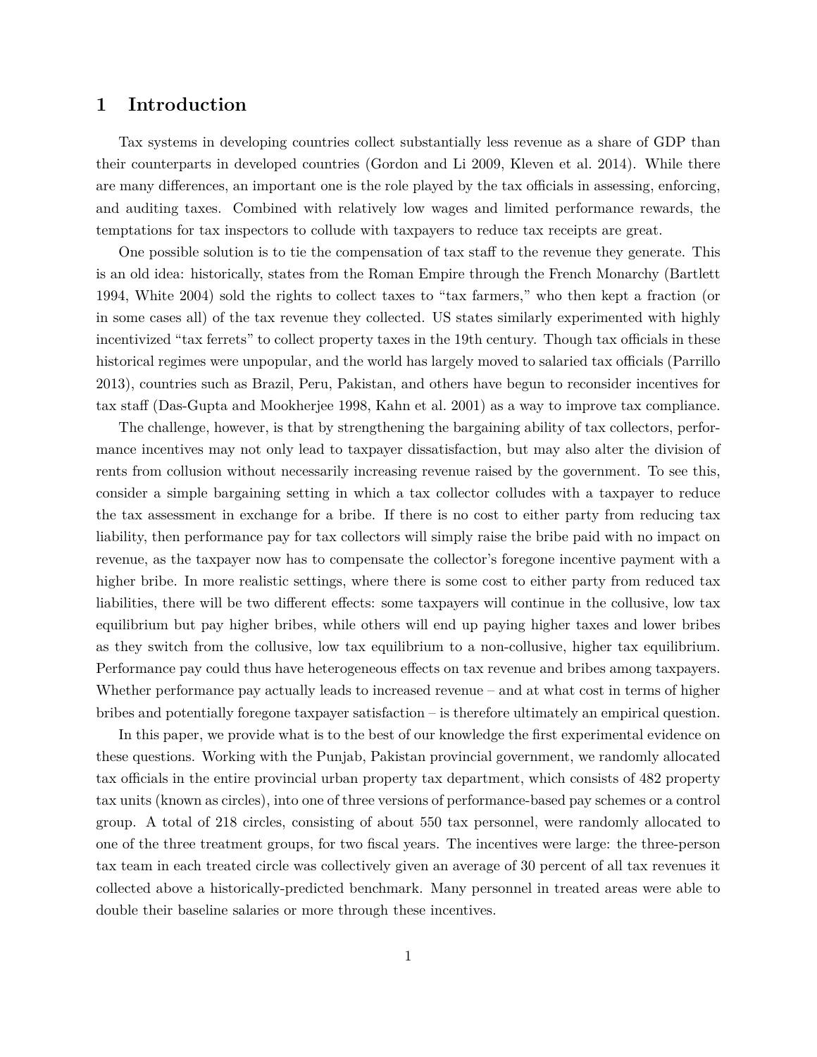# 1 Introduction

Tax systems in developing countries collect substantially less revenue as a share of GDP than their counterparts in developed countries (Gordon and Li 2009, Kleven et al. 2014). While there are many differences, an important one is the role played by the tax officials in assessing, enforcing, and auditing taxes. Combined with relatively low wages and limited performance rewards, the temptations for tax inspectors to collude with taxpayers to reduce tax receipts are great.

One possible solution is to tie the compensation of tax staff to the revenue they generate. This is an old idea: historically, states from the Roman Empire through the French Monarchy (Bartlett 1994, White 2004) sold the rights to collect taxes to "tax farmers," who then kept a fraction (or in some cases all) of the tax revenue they collected. US states similarly experimented with highly incentivized "tax ferrets" to collect property taxes in the 19th century. Though tax officials in these historical regimes were unpopular, and the world has largely moved to salaried tax officials (Parrillo 2013), countries such as Brazil, Peru, Pakistan, and others have begun to reconsider incentives for tax staff (Das-Gupta and Mookherjee 1998, Kahn et al. 2001) as a way to improve tax compliance.

The challenge, however, is that by strengthening the bargaining ability of tax collectors, performance incentives may not only lead to taxpayer dissatisfaction, but may also alter the division of rents from collusion without necessarily increasing revenue raised by the government. To see this, consider a simple bargaining setting in which a tax collector colludes with a taxpayer to reduce the tax assessment in exchange for a bribe. If there is no cost to either party from reducing tax liability, then performance pay for tax collectors will simply raise the bribe paid with no impact on revenue, as the taxpayer now has to compensate the collector's foregone incentive payment with a higher bribe. In more realistic settings, where there is some cost to either party from reduced tax liabilities, there will be two different effects: some taxpayers will continue in the collusive, low tax equilibrium but pay higher bribes, while others will end up paying higher taxes and lower bribes as they switch from the collusive, low tax equilibrium to a non-collusive, higher tax equilibrium. Performance pay could thus have heterogeneous effects on tax revenue and bribes among taxpayers. Whether performance pay actually leads to increased revenue – and at what cost in terms of higher bribes and potentially foregone taxpayer satisfaction – is therefore ultimately an empirical question.

In this paper, we provide what is to the best of our knowledge the first experimental evidence on these questions. Working with the Punjab, Pakistan provincial government, we randomly allocated tax officials in the entire provincial urban property tax department, which consists of 482 property tax units (known as circles), into one of three versions of performance-based pay schemes or a control group. A total of 218 circles, consisting of about 550 tax personnel, were randomly allocated to one of the three treatment groups, for two fiscal years. The incentives were large: the three-person tax team in each treated circle was collectively given an average of 30 percent of all tax revenues it collected above a historically-predicted benchmark. Many personnel in treated areas were able to double their baseline salaries or more through these incentives.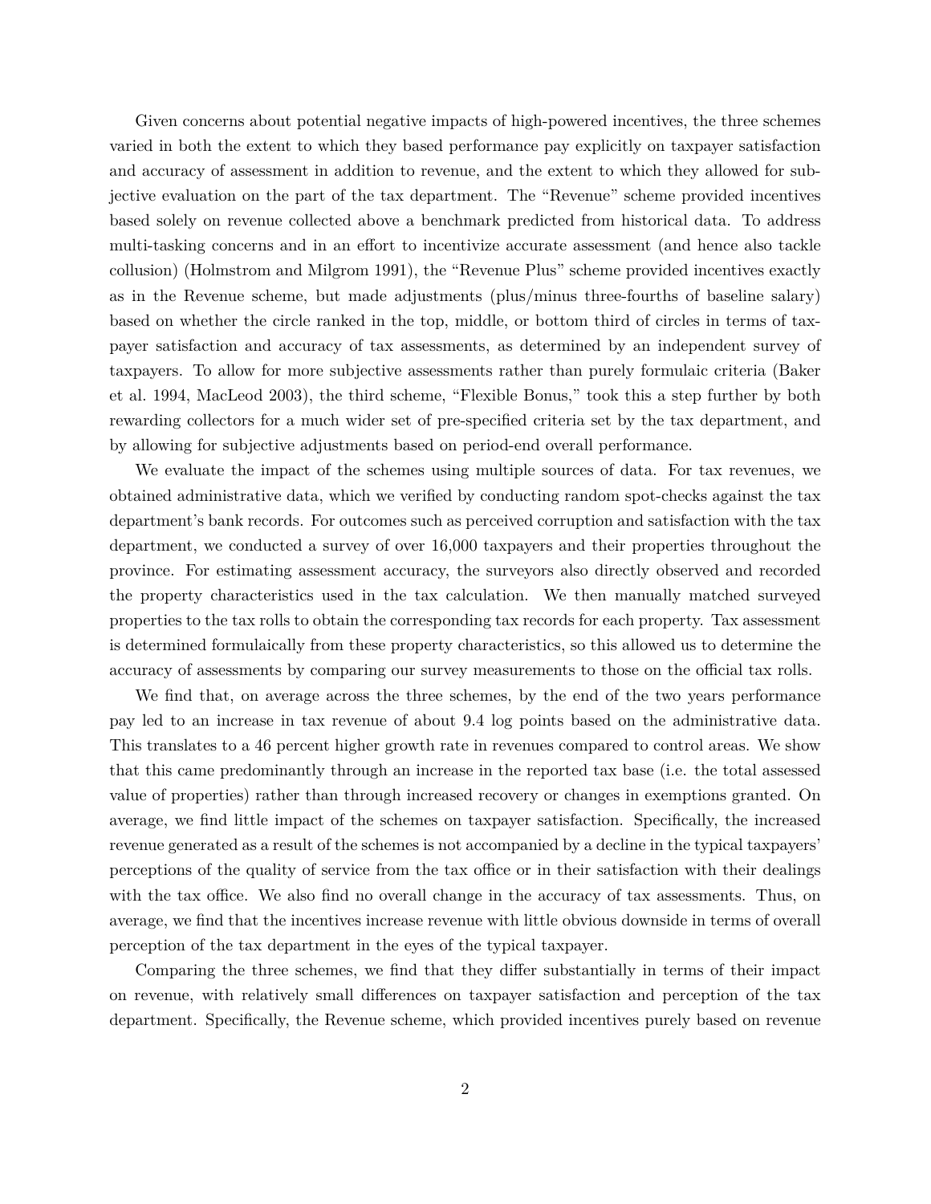Given concerns about potential negative impacts of high-powered incentives, the three schemes varied in both the extent to which they based performance pay explicitly on taxpayer satisfaction and accuracy of assessment in addition to revenue, and the extent to which they allowed for subjective evaluation on the part of the tax department. The "Revenue" scheme provided incentives based solely on revenue collected above a benchmark predicted from historical data. To address multi-tasking concerns and in an effort to incentivize accurate assessment (and hence also tackle collusion) (Holmstrom and Milgrom 1991), the "Revenue Plus" scheme provided incentives exactly as in the Revenue scheme, but made adjustments (plus/minus three-fourths of baseline salary) based on whether the circle ranked in the top, middle, or bottom third of circles in terms of taxpayer satisfaction and accuracy of tax assessments, as determined by an independent survey of taxpayers. To allow for more subjective assessments rather than purely formulaic criteria (Baker et al. 1994, MacLeod 2003), the third scheme, "Flexible Bonus," took this a step further by both rewarding collectors for a much wider set of pre-specified criteria set by the tax department, and by allowing for subjective adjustments based on period-end overall performance.

We evaluate the impact of the schemes using multiple sources of data. For tax revenues, we obtained administrative data, which we verified by conducting random spot-checks against the tax department's bank records. For outcomes such as perceived corruption and satisfaction with the tax department, we conducted a survey of over 16,000 taxpayers and their properties throughout the province. For estimating assessment accuracy, the surveyors also directly observed and recorded the property characteristics used in the tax calculation. We then manually matched surveyed properties to the tax rolls to obtain the corresponding tax records for each property. Tax assessment is determined formulaically from these property characteristics, so this allowed us to determine the accuracy of assessments by comparing our survey measurements to those on the official tax rolls.

We find that, on average across the three schemes, by the end of the two years performance pay led to an increase in tax revenue of about 9.4 log points based on the administrative data. This translates to a 46 percent higher growth rate in revenues compared to control areas. We show that this came predominantly through an increase in the reported tax base (i.e. the total assessed value of properties) rather than through increased recovery or changes in exemptions granted. On average, we find little impact of the schemes on taxpayer satisfaction. Specifically, the increased revenue generated as a result of the schemes is not accompanied by a decline in the typical taxpayers' perceptions of the quality of service from the tax office or in their satisfaction with their dealings with the tax office. We also find no overall change in the accuracy of tax assessments. Thus, on average, we find that the incentives increase revenue with little obvious downside in terms of overall perception of the tax department in the eyes of the typical taxpayer.

Comparing the three schemes, we find that they differ substantially in terms of their impact on revenue, with relatively small differences on taxpayer satisfaction and perception of the tax department. Specifically, the Revenue scheme, which provided incentives purely based on revenue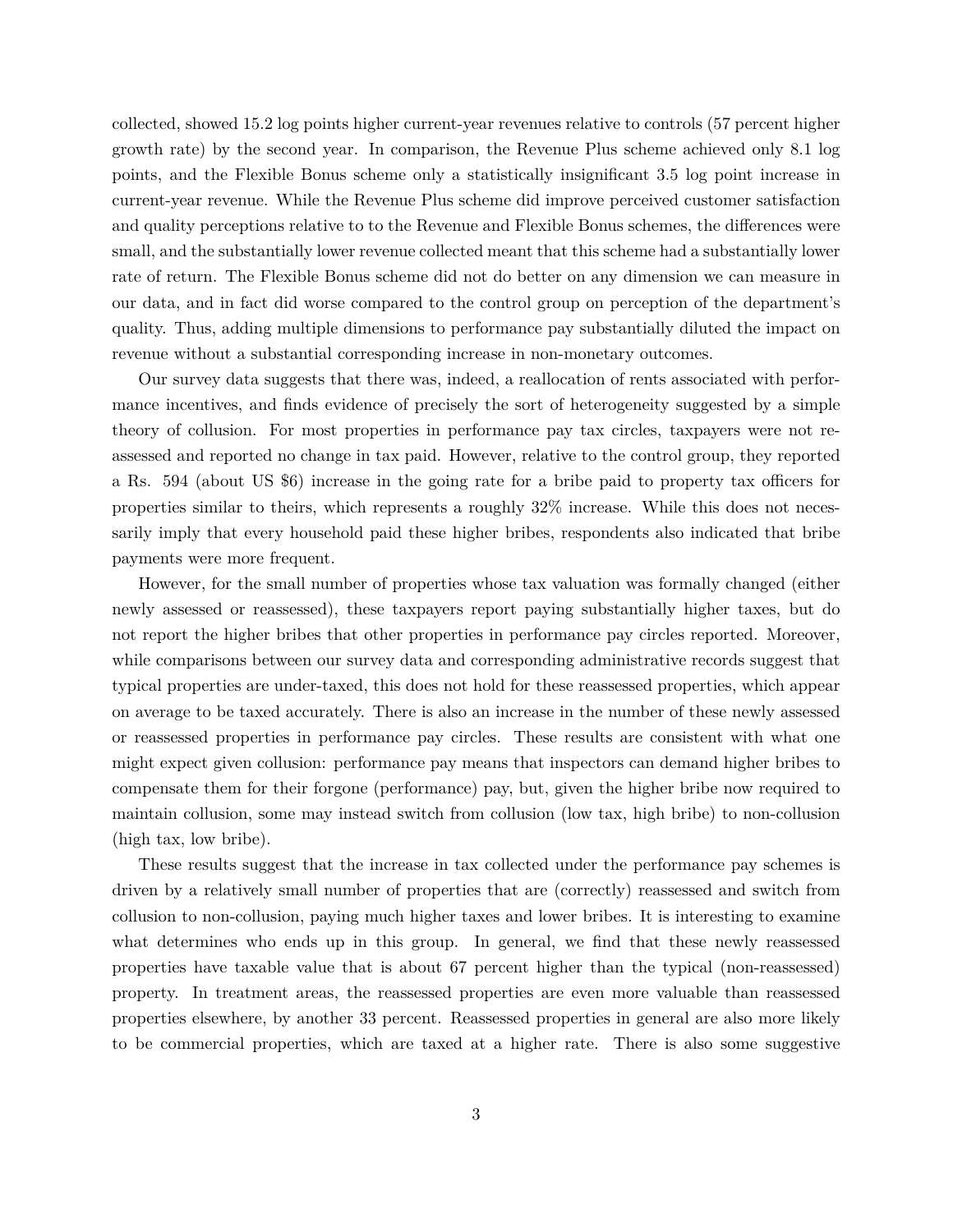collected, showed 15.2 log points higher current-year revenues relative to controls (57 percent higher growth rate) by the second year. In comparison, the Revenue Plus scheme achieved only 8.1 log points, and the Flexible Bonus scheme only a statistically insignificant 3.5 log point increase in current-year revenue. While the Revenue Plus scheme did improve perceived customer satisfaction and quality perceptions relative to to the Revenue and Flexible Bonus schemes, the differences were small, and the substantially lower revenue collected meant that this scheme had a substantially lower rate of return. The Flexible Bonus scheme did not do better on any dimension we can measure in our data, and in fact did worse compared to the control group on perception of the department's quality. Thus, adding multiple dimensions to performance pay substantially diluted the impact on revenue without a substantial corresponding increase in non-monetary outcomes.

Our survey data suggests that there was, indeed, a reallocation of rents associated with performance incentives, and finds evidence of precisely the sort of heterogeneity suggested by a simple theory of collusion. For most properties in performance pay tax circles, taxpayers were not reassessed and reported no change in tax paid. However, relative to the control group, they reported a Rs. 594 (about US $6) increase in the going rate for a bribe paid to property tax officers for properties similar to theirs, which represents a roughly 32% increase. While this does not necessarily imply that every household paid these higher bribes, respondents also indicated that bribe payments were more frequent.

However, for the small number of properties whose tax valuation was formally changed (either newly assessed or reassessed), these taxpayers report paying substantially higher taxes, but do not report the higher bribes that other properties in performance pay circles reported. Moreover, while comparisons between our survey data and corresponding administrative records suggest that typical properties are under-taxed, this does not hold for these reassessed properties, which appear on average to be taxed accurately. There is also an increase in the number of these newly assessed or reassessed properties in performance pay circles. These results are consistent with what one might expect given collusion: performance pay means that inspectors can demand higher bribes to compensate them for their forgone (performance) pay, but, given the higher bribe now required to maintain collusion, some may instead switch from collusion (low tax, high bribe) to non-collusion (high tax, low bribe).

These results suggest that the increase in tax collected under the performance pay schemes is driven by a relatively small number of properties that are (correctly) reassessed and switch from collusion to non-collusion, paying much higher taxes and lower bribes. It is interesting to examine what determines who ends up in this group. In general, we find that these newly reassessed properties have taxable value that is about 67 percent higher than the typical (non-reassessed) property. In treatment areas, the reassessed properties are even more valuable than reassessed properties elsewhere, by another 33 percent. Reassessed properties in general are also more likely to be commercial properties, which are taxed at a higher rate. There is also some suggestive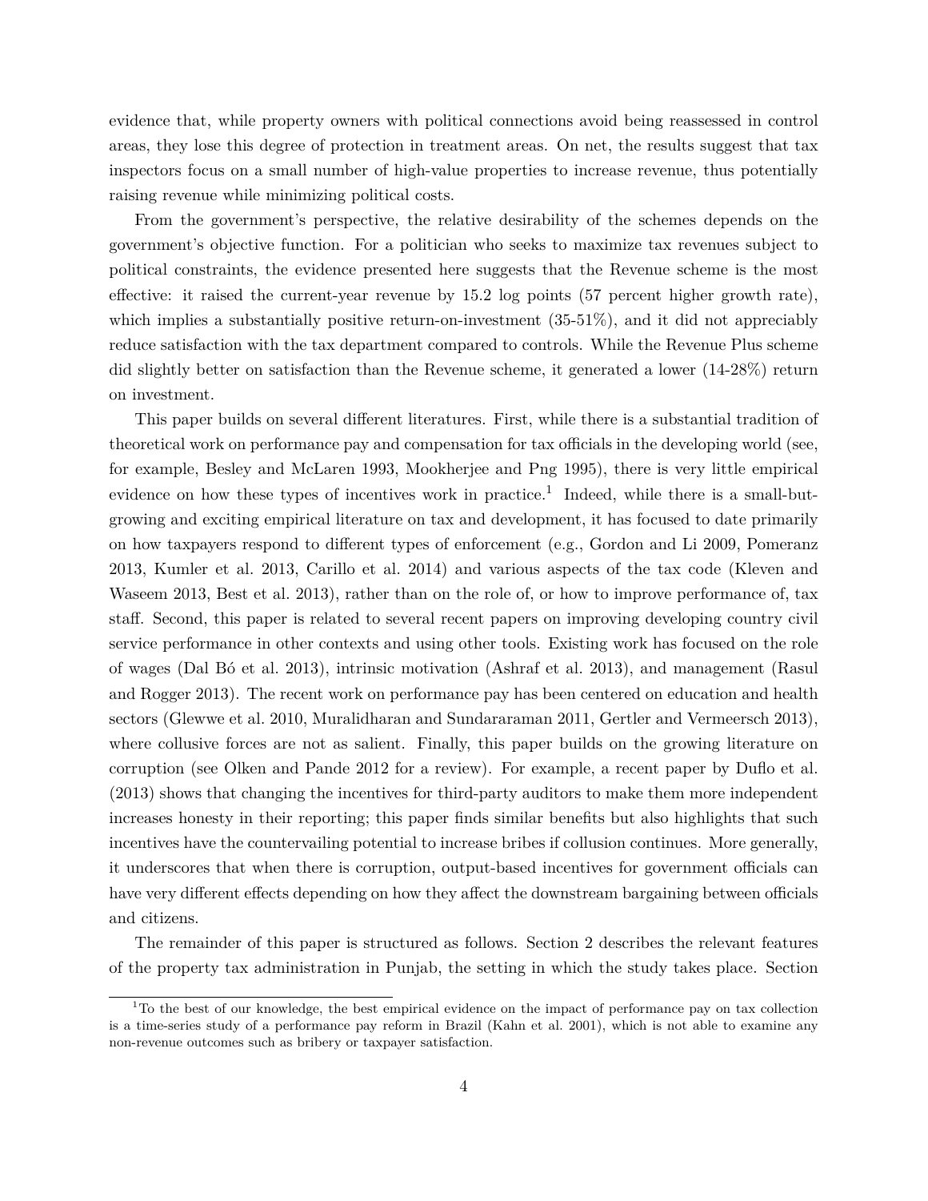evidence that, while property owners with political connections avoid being reassessed in control areas, they lose this degree of protection in treatment areas. On net, the results suggest that tax inspectors focus on a small number of high-value properties to increase revenue, thus potentially raising revenue while minimizing political costs.

From the government's perspective, the relative desirability of the schemes depends on the government's objective function. For a politician who seeks to maximize tax revenues subject to political constraints, the evidence presented here suggests that the Revenue scheme is the most effective: it raised the current-year revenue by 15.2 log points (57 percent higher growth rate), which implies a substantially positive return-on-investment (35-51%), and it did not appreciably reduce satisfaction with the tax department compared to controls. While the Revenue Plus scheme did slightly better on satisfaction than the Revenue scheme, it generated a lower (14-28%) return on investment.

This paper builds on several different literatures. First, while there is a substantial tradition of theoretical work on performance pay and compensation for tax officials in the developing world (see, for example, Besley and McLaren 1993, Mookherjee and Png 1995), there is very little empirical evidence on how these types of incentives work in practice.[1] Indeed, while there is a small-but-growing and exciting empirical literature on tax and development, it has focused to date primarily on how taxpayers respond to different types of enforcement (e.g., Gordon and Li 2009, Pomeranz 2013, Kumler et al. 2013, Carillo et al. 2014) and various aspects of the tax code (Kleven and Waseem 2013, Best et al. 2013), rather than on the role of, or how to improve performance of, tax staff. Second, this paper is related to several recent papers on improving developing country civil service performance in other contexts and using other tools. Existing work has focused on the role of wages (Dal Bó et al. 2013), intrinsic motivation (Ashraf et al. 2013), and management (Rasul and Rogger 2013). The recent work on performance pay has been centered on education and health sectors (Glewwe et al. 2010, Muralidharan and Sundararaman 2011, Gertler and Vermeersch 2013), where collusive forces are not as salient. Finally, this paper builds on the growing literature on corruption (see Olken and Pande 2012 for a review). For example, a recent paper by Duflo et al. (2013) shows that changing the incentives for third-party auditors to make them more independent increases honesty in their reporting; this paper finds similar benefits but also highlights that such incentives have the countervailing potential to increase bribes if collusion continues. More generally, it underscores that when there is corruption, output-based incentives for government officials can have very different effects depending on how they affect the downstream bargaining between officials and citizens.

The remainder of this paper is structured as follows. Section 2 describes the relevant features of the property tax administration in Punjab, the setting in which the study takes place. Section

[1] To the best of our knowledge, the best empirical evidence on the impact of performance pay on tax collection is a time-series study of a performance pay reform in Brazil (Kahn et al. 2001), which is not able to examine any non-revenue outcomes such as bribery or taxpayer satisfaction.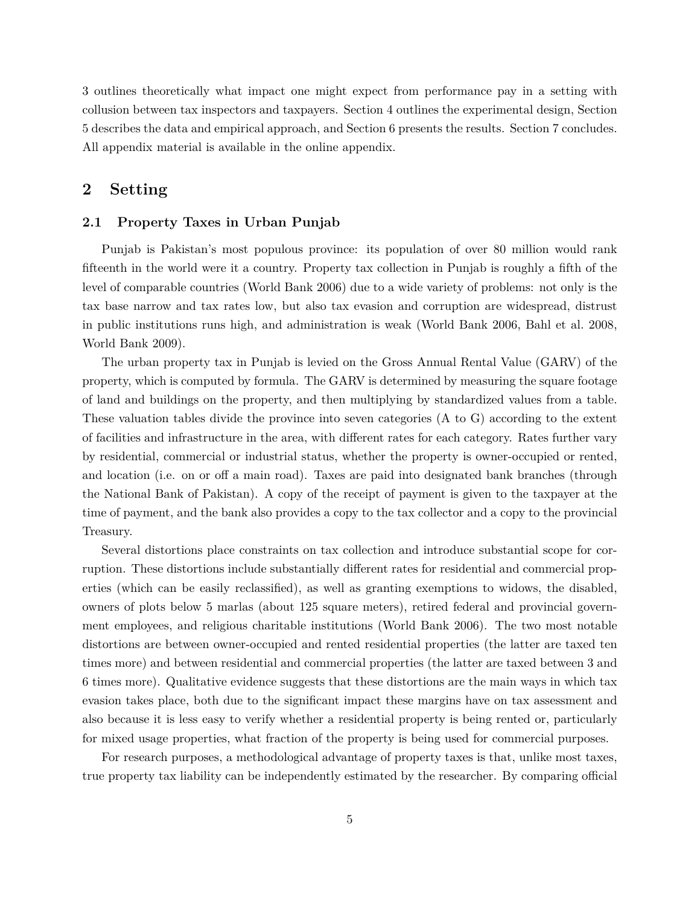3 outlines theoretically what impact one might expect from performance pay in a setting with collusion between tax inspectors and taxpayers. Section 4 outlines the experimental design, Section 5 describes the data and empirical approach, and Section 6 presents the results. Section 7 concludes. All appendix material is available in the online appendix.

## 2 Setting

### 2.1 Property Taxes in Urban Punjab

Punjab is Pakistan's most populous province: its population of over 80 million would rank fifteenth in the world were it a country. Property tax collection in Punjab is roughly a fifth of the level of comparable countries (World Bank 2006) due to a wide variety of problems: not only is the tax base narrow and tax rates low, but also tax evasion and corruption are widespread, distrust in public institutions runs high, and administration is weak (World Bank 2006, Bahl et al. 2008, World Bank 2009).

The urban property tax in Punjab is levied on the Gross Annual Rental Value (GARV) of the property, which is computed by formula. The GARV is determined by measuring the square footage of land and buildings on the property, and then multiplying by standardized values from a table. These valuation tables divide the province into seven categories (A to G) according to the extent of facilities and infrastructure in the area, with different rates for each category. Rates further vary by residential, commercial or industrial status, whether the property is owner-occupied or rented, and location (i.e. on or off a main road). Taxes are paid into designated bank branches (through the National Bank of Pakistan). A copy of the receipt of payment is given to the taxpayer at the time of payment, and the bank also provides a copy to the tax collector and a copy to the provincial Treasury.

Several distortions place constraints on tax collection and introduce substantial scope for corruption. These distortions include substantially different rates for residential and commercial properties (which can be easily reclassified), as well as granting exemptions to widows, the disabled, owners of plots below 5 marlas (about 125 square meters), retired federal and provincial government employees, and religious charitable institutions (World Bank 2006). The two most notable distortions are between owner-occupied and rented residential properties (the latter are taxed ten times more) and between residential and commercial properties (the latter are taxed between 3 and 6 times more). Qualitative evidence suggests that these distortions are the main ways in which tax evasion takes place, both due to the significant impact these margins have on tax assessment and also because it is less easy to verify whether a residential property is being rented or, particularly for mixed usage properties, what fraction of the property is being used for commercial purposes.

For research purposes, a methodological advantage of property taxes is that, unlike most taxes, true property tax liability can be independently estimated by the researcher. By comparing official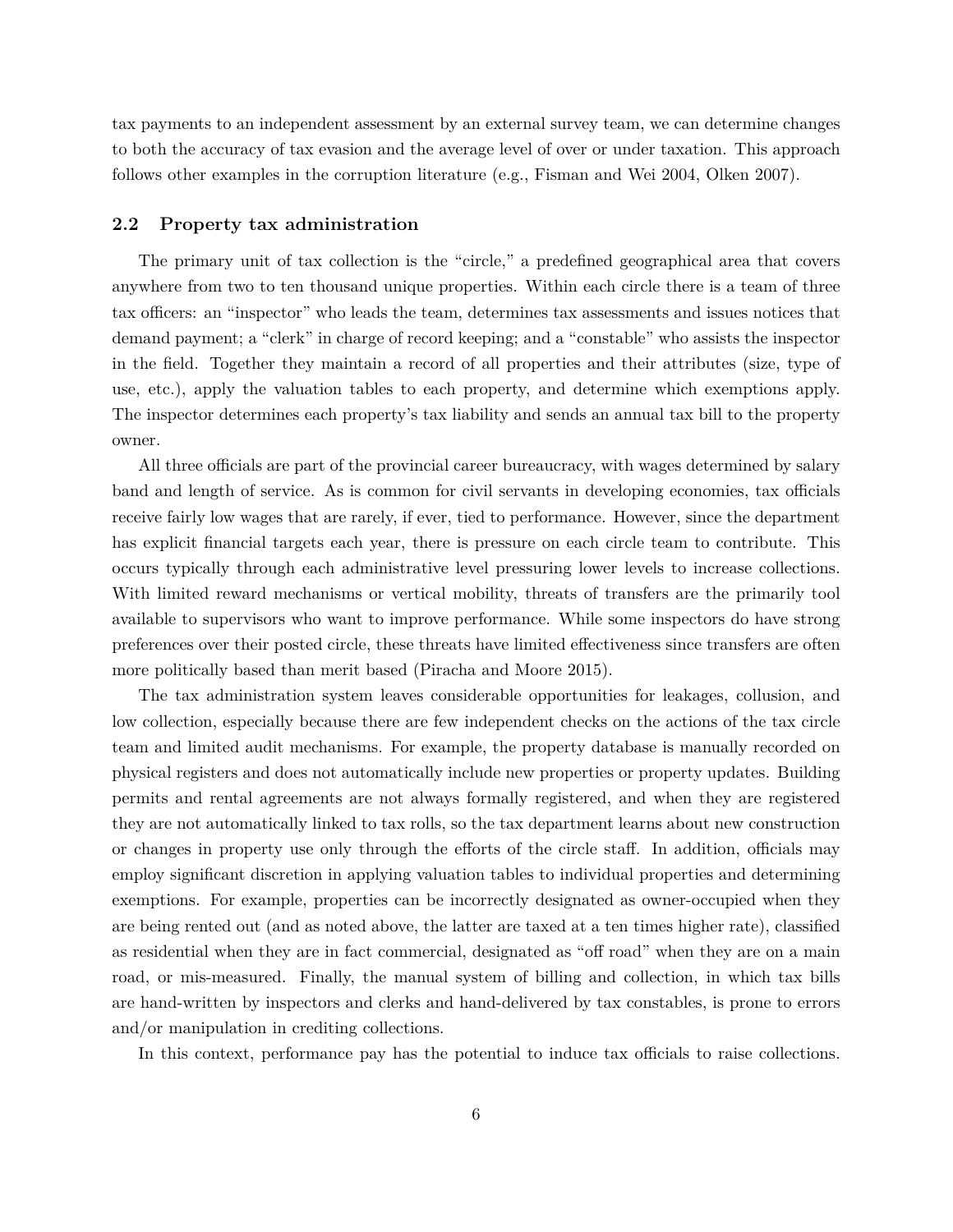tax payments to an independent assessment by an external survey team, we can determine changes to both the accuracy of tax evasion and the average level of over or under taxation. This approach follows other examples in the corruption literature (e.g., Fisman and Wei 2004, Olken 2007).

### 2.2 Property tax administration

The primary unit of tax collection is the "circle," a predefined geographical area that covers anywhere from two to ten thousand unique properties. Within each circle there is a team of three tax officers: an "inspector" who leads the team, determines tax assessments and issues notices that demand payment; a "clerk" in charge of record keeping; and a "constable" who assists the inspector in the field. Together they maintain a record of all properties and their attributes (size, type of use, etc.), apply the valuation tables to each property, and determine which exemptions apply. The inspector determines each property's tax liability and sends an annual tax bill to the property owner.

All three officials are part of the provincial career bureaucracy, with wages determined by salary band and length of service. As is common for civil servants in developing economies, tax officials receive fairly low wages that are rarely, if ever, tied to performance. However, since the department has explicit financial targets each year, there is pressure on each circle team to contribute. This occurs typically through each administrative level pressuring lower levels to increase collections. With limited reward mechanisms or vertical mobility, threats of transfers are the primarily tool available to supervisors who want to improve performance. While some inspectors do have strong preferences over their posted circle, these threats have limited effectiveness since transfers are often more politically based than merit based (Piracha and Moore 2015).

The tax administration system leaves considerable opportunities for leakages, collusion, and low collection, especially because there are few independent checks on the actions of the tax circle team and limited audit mechanisms. For example, the property database is manually recorded on physical registers and does not automatically include new properties or property updates. Building permits and rental agreements are not always formally registered, and when they are registered they are not automatically linked to tax rolls, so the tax department learns about new construction or changes in property use only through the efforts of the circle staff. In addition, officials may employ significant discretion in applying valuation tables to individual properties and determining exemptions. For example, properties can be incorrectly designated as owner-occupied when they are being rented out (and as noted above, the latter are taxed at a ten times higher rate), classified as residential when they are in fact commercial, designated as "off road" when they are on a main road, or mis-measured. Finally, the manual system of billing and collection, in which tax bills are hand-written by inspectors and clerks and hand-delivered by tax constables, is prone to errors and/or manipulation in crediting collections.

In this context, performance pay has the potential to induce tax officials to raise collections.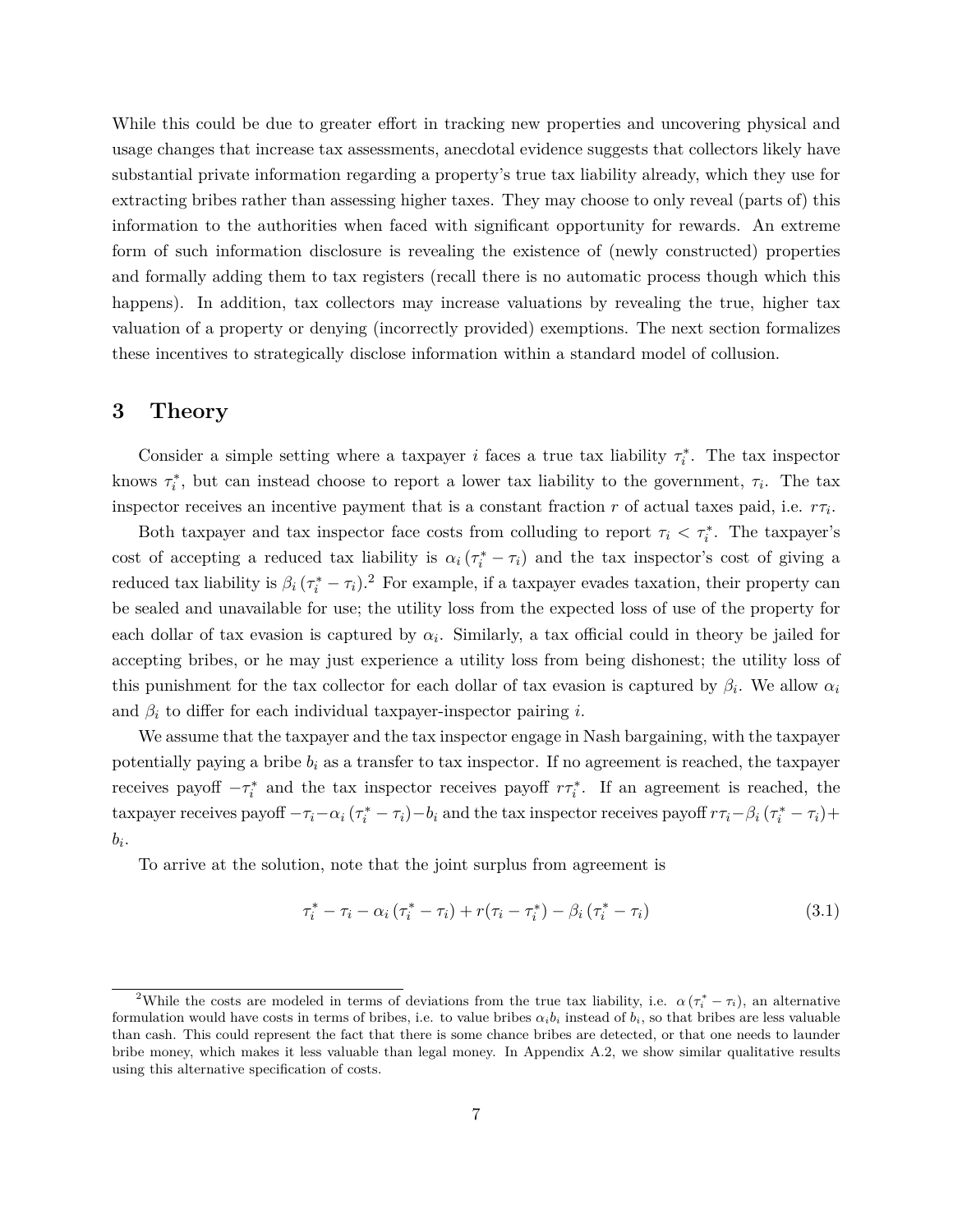While this could be due to greater effort in tracking new properties and uncovering physical and usage changes that increase tax assessments, anecdotal evidence suggests that collectors likely have substantial private information regarding a property's true tax liability already, which they use for extracting bribes rather than assessing higher taxes. They may choose to only reveal (parts of) this information to the authorities when faced with significant opportunity for rewards. An extreme form of such information disclosure is revealing the existence of (newly constructed) properties and formally adding them to tax registers (recall there is no automatic process though which this happens). In addition, tax collectors may increase valuations by revealing the true, higher tax valuation of a property or denying (incorrectly provided) exemptions. The next section formalizes these incentives to strategically disclose information within a standard model of collusion.

# 3 Theory

Consider a simple setting where a taxpayer $i$ faces a true tax liability $\tau_i^*$. The tax inspector knows $\tau_i^*$, but can instead choose to report a lower tax liability to the government, $\tau_i$. The tax inspector receives an incentive payment that is a constant fraction $r$ of actual taxes paid, i.e. $r\tau_i$.

Both taxpayer and tax inspector face costs from colluding to report $\tau_i < \tau_i^*$. The taxpayer's cost of accepting a reduced tax liability is $\alpha_i (\tau_i^* - \tau_i)$ and the tax inspector's cost of giving a reduced tax liability is $\beta_i (\tau_i^* - \tau_i)$.[2] For example, if a taxpayer evades taxation, their property can be sealed and unavailable for use; the utility loss from the expected loss of use of the property for each dollar of tax evasion is captured by $\alpha_i$. Similarly, a tax official could in theory be jailed for accepting bribes, or he may just experience a utility loss from being dishonest; the utility loss of this punishment for the tax collector for each dollar of tax evasion is captured by $\beta_i$. We allow $\alpha_i$ and $\beta_i$ to differ for each individual taxpayer-inspector pairing $i$.

We assume that the taxpayer and the tax inspector engage in Nash bargaining, with the taxpayer potentially paying a bribe $b_i$ as a transfer to tax inspector. If no agreement is reached, the taxpayer receives payoff $-\tau_i^*$ and the tax inspector receives payoff $r\tau_i^*$. If an agreement is reached, the taxpayer receives payoff $-\tau_i - \alpha_i (\tau_i^* - \tau_i) - b_i$ and the tax inspector receives payoff $r\tau_i - \beta_i (\tau_i^* - \tau_i) + b_i$.

To arrive at the solution, note that the joint surplus from agreement is

$$\tau_i^* - \tau_i - \alpha_i (\tau_i^* - \tau_i) + r(\tau_i - \tau_i^*) - \beta_i (\tau_i^* - \tau_i) \tag{3.1}$$

[2] While the costs are modeled in terms of deviations from the true tax liability, i.e. $\alpha (\tau_i^* - \tau_i)$, an alternative formulation would have costs in terms of bribes, i.e. to value bribes $\alpha_i b_i$ instead of $b_i$, so that bribes are less valuable than cash. This could represent the fact that there is some chance bribes are detected, or that one needs to launder bribe money, which makes it less valuable than legal money. In Appendix A.2, we show similar qualitative results using this alternative specification of costs.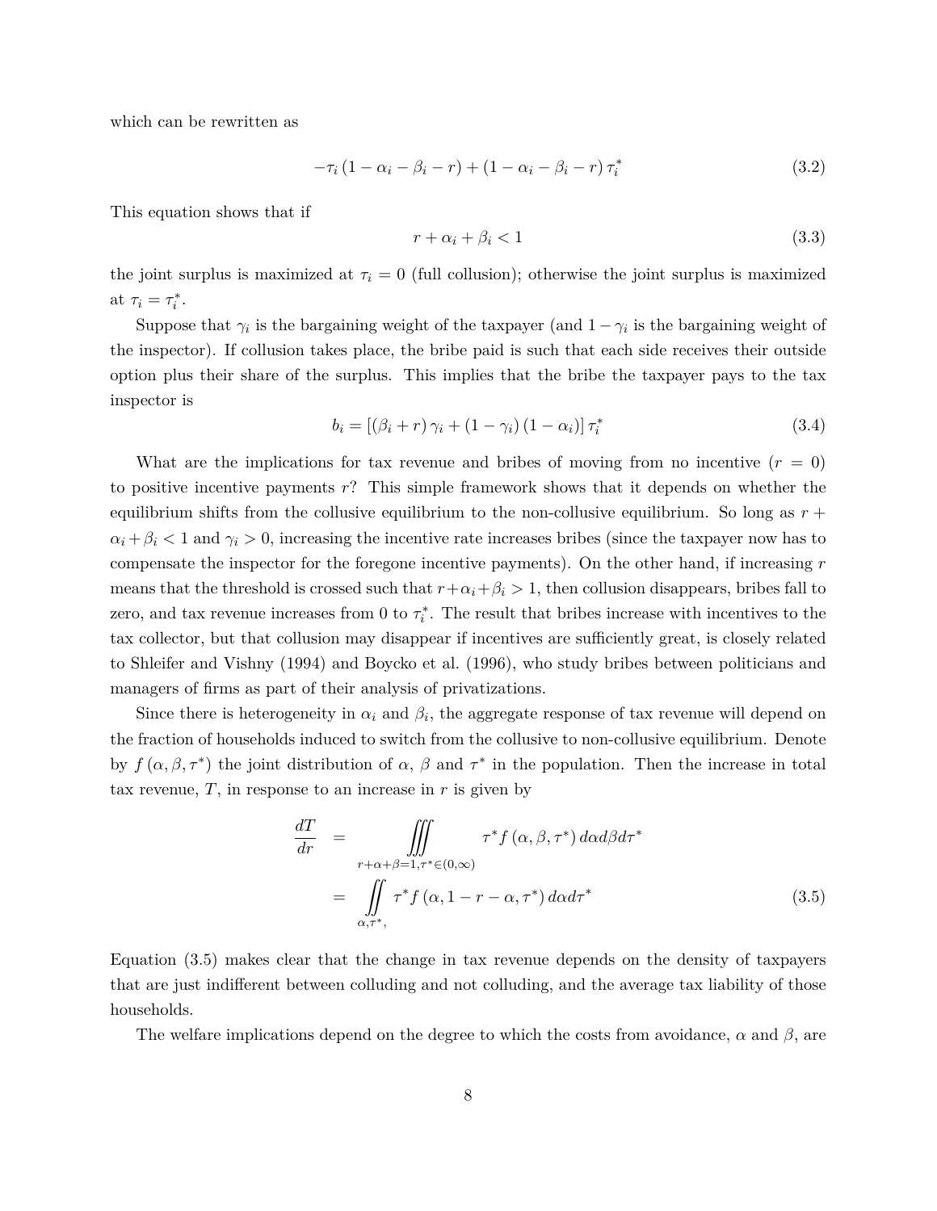which can be rewritten as

$$-\tau_i (1 - \alpha_i - \beta_i - r) + (1 - \alpha_i - \beta_i - r) \tau_i^* \tag{3.2}$$

This equation shows that if

$$r + \alpha_i + \beta_i < 1 \tag{3.3}$$

the joint surplus is maximized at $\tau_i = 0$ (full collusion); otherwise the joint surplus is maximized at $\tau_i = \tau_i^*$.

Suppose that $\gamma_i$ is the bargaining weight of the taxpayer (and $1 - \gamma_i$ is the bargaining weight of the inspector). If collusion takes place, the bribe paid is such that each side receives their outside option plus their share of the surplus. This implies that the bribe the taxpayer pays to the tax inspector is

$$b_i = [(\beta_i + r) \gamma_i + (1 - \gamma_i)(1 - \alpha_i)] \tau_i^* \tag{3.4}$$

What are the implications for tax revenue and bribes of moving from no incentive ($r = 0$) to positive incentive payments $r$? This simple framework shows that it depends on whether the equilibrium shifts from the collusive equilibrium to the non-collusive equilibrium. So long as $r + \alpha_i + \beta_i < 1$ and $\gamma_i > 0$, increasing the incentive rate increases bribes (since the taxpayer now has to compensate the inspector for the foregone incentive payments). On the other hand, if increasing $r$ means that the threshold is crossed such that $r + \alpha_i + \beta_i > 1$, then collusion disappears, bribes fall to zero, and tax revenue increases from 0 to $\tau_i^*$. The result that bribes increase with incentives to the tax collector, but that collusion may disappear if incentives are sufficiently great, is closely related to Shleifer and Vishny (1994) and Boycko et al. (1996), who study bribes between politicians and managers of firms as part of their analysis of privatizations.

Since there is heterogeneity in $\alpha_i$ and $\beta_i$, the aggregate response of tax revenue will depend on the fraction of households induced to switch from the collusive to non-collusive equilibrium. Denote by $f(\alpha, \beta, \tau^*)$ the joint distribution of $\alpha$, $\beta$ and $\tau^*$ in the population. Then the increase in total tax revenue, $T$, in response to an increase in $r$ is given by

$$\begin{aligned} \frac{dT}{dr} &= \iiint\limits_{r+\alpha+\beta=1, \tau^* \in (0,\infty)} \tau^* f(\alpha, \beta, \tau^*) \, d\alpha d\beta d\tau^* \\ &= \iint\limits_{\alpha, \tau^*,} \tau^* f(\alpha, 1 - r - \alpha, \tau^*) \, d\alpha d\tau^* \end{aligned} \tag{3.5}$$

Equation (3.5) makes clear that the change in tax revenue depends on the density of taxpayers that are just indifferent between colluding and not colluding, and the average tax liability of those households.

The welfare implications depend on the degree to which the costs from avoidance, $\alpha$ and $\beta$, are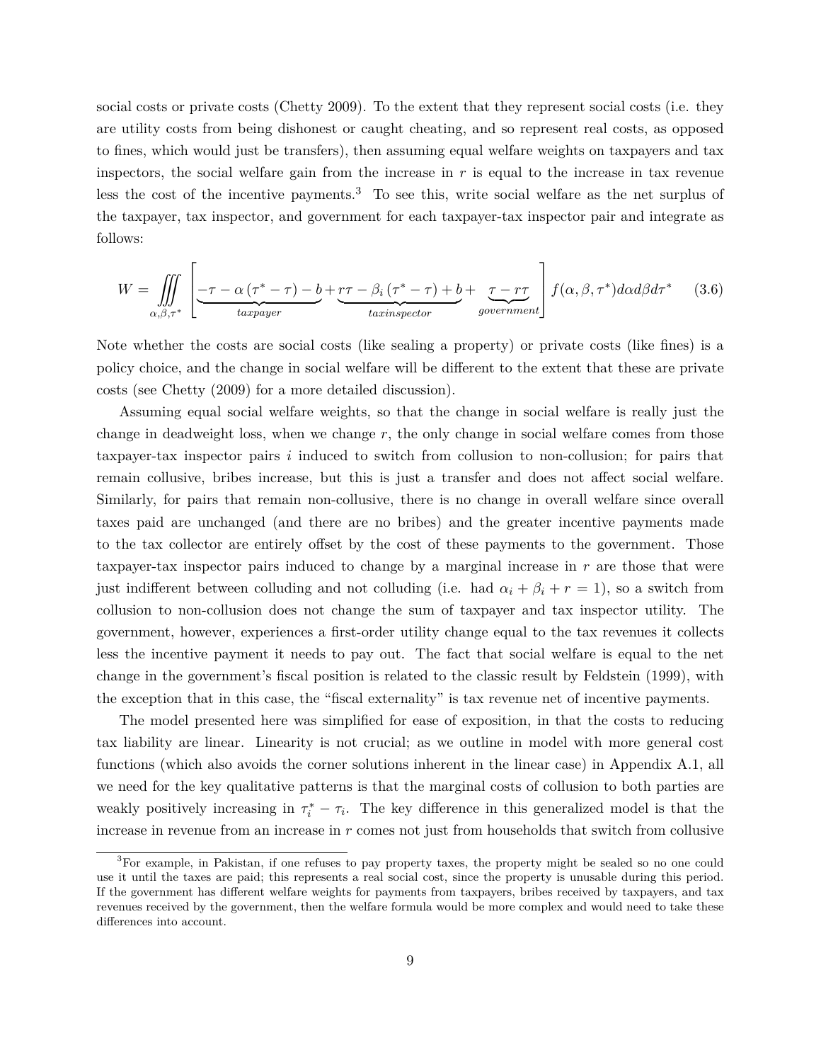social costs or private costs (Chetty 2009). To the extent that they represent social costs (i.e. they are utility costs from being dishonest or caught cheating, and so represent real costs, as opposed to fines, which would just be transfers), then assuming equal welfare weights on taxpayers and tax inspectors, the social welfare gain from the increase in $r$ is equal to the increase in tax revenue less the cost of the incentive payments.[3] To see this, write social welfare as the net surplus of the taxpayer, tax inspector, and government for each taxpayer-tax inspector pair and integrate as follows:

$$W = \iiint_{\alpha,\beta,\tau^*} \left[ \underbrace{-\tau - \alpha\left(\tau^* - \tau\right) - b}_{taxpayer} + \underbrace{r\tau - \beta_i\left(\tau^* - \tau\right) + b}_{taxinspector} + \underbrace{\tau - r\tau}_{government} \right] f(\alpha, \beta, \tau^*) d\alpha d\beta d\tau^* \tag{3.6}$$

Note whether the costs are social costs (like sealing a property) or private costs (like fines) is a policy choice, and the change in social welfare will be different to the extent that these are private costs (see Chetty (2009) for a more detailed discussion).

Assuming equal social welfare weights, so that the change in social welfare is really just the change in deadweight loss, when we change $r$, the only change in social welfare comes from those taxpayer-tax inspector pairs $i$ induced to switch from collusion to non-collusion; for pairs that remain collusive, bribes increase, but this is just a transfer and does not affect social welfare. Similarly, for pairs that remain non-collusive, there is no change in overall welfare since overall taxes paid are unchanged (and there are no bribes) and the greater incentive payments made to the tax collector are entirely offset by the cost of these payments to the government. Those taxpayer-tax inspector pairs induced to change by a marginal increase in $r$ are those that were just indifferent between colluding and not colluding (i.e. had $\alpha_i + \beta_i + r = 1$), so a switch from collusion to non-collusion does not change the sum of taxpayer and tax inspector utility. The government, however, experiences a first-order utility change equal to the tax revenues it collects less the incentive payment it needs to pay out. The fact that social welfare is equal to the net change in the government's fiscal position is related to the classic result by Feldstein (1999), with the exception that in this case, the "fiscal externality" is tax revenue net of incentive payments.

The model presented here was simplified for ease of exposition, in that the costs to reducing tax liability are linear. Linearity is not crucial; as we outline in model with more general cost functions (which also avoids the corner solutions inherent in the linear case) in Appendix A.1, all we need for the key qualitative patterns is that the marginal costs of collusion to both parties are weakly positively increasing in $\tau_i^* - \tau_i$. The key difference in this generalized model is that the increase in revenue from an increase in $r$ comes not just from households that switch from collusive

[3] For example, in Pakistan, if one refuses to pay property taxes, the property might be sealed so no one could use it until the taxes are paid; this represents a real social cost, since the property is unusable during this period. If the government has different welfare weights for payments from taxpayers, bribes received by taxpayers, and tax revenues received by the government, then the welfare formula would be more complex and would need to take these differences into account.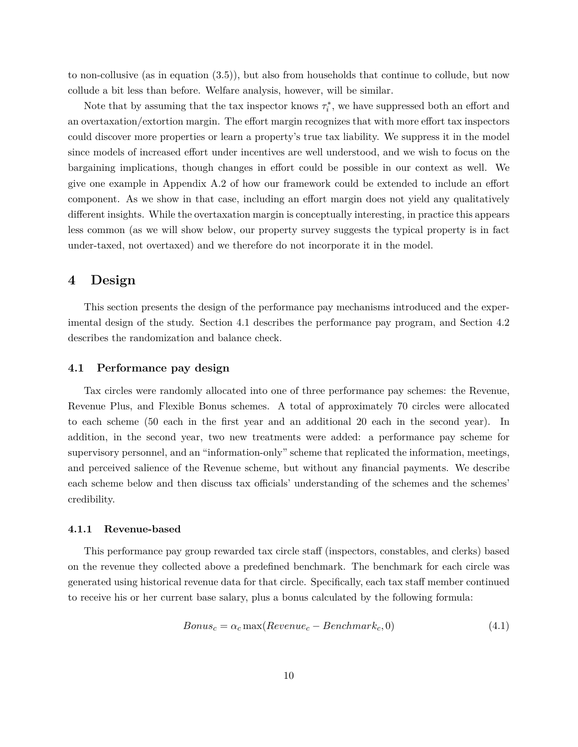to non-collusive (as in equation (3.5)), but also from households that continue to collude, but now collude a bit less than before. Welfare analysis, however, will be similar.

Note that by assuming that the tax inspector knows $\tau_i^*$, we have suppressed both an effort and an overtaxation/extortion margin. The effort margin recognizes that with more effort tax inspectors could discover more properties or learn a property's true tax liability. We suppress it in the model since models of increased effort under incentives are well understood, and we wish to focus on the bargaining implications, though changes in effort could be possible in our context as well. We give one example in Appendix A.2 of how our framework could be extended to include an effort component. As we show in that case, including an effort margin does not yield any qualitatively different insights. While the overtaxation margin is conceptually interesting, in practice this appears less common (as we will show below, our property survey suggests the typical property is in fact under-taxed, not overtaxed) and we therefore do not incorporate it in the model.

# 4 Design

This section presents the design of the performance pay mechanisms introduced and the experimental design of the study. Section 4.1 describes the performance pay program, and Section 4.2 describes the randomization and balance check.

## 4.1 Performance pay design

Tax circles were randomly allocated into one of three performance pay schemes: the Revenue, Revenue Plus, and Flexible Bonus schemes. A total of approximately 70 circles were allocated to each scheme (50 each in the first year and an additional 20 each in the second year). In addition, in the second year, two new treatments were added: a performance pay scheme for supervisory personnel, and an "information-only" scheme that replicated the information, meetings, and perceived salience of the Revenue scheme, but without any financial payments. We describe each scheme below and then discuss tax officials' understanding of the schemes and the schemes' credibility.

### 4.1.1 Revenue-based

This performance pay group rewarded tax circle staff (inspectors, constables, and clerks) based on the revenue they collected above a predefined benchmark. The benchmark for each circle was generated using historical revenue data for that circle. Specifically, each tax staff member continued to receive his or her current base salary, plus a bonus calculated by the following formula:

$$Bonus_c = \alpha_c \max(Revenue_c - Benchmark_c, 0) \tag{4.1}$$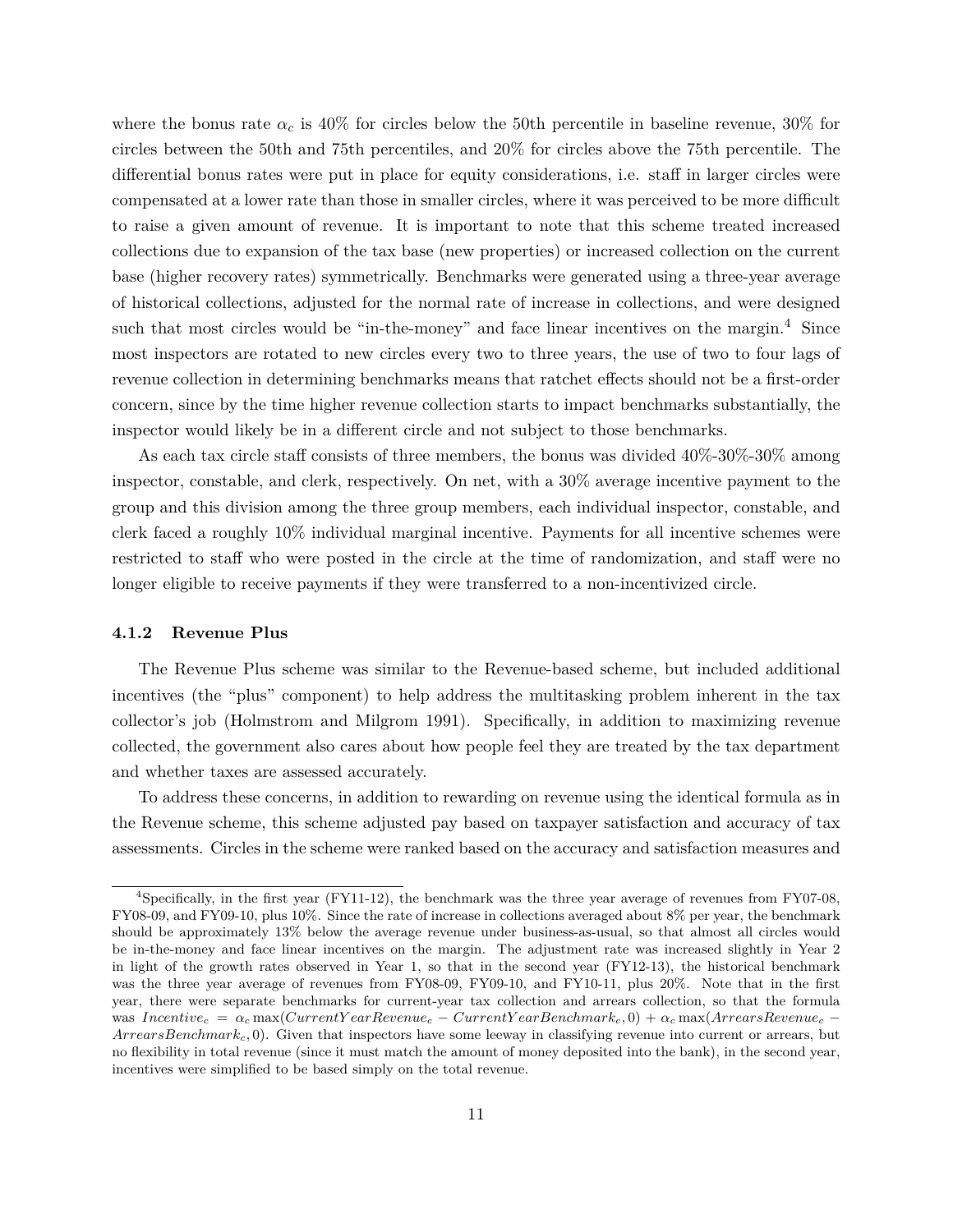where the bonus rate $\alpha_c$ is 40% for circles below the 50th percentile in baseline revenue, 30% for circles between the 50th and 75th percentiles, and 20% for circles above the 75th percentile. The differential bonus rates were put in place for equity considerations, i.e. staff in larger circles were compensated at a lower rate than those in smaller circles, where it was perceived to be more difficult to raise a given amount of revenue. It is important to note that this scheme treated increased collections due to expansion of the tax base (new properties) or increased collection on the current base (higher recovery rates) symmetrically. Benchmarks were generated using a three-year average of historical collections, adjusted for the normal rate of increase in collections, and were designed such that most circles would be "in-the-money" and face linear incentives on the margin.[4] Since most inspectors are rotated to new circles every two to three years, the use of two to four lags of revenue collection in determining benchmarks means that ratchet effects should not be a first-order concern, since by the time higher revenue collection starts to impact benchmarks substantially, the inspector would likely be in a different circle and not subject to those benchmarks.

As each tax circle staff consists of three members, the bonus was divided 40%-30%-30% among inspector, constable, and clerk, respectively. On net, with a 30% average incentive payment to the group and this division among the three group members, each individual inspector, constable, and clerk faced a roughly 10% individual marginal incentive. Payments for all incentive schemes were restricted to staff who were posted in the circle at the time of randomization, and staff were no longer eligible to receive payments if they were transferred to a non-incentivized circle.

### 4.1.2 Revenue Plus

The Revenue Plus scheme was similar to the Revenue-based scheme, but included additional incentives (the "plus" component) to help address the multitasking problem inherent in the tax collector's job (Holmstrom and Milgrom 1991). Specifically, in addition to maximizing revenue collected, the government also cares about how people feel they are treated by the tax department and whether taxes are assessed accurately.

To address these concerns, in addition to rewarding on revenue using the identical formula as in the Revenue scheme, this scheme adjusted pay based on taxpayer satisfaction and accuracy of tax assessments. Circles in the scheme were ranked based on the accuracy and satisfaction measures and

---

[4] Specifically, in the first year (FY11-12), the benchmark was the three year average of revenues from FY07-08, FY08-09, and FY09-10, plus 10%. Since the rate of increase in collections averaged about 8% per year, the benchmark should be approximately 13% below the average revenue under business-as-usual, so that almost all circles would be in-the-money and face linear incentives on the margin. The adjustment rate was increased slightly in Year 2 in light of the growth rates observed in Year 1, so that in the second year (FY12-13), the historical benchmark was the three year average of revenues from FY08-09, FY09-10, and FY10-11, plus 20%. Note that in the first year, there were separate benchmarks for current-year tax collection and arrears collection, so that the formula was $Incentive_c = \alpha_c \max(CurrentYearRevenue_c - CurrentYearBenchmark_c, 0) + \alpha_c \max(ArrearsRevenue_c - ArrearsBenchmark_c, 0)$. Given that inspectors have some leeway in classifying revenue into current or arrears, but no flexibility in total revenue (since it must match the amount of money deposited into the bank), in the second year, incentives were simplified to be based simply on the total revenue.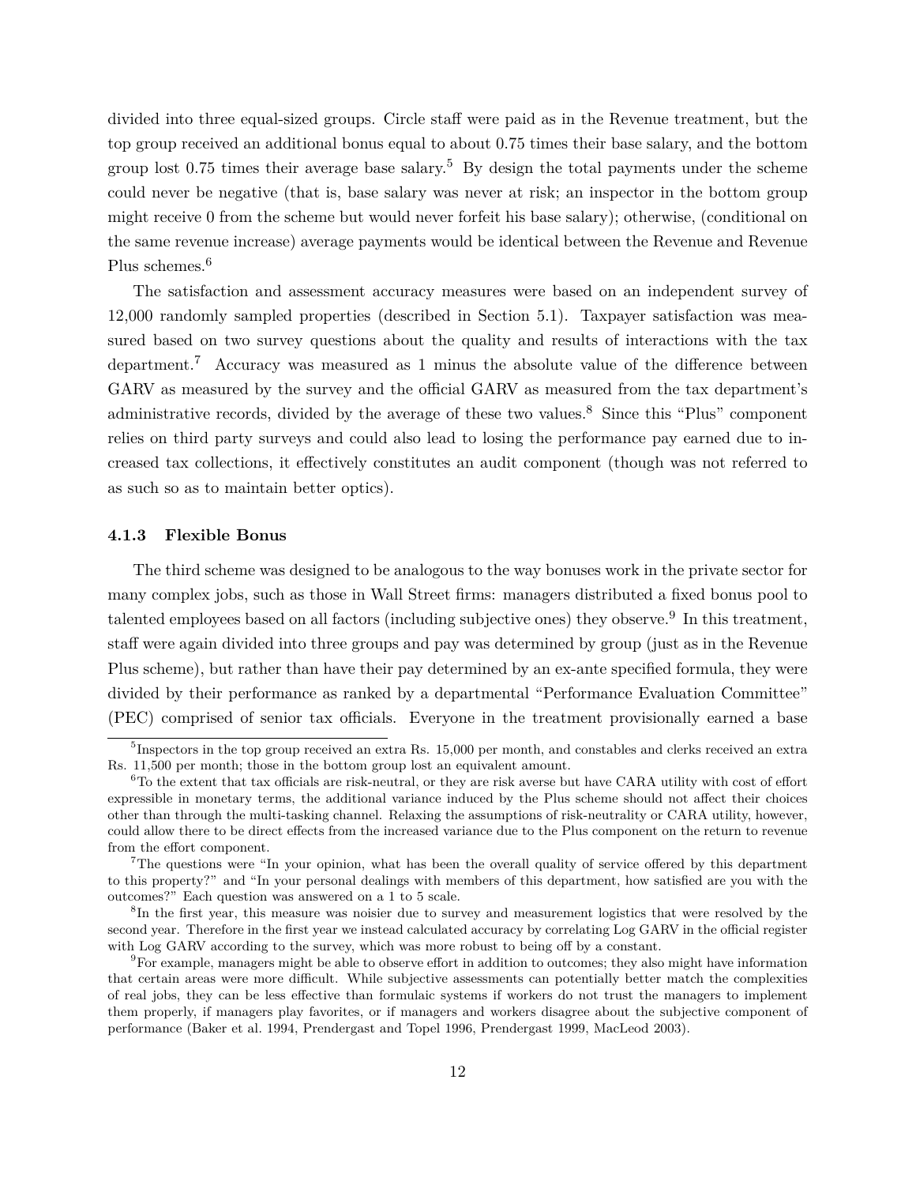divided into three equal-sized groups. Circle staff were paid as in the Revenue treatment, but the top group received an additional bonus equal to about 0.75 times their base salary, and the bottom group lost 0.75 times their average base salary.[5] By design the total payments under the scheme could never be negative (that is, base salary was never at risk; an inspector in the bottom group might receive 0 from the scheme but would never forfeit his base salary); otherwise, (conditional on the same revenue increase) average payments would be identical between the Revenue and Revenue Plus schemes.[6]

The satisfaction and assessment accuracy measures were based on an independent survey of 12,000 randomly sampled properties (described in Section 5.1). Taxpayer satisfaction was measured based on two survey questions about the quality and results of interactions with the tax department.[7] Accuracy was measured as 1 minus the absolute value of the difference between GARV as measured by the survey and the official GARV as measured from the tax department's administrative records, divided by the average of these two values.[8] Since this "Plus" component relies on third party surveys and could also lead to losing the performance pay earned due to increased tax collections, it effectively constitutes an audit component (though was not referred to as such so as to maintain better optics).

### 4.1.3 Flexible Bonus

The third scheme was designed to be analogous to the way bonuses work in the private sector for many complex jobs, such as those in Wall Street firms: managers distributed a fixed bonus pool to talented employees based on all factors (including subjective ones) they observe.[9] In this treatment, staff were again divided into three groups and pay was determined by group (just as in the Revenue Plus scheme), but rather than have their pay determined by an ex-ante specified formula, they were divided by their performance as ranked by a departmental "Performance Evaluation Committee" (PEC) comprised of senior tax officials. Everyone in the treatment provisionally earned a base

---

[5] Inspectors in the top group received an extra Rs. 15,000 per month, and constables and clerks received an extra Rs. 11,500 per month; those in the bottom group lost an equivalent amount.

[6] To the extent that tax officials are risk-neutral, or they are risk averse but have CARA utility with cost of effort expressible in monetary terms, the additional variance induced by the Plus scheme should not affect their choices other than through the multi-tasking channel. Relaxing the assumptions of risk-neutrality or CARA utility, however, could allow there to be direct effects from the increased variance due to the Plus component on the return to revenue from the effort component.

[7] The questions were "In your opinion, what has been the overall quality of service offered by this department to this property?" and "In your personal dealings with members of this department, how satisfied are you with the outcomes?" Each question was answered on a 1 to 5 scale.

[8] In the first year, this measure was noisier due to survey and measurement logistics that were resolved by the second year. Therefore in the first year we instead calculated accuracy by correlating Log GARV in the official register with Log GARV according to the survey, which was more robust to being off by a constant.

[9] For example, managers might be able to observe effort in addition to outcomes; they also might have information that certain areas were more difficult. While subjective assessments can potentially better match the complexities of real jobs, they can be less effective than formulaic systems if workers do not trust the managers to implement them properly, if managers play favorites, or if managers and workers disagree about the subjective component of performance (Baker et al. 1994, Prendergast and Topel 1996, Prendergast 1999, MacLeod 2003).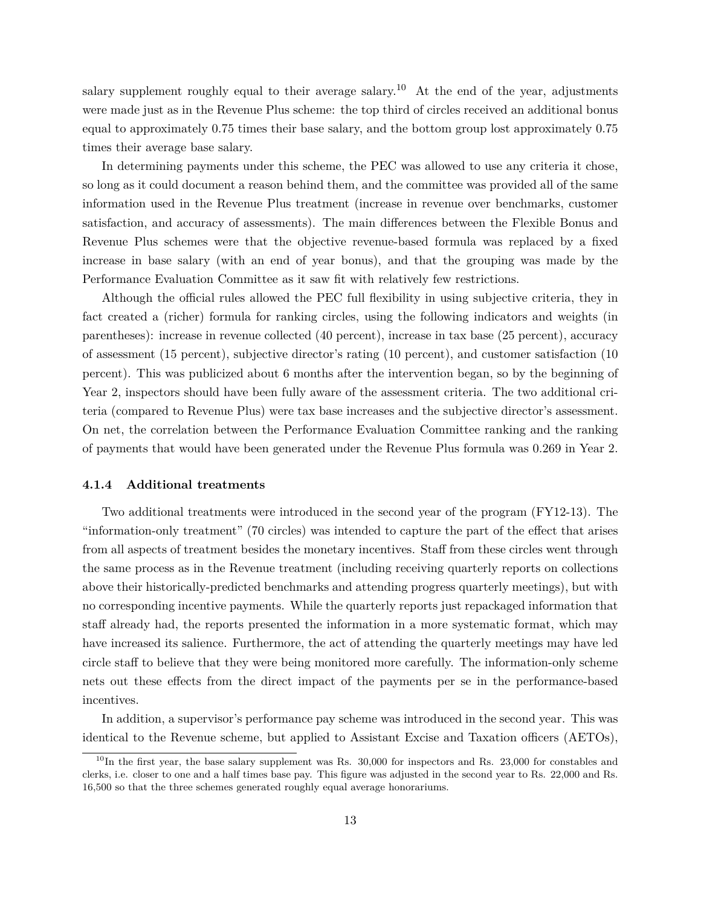salary supplement roughly equal to their average salary.[10] At the end of the year, adjustments were made just as in the Revenue Plus scheme: the top third of circles received an additional bonus equal to approximately 0.75 times their base salary, and the bottom group lost approximately 0.75 times their average base salary.

In determining payments under this scheme, the PEC was allowed to use any criteria it chose, so long as it could document a reason behind them, and the committee was provided all of the same information used in the Revenue Plus treatment (increase in revenue over benchmarks, customer satisfaction, and accuracy of assessments). The main differences between the Flexible Bonus and Revenue Plus schemes were that the objective revenue-based formula was replaced by a fixed increase in base salary (with an end of year bonus), and that the grouping was made by the Performance Evaluation Committee as it saw fit with relatively few restrictions.

Although the official rules allowed the PEC full flexibility in using subjective criteria, they in fact created a (richer) formula for ranking circles, using the following indicators and weights (in parentheses): increase in revenue collected (40 percent), increase in tax base (25 percent), accuracy of assessment (15 percent), subjective director's rating (10 percent), and customer satisfaction (10 percent). This was publicized about 6 months after the intervention began, so by the beginning of Year 2, inspectors should have been fully aware of the assessment criteria. The two additional criteria (compared to Revenue Plus) were tax base increases and the subjective director's assessment. On net, the correlation between the Performance Evaluation Committee ranking and the ranking of payments that would have been generated under the Revenue Plus formula was 0.269 in Year 2.

#### 4.1.4 Additional treatments

Two additional treatments were introduced in the second year of the program (FY12-13). The "information-only treatment" (70 circles) was intended to capture the part of the effect that arises from all aspects of treatment besides the monetary incentives. Staff from these circles went through the same process as in the Revenue treatment (including receiving quarterly reports on collections above their historically-predicted benchmarks and attending progress quarterly meetings), but with no corresponding incentive payments. While the quarterly reports just repackaged information that staff already had, the reports presented the information in a more systematic format, which may have increased its salience. Furthermore, the act of attending the quarterly meetings may have led circle staff to believe that they were being monitored more carefully. The information-only scheme nets out these effects from the direct impact of the payments per se in the performance-based incentives.

In addition, a supervisor's performance pay scheme was introduced in the second year. This was identical to the Revenue scheme, but applied to Assistant Excise and Taxation officers (AETOs),

[10] In the first year, the base salary supplement was Rs. 30,000 for inspectors and Rs. 23,000 for constables and clerks, i.e. closer to one and a half times base pay. This figure was adjusted in the second year to Rs. 22,000 and Rs. 16,500 so that the three schemes generated roughly equal average honorariums.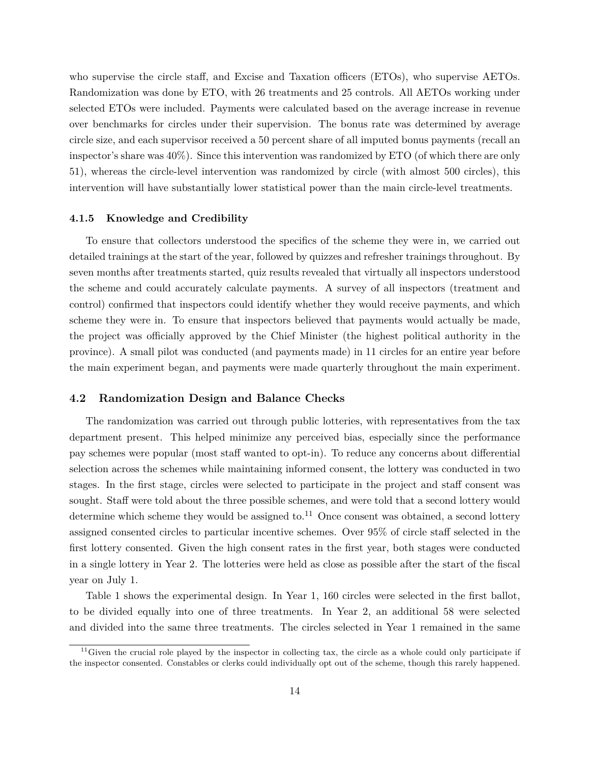who supervise the circle staff, and Excise and Taxation officers (ETOs), who supervise AETOs. Randomization was done by ETO, with 26 treatments and 25 controls. All AETOs working under selected ETOs were included. Payments were calculated based on the average increase in revenue over benchmarks for circles under their supervision. The bonus rate was determined by average circle size, and each supervisor received a 50 percent share of all imputed bonus payments (recall an inspector's share was 40%). Since this intervention was randomized by ETO (of which there are only 51), whereas the circle-level intervention was randomized by circle (with almost 500 circles), this intervention will have substantially lower statistical power than the main circle-level treatments.

#### 4.1.5 Knowledge and Credibility

To ensure that collectors understood the specifics of the scheme they were in, we carried out detailed trainings at the start of the year, followed by quizzes and refresher trainings throughout. By seven months after treatments started, quiz results revealed that virtually all inspectors understood the scheme and could accurately calculate payments. A survey of all inspectors (treatment and control) confirmed that inspectors could identify whether they would receive payments, and which scheme they were in. To ensure that inspectors believed that payments would actually be made, the project was officially approved by the Chief Minister (the highest political authority in the province). A small pilot was conducted (and payments made) in 11 circles for an entire year before the main experiment began, and payments were made quarterly throughout the main experiment.

### 4.2 Randomization Design and Balance Checks

The randomization was carried out through public lotteries, with representatives from the tax department present. This helped minimize any perceived bias, especially since the performance pay schemes were popular (most staff wanted to opt-in). To reduce any concerns about differential selection across the schemes while maintaining informed consent, the lottery was conducted in two stages. In the first stage, circles were selected to participate in the project and staff consent was sought. Staff were told about the three possible schemes, and were told that a second lottery would determine which scheme they would be assigned to.[11] Once consent was obtained, a second lottery assigned consented circles to particular incentive schemes. Over 95% of circle staff selected in the first lottery consented. Given the high consent rates in the first year, both stages were conducted in a single lottery in Year 2. The lotteries were held as close as possible after the start of the fiscal year on July 1.

Table 1 shows the experimental design. In Year 1, 160 circles were selected in the first ballot, to be divided equally into one of three treatments. In Year 2, an additional 58 were selected and divided into the same three treatments. The circles selected in Year 1 remained in the same

[11] Given the crucial role played by the inspector in collecting tax, the circle as a whole could only participate if the inspector consented. Constables or clerks could individually opt out of the scheme, though this rarely happened.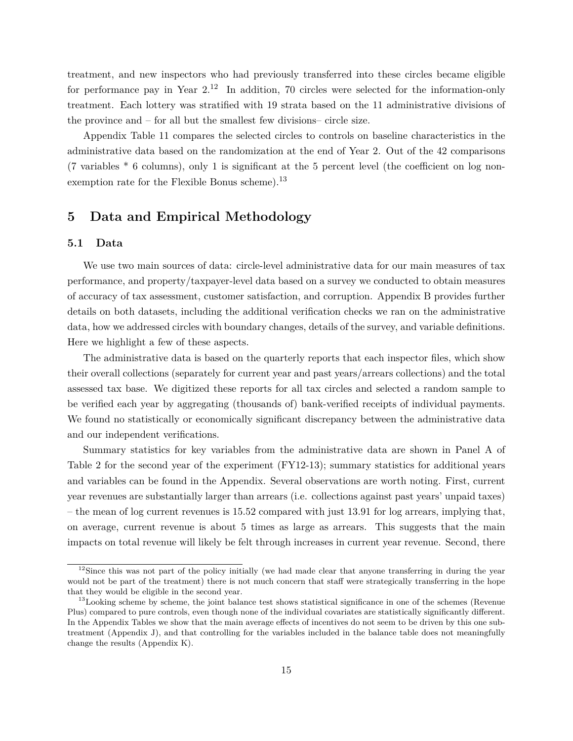treatment, and new inspectors who had previously transferred into these circles became eligible for performance pay in Year 2.[12] In addition, 70 circles were selected for the information-only treatment. Each lottery was stratified with 19 strata based on the 11 administrative divisions of the province and – for all but the smallest few divisions– circle size.

Appendix Table 11 compares the selected circles to controls on baseline characteristics in the administrative data based on the randomization at the end of Year 2. Out of the 42 comparisons (7 variables * 6 columns), only 1 is significant at the 5 percent level (the coefficient on log non-exemption rate for the Flexible Bonus scheme).[13]

## 5 Data and Empirical Methodology

### 5.1 Data

We use two main sources of data: circle-level administrative data for our main measures of tax performance, and property/taxpayer-level data based on a survey we conducted to obtain measures of accuracy of tax assessment, customer satisfaction, and corruption. Appendix B provides further details on both datasets, including the additional verification checks we ran on the administrative data, how we addressed circles with boundary changes, details of the survey, and variable definitions. Here we highlight a few of these aspects.

The administrative data is based on the quarterly reports that each inspector files, which show their overall collections (separately for current year and past years/arrears collections) and the total assessed tax base. We digitized these reports for all tax circles and selected a random sample to be verified each year by aggregating (thousands of) bank-verified receipts of individual payments. We found no statistically or economically significant discrepancy between the administrative data and our independent verifications.

Summary statistics for key variables from the administrative data are shown in Panel A of Table 2 for the second year of the experiment (FY12-13); summary statistics for additional years and variables can be found in the Appendix. Several observations are worth noting. First, current year revenues are substantially larger than arrears (i.e. collections against past years' unpaid taxes) – the mean of log current revenues is 15.52 compared with just 13.91 for log arrears, implying that, on average, current revenue is about 5 times as large as arrears. This suggests that the main impacts on total revenue will likely be felt through increases in current year revenue. Second, there

[12] Since this was not part of the policy initially (we had made clear that anyone transferring in during the year would not be part of the treatment) there is not much concern that staff were strategically transferring in the hope that they would be eligible in the second year.

[13] Looking scheme by scheme, the joint balance test shows statistical significance in one of the schemes (Revenue Plus) compared to pure controls, even though none of the individual covariates are statistically significantly different. In the Appendix Tables we show that the main average effects of incentives do not seem to be driven by this one sub-treatment (Appendix J), and that controlling for the variables included in the balance table does not meaningfully change the results (Appendix K).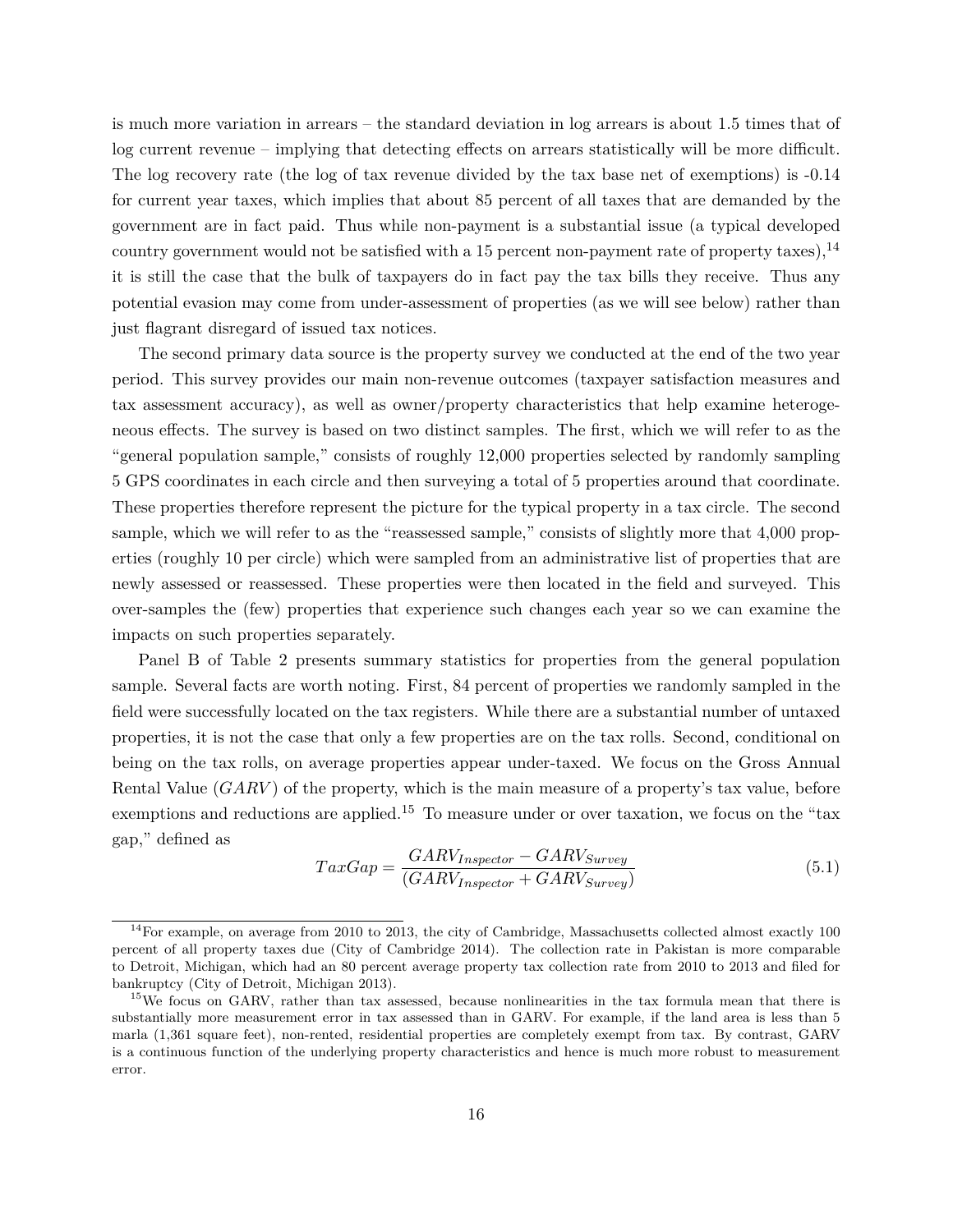is much more variation in arrears – the standard deviation in log arrears is about 1.5 times that of log current revenue – implying that detecting effects on arrears statistically will be more difficult. The log recovery rate (the log of tax revenue divided by the tax base net of exemptions) is -0.14 for current year taxes, which implies that about 85 percent of all taxes that are demanded by the government are in fact paid. Thus while non-payment is a substantial issue (a typical developed country government would not be satisfied with a 15 percent non-payment rate of property taxes),[14] it is still the case that the bulk of taxpayers do in fact pay the tax bills they receive. Thus any potential evasion may come from under-assessment of properties (as we will see below) rather than just flagrant disregard of issued tax notices.

The second primary data source is the property survey we conducted at the end of the two year period. This survey provides our main non-revenue outcomes (taxpayer satisfaction measures and tax assessment accuracy), as well as owner/property characteristics that help examine heterogeneous effects. The survey is based on two distinct samples. The first, which we will refer to as the "general population sample," consists of roughly 12,000 properties selected by randomly sampling 5 GPS coordinates in each circle and then surveying a total of 5 properties around that coordinate. These properties therefore represent the picture for the typical property in a tax circle. The second sample, which we will refer to as the "reassessed sample," consists of slightly more that 4,000 properties (roughly 10 per circle) which were sampled from an administrative list of properties that are newly assessed or reassessed. These properties were then located in the field and surveyed. This over-samples the (few) properties that experience such changes each year so we can examine the impacts on such properties separately.

Panel B of Table 2 presents summary statistics for properties from the general population sample. Several facts are worth noting. First, 84 percent of properties we randomly sampled in the field were successfully located on the tax registers. While there are a substantial number of untaxed properties, it is not the case that only a few properties are on the tax rolls. Second, conditional on being on the tax rolls, on average properties appear under-taxed. We focus on the Gross Annual Rental Value ($GARV$) of the property, which is the main measure of a property's tax value, before exemptions and reductions are applied.[15] To measure under or over taxation, we focus on the "tax gap," defined as

$$TaxGap = \frac{GARV_{Inspector} - GARV_{Survey}}{(GARV_{Inspector} + GARV_{Survey})} \tag{5.1}$$

[14] For example, on average from 2010 to 2013, the city of Cambridge, Massachusetts collected almost exactly 100 percent of all property taxes due (City of Cambridge 2014). The collection rate in Pakistan is more comparable to Detroit, Michigan, which had an 80 percent average property tax collection rate from 2010 to 2013 and filed for bankruptcy (City of Detroit, Michigan 2013).

[15] We focus on GARV, rather than tax assessed, because nonlinearities in the tax formula mean that there is substantially more measurement error in tax assessed than in GARV. For example, if the land area is less than 5 marla (1,361 square feet), non-rented, residential properties are completely exempt from tax. By contrast, GARV is a continuous function of the underlying property characteristics and hence is much more robust to measurement error.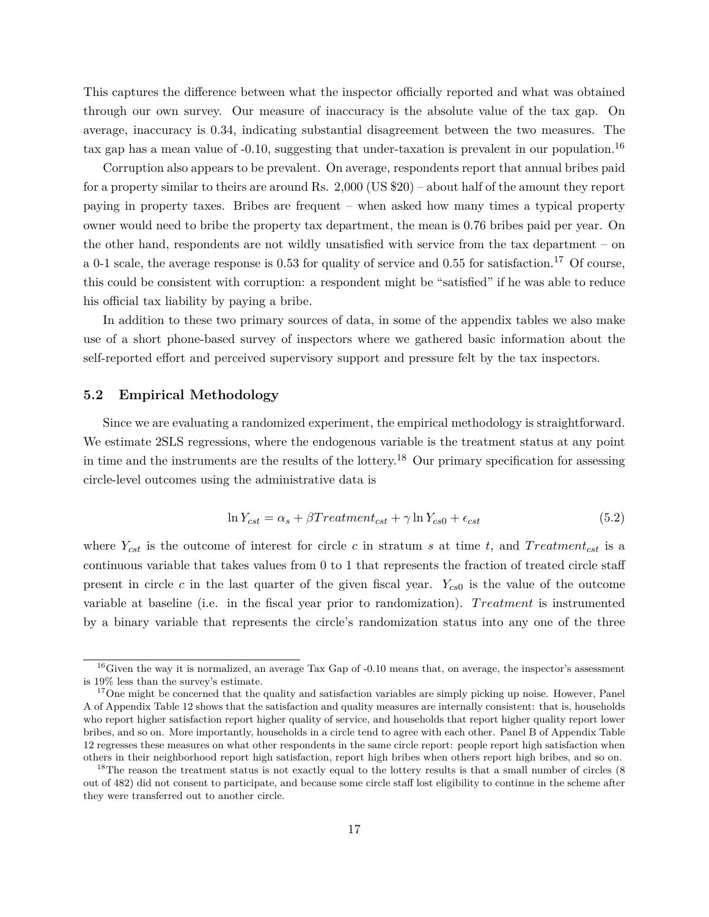This captures the difference between what the inspector officially reported and what was obtained through our own survey. Our measure of inaccuracy is the absolute value of the tax gap. On average, inaccuracy is 0.34, indicating substantial disagreement between the two measures. The tax gap has a mean value of -0.10, suggesting that under-taxation is prevalent in our population.[16]

Corruption also appears to be prevalent. On average, respondents report that annual bribes paid for a property similar to theirs are around Rs. 2,000 (US $20) – about half of the amount they report paying in property taxes. Bribes are frequent – when asked how many times a typical property owner would need to bribe the property tax department, the mean is 0.76 bribes paid per year. On the other hand, respondents are not wildly unsatisfied with service from the tax department – on a 0-1 scale, the average response is 0.53 for quality of service and 0.55 for satisfaction.[17] Of course, this could be consistent with corruption: a respondent might be "satisfied" if he was able to reduce his official tax liability by paying a bribe.

In addition to these two primary sources of data, in some of the appendix tables we also make use of a short phone-based survey of inspectors where we gathered basic information about the self-reported effort and perceived supervisory support and pressure felt by the tax inspectors.

### 5.2 Empirical Methodology

Since we are evaluating a randomized experiment, the empirical methodology is straightforward. We estimate 2SLS regressions, where the endogenous variable is the treatment status at any point in time and the instruments are the results of the lottery.[18] Our primary specification for assessing circle-level outcomes using the administrative data is

$$\ln Y_{cst} = \alpha_s + \beta Treatment_{cst} + \gamma \ln Y_{cs0} + \epsilon_{cst} \tag{5.2}$$

where $Y_{cst}$ is the outcome of interest for circle $c$ in stratum $s$ at time $t$, and $Treatment_{cst}$ is a continuous variable that takes values from 0 to 1 that represents the fraction of treated circle staff present in circle $c$ in the last quarter of the given fiscal year. $Y_{cs0}$ is the value of the outcome variable at baseline (i.e. in the fiscal year prior to randomization). $Treatment$ is instrumented by a binary variable that represents the circle's randomization status into any one of the three

[16] Given the way it is normalized, an average Tax Gap of -0.10 means that, on average, the inspector's assessment is 19% less than the survey's estimate.

[17] One might be concerned that the quality and satisfaction variables are simply picking up noise. However, Panel A of Appendix Table 12 shows that the satisfaction and quality measures are internally consistent: that is, households who report higher satisfaction report higher quality of service, and households that report higher quality report lower bribes, and so on. More importantly, households in a circle tend to agree with each other. Panel B of Appendix Table 12 regresses these measures on what other respondents in the same circle report: people report high satisfaction when others in their neighborhood report high satisfaction, report high bribes when others report high bribes, and so on.

[18] The reason the treatment status is not exactly equal to the lottery results is that a small number of circles (8 out of 482) did not consent to participate, and because some circle staff lost eligibility to continue in the scheme after they were transferred out to another circle.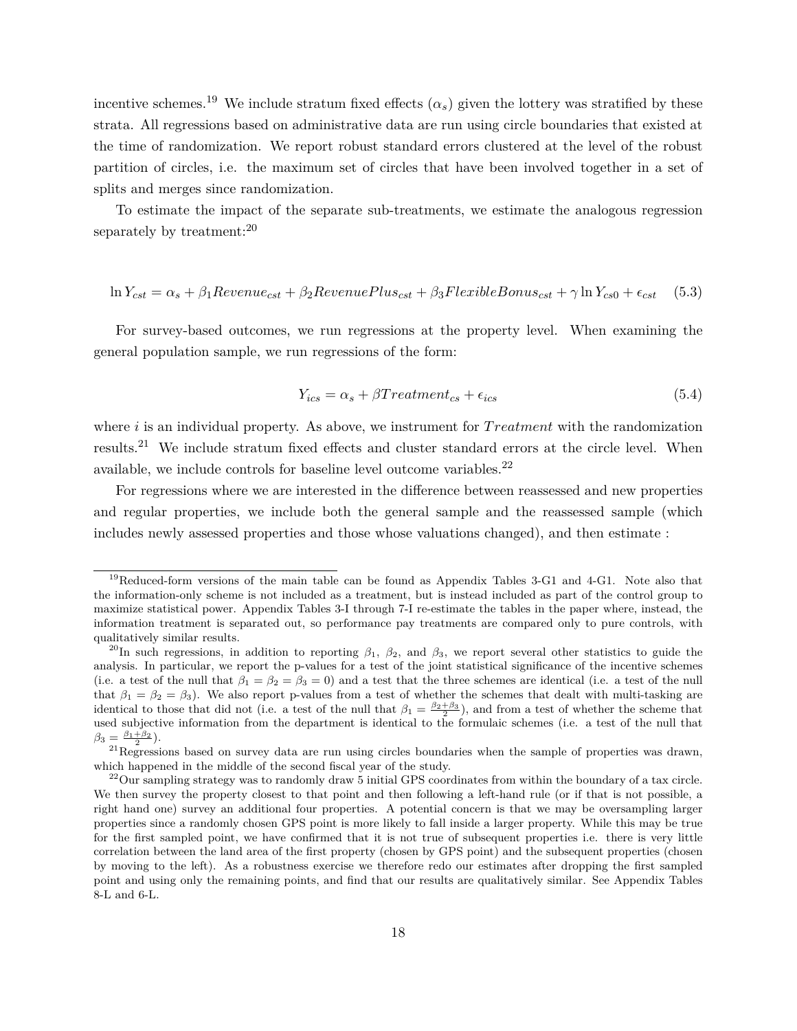incentive schemes.[19] We include stratum fixed effects ($\alpha_s$) given the lottery was stratified by these strata. All regressions based on administrative data are run using circle boundaries that existed at the time of randomization. We report robust standard errors clustered at the level of the robust partition of circles, i.e. the maximum set of circles that have been involved together in a set of splits and merges since randomization.

To estimate the impact of the separate sub-treatments, we estimate the analogous regression separately by treatment:[20]

$$\ln Y_{cst} = \alpha_s + \beta_1 Revenue_{cst} + \beta_2 RevenuePlus_{cst} + \beta_3 FlexibleBonus_{cst} + \gamma \ln Y_{cs0} + \epsilon_{cst} \quad (5.3)$$

For survey-based outcomes, we run regressions at the property level. When examining the general population sample, we run regressions of the form:

$$Y_{ics} = \alpha_s + \beta Treatment_{cs} + \epsilon_{ics} \quad (5.4)$$

where $i$ is an individual property. As above, we instrument for $Treatment$ with the randomization results.[21] We include stratum fixed effects and cluster standard errors at the circle level. When available, we include controls for baseline level outcome variables.[22]

For regressions where we are interested in the difference between reassessed and new properties and regular properties, we include both the general sample and the reassessed sample (which includes newly assessed properties and those whose valuations changed), and then estimate :

---

[19] Reduced-form versions of the main table can be found as Appendix Tables 3-G1 and 4-G1. Note also that the information-only scheme is not included as a treatment, but is instead included as part of the control group to maximize statistical power. Appendix Tables 3-I through 7-I re-estimate the tables in the paper where, instead, the information treatment is separated out, so performance pay treatments are compared only to pure controls, with qualitatively similar results.

[20] In such regressions, in addition to reporting $\beta_1$, $\beta_2$, and $\beta_3$, we report several other statistics to guide the analysis. In particular, we report the p-values for a test of the joint statistical significance of the incentive schemes (i.e. a test of the null that $\beta_1 = \beta_2 = \beta_3 = 0$) and a test that the three schemes are identical (i.e. a test of the null that $\beta_1 = \beta_2 = \beta_3$). We also report p-values from a test of whether the schemes that dealt with multi-tasking are identical to those that did not (i.e. a test of the null that $\beta_1 = \frac{\beta_2+\beta_3}{2}$), and from a test of whether the scheme that used subjective information from the department is identical to the formulaic schemes (i.e. a test of the null that $\beta_3 = \frac{\beta_1+\beta_2}{2}$).

[21] Regressions based on survey data are run using circles boundaries when the sample of properties was drawn, which happened in the middle of the second fiscal year of the study.

[22] Our sampling strategy was to randomly draw 5 initial GPS coordinates from within the boundary of a tax circle. We then survey the property closest to that point and then following a left-hand rule (or if that is not possible, a right hand one) survey an additional four properties. A potential concern is that we may be oversampling larger properties since a randomly chosen GPS point is more likely to fall inside a larger property. While this may be true for the first sampled point, we have confirmed that it is not true of subsequent properties i.e. there is very little correlation between the land area of the first property (chosen by GPS point) and the subsequent properties (chosen by moving to the left). As a robustness exercise we therefore redo our estimates after dropping the first sampled point and using only the remaining points, and find that our results are qualitatively similar. See Appendix Tables 8-L and 6-L.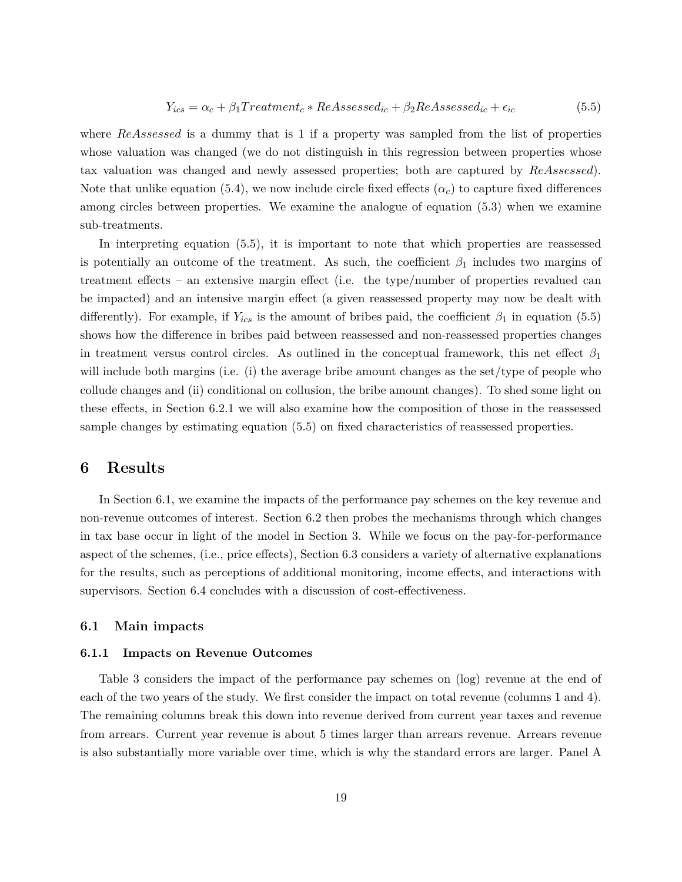$$Y_{ics} = \alpha_c + \beta_1 Treatment_c * ReAssessed_{ic} + \beta_2 ReAssessed_{ic} + \epsilon_{ic} \tag{5.5}$$

where *ReAssessed* is a dummy that is 1 if a property was sampled from the list of properties whose valuation was changed (we do not distinguish in this regression between properties whose tax valuation was changed and newly assessed properties; both are captured by *ReAssessed*). Note that unlike equation (5.4), we now include circle fixed effects ($\alpha_c$) to capture fixed differences among circles between properties. We examine the analogue of equation (5.3) when we examine sub-treatments.

In interpreting equation (5.5), it is important to note that which properties are reassessed is potentially an outcome of the treatment. As such, the coefficient $\beta_1$ includes two margins of treatment effects – an extensive margin effect (i.e. the type/number of properties revalued can be impacted) and an intensive margin effect (a given reassessed property may now be dealt with differently). For example, if $Y_{ics}$ is the amount of bribes paid, the coefficient $\beta_1$ in equation (5.5) shows how the difference in bribes paid between reassessed and non-reassessed properties changes in treatment versus control circles. As outlined in the conceptual framework, this net effect $\beta_1$ will include both margins (i.e. (i) the average bribe amount changes as the set/type of people who collude changes and (ii) conditional on collusion, the bribe amount changes). To shed some light on these effects, in Section 6.2.1 we will also examine how the composition of those in the reassessed sample changes by estimating equation (5.5) on fixed characteristics of reassessed properties.

# 6 Results

In Section 6.1, we examine the impacts of the performance pay schemes on the key revenue and non-revenue outcomes of interest. Section 6.2 then probes the mechanisms through which changes in tax base occur in light of the model in Section 3. While we focus on the pay-for-performance aspect of the schemes, (i.e., price effects), Section 6.3 considers a variety of alternative explanations for the results, such as perceptions of additional monitoring, income effects, and interactions with supervisors. Section 6.4 concludes with a discussion of cost-effectiveness.

## 6.1 Main impacts

### 6.1.1 Impacts on Revenue Outcomes

Table 3 considers the impact of the performance pay schemes on (log) revenue at the end of each of the two years of the study. We first consider the impact on total revenue (columns 1 and 4). The remaining columns break this down into revenue derived from current year taxes and revenue from arrears. Current year revenue is about 5 times larger than arrears revenue. Arrears revenue is also substantially more variable over time, which is why the standard errors are larger. Panel A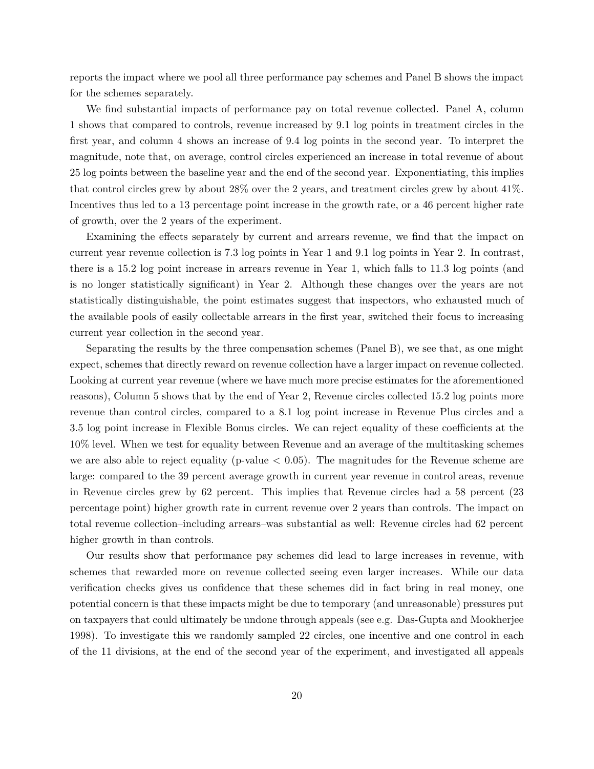reports the impact where we pool all three performance pay schemes and Panel B shows the impact for the schemes separately.

We find substantial impacts of performance pay on total revenue collected. Panel A, column 1 shows that compared to controls, revenue increased by 9.1 log points in treatment circles in the first year, and column 4 shows an increase of 9.4 log points in the second year. To interpret the magnitude, note that, on average, control circles experienced an increase in total revenue of about 25 log points between the baseline year and the end of the second year. Exponentiating, this implies that control circles grew by about 28% over the 2 years, and treatment circles grew by about 41%. Incentives thus led to a 13 percentage point increase in the growth rate, or a 46 percent higher rate of growth, over the 2 years of the experiment.

Examining the effects separately by current and arrears revenue, we find that the impact on current year revenue collection is 7.3 log points in Year 1 and 9.1 log points in Year 2. In contrast, there is a 15.2 log point increase in arrears revenue in Year 1, which falls to 11.3 log points (and is no longer statistically significant) in Year 2. Although these changes over the years are not statistically distinguishable, the point estimates suggest that inspectors, who exhausted much of the available pools of easily collectable arrears in the first year, switched their focus to increasing current year collection in the second year.

Separating the results by the three compensation schemes (Panel B), we see that, as one might expect, schemes that directly reward on revenue collection have a larger impact on revenue collected. Looking at current year revenue (where we have much more precise estimates for the aforementioned reasons), Column 5 shows that by the end of Year 2, Revenue circles collected 15.2 log points more revenue than control circles, compared to a 8.1 log point increase in Revenue Plus circles and a 3.5 log point increase in Flexible Bonus circles. We can reject equality of these coefficients at the 10% level. When we test for equality between Revenue and an average of the multitasking schemes we are also able to reject equality (p-value $< 0.05$). The magnitudes for the Revenue scheme are large: compared to the 39 percent average growth in current year revenue in control areas, revenue in Revenue circles grew by 62 percent. This implies that Revenue circles had a 58 percent (23 percentage point) higher growth rate in current revenue over 2 years than controls. The impact on total revenue collection–including arrears–was substantial as well: Revenue circles had 62 percent higher growth in than controls.

Our results show that performance pay schemes did lead to large increases in revenue, with schemes that rewarded more on revenue collected seeing even larger increases. While our data verification checks gives us confidence that these schemes did in fact bring in real money, one potential concern is that these impacts might be due to temporary (and unreasonable) pressures put on taxpayers that could ultimately be undone through appeals (see e.g. Das-Gupta and Mookherjee 1998). To investigate this we randomly sampled 22 circles, one incentive and one control in each of the 11 divisions, at the end of the second year of the experiment, and investigated all appeals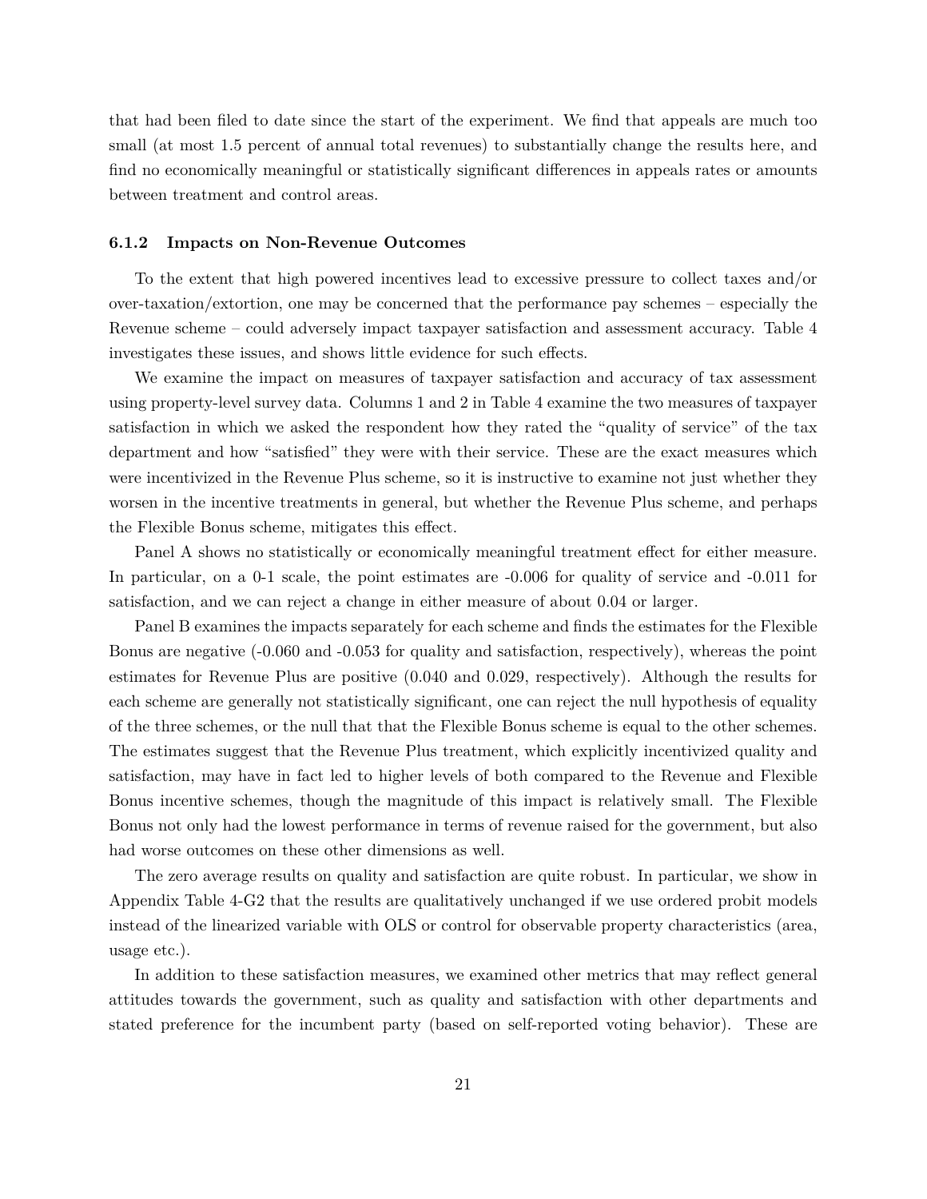that had been filed to date since the start of the experiment. We find that appeals are much too small (at most 1.5 percent of annual total revenues) to substantially change the results here, and find no economically meaningful or statistically significant differences in appeals rates or amounts between treatment and control areas.

### 6.1.2 Impacts on Non-Revenue Outcomes

To the extent that high powered incentives lead to excessive pressure to collect taxes and/or over-taxation/extortion, one may be concerned that the performance pay schemes – especially the Revenue scheme – could adversely impact taxpayer satisfaction and assessment accuracy. Table 4 investigates these issues, and shows little evidence for such effects.

We examine the impact on measures of taxpayer satisfaction and accuracy of tax assessment using property-level survey data. Columns 1 and 2 in Table 4 examine the two measures of taxpayer satisfaction in which we asked the respondent how they rated the "quality of service" of the tax department and how "satisfied" they were with their service. These are the exact measures which were incentivized in the Revenue Plus scheme, so it is instructive to examine not just whether they worsen in the incentive treatments in general, but whether the Revenue Plus scheme, and perhaps the Flexible Bonus scheme, mitigates this effect.

Panel A shows no statistically or economically meaningful treatment effect for either measure. In particular, on a 0-1 scale, the point estimates are -0.006 for quality of service and -0.011 for satisfaction, and we can reject a change in either measure of about 0.04 or larger.

Panel B examines the impacts separately for each scheme and finds the estimates for the Flexible Bonus are negative (-0.060 and -0.053 for quality and satisfaction, respectively), whereas the point estimates for Revenue Plus are positive (0.040 and 0.029, respectively). Although the results for each scheme are generally not statistically significant, one can reject the null hypothesis of equality of the three schemes, or the null that that the Flexible Bonus scheme is equal to the other schemes. The estimates suggest that the Revenue Plus treatment, which explicitly incentivized quality and satisfaction, may have in fact led to higher levels of both compared to the Revenue and Flexible Bonus incentive schemes, though the magnitude of this impact is relatively small. The Flexible Bonus not only had the lowest performance in terms of revenue raised for the government, but also had worse outcomes on these other dimensions as well.

The zero average results on quality and satisfaction are quite robust. In particular, we show in Appendix Table 4-G2 that the results are qualitatively unchanged if we use ordered probit models instead of the linearized variable with OLS or control for observable property characteristics (area, usage etc.).

In addition to these satisfaction measures, we examined other metrics that may reflect general attitudes towards the government, such as quality and satisfaction with other departments and stated preference for the incumbent party (based on self-reported voting behavior). These are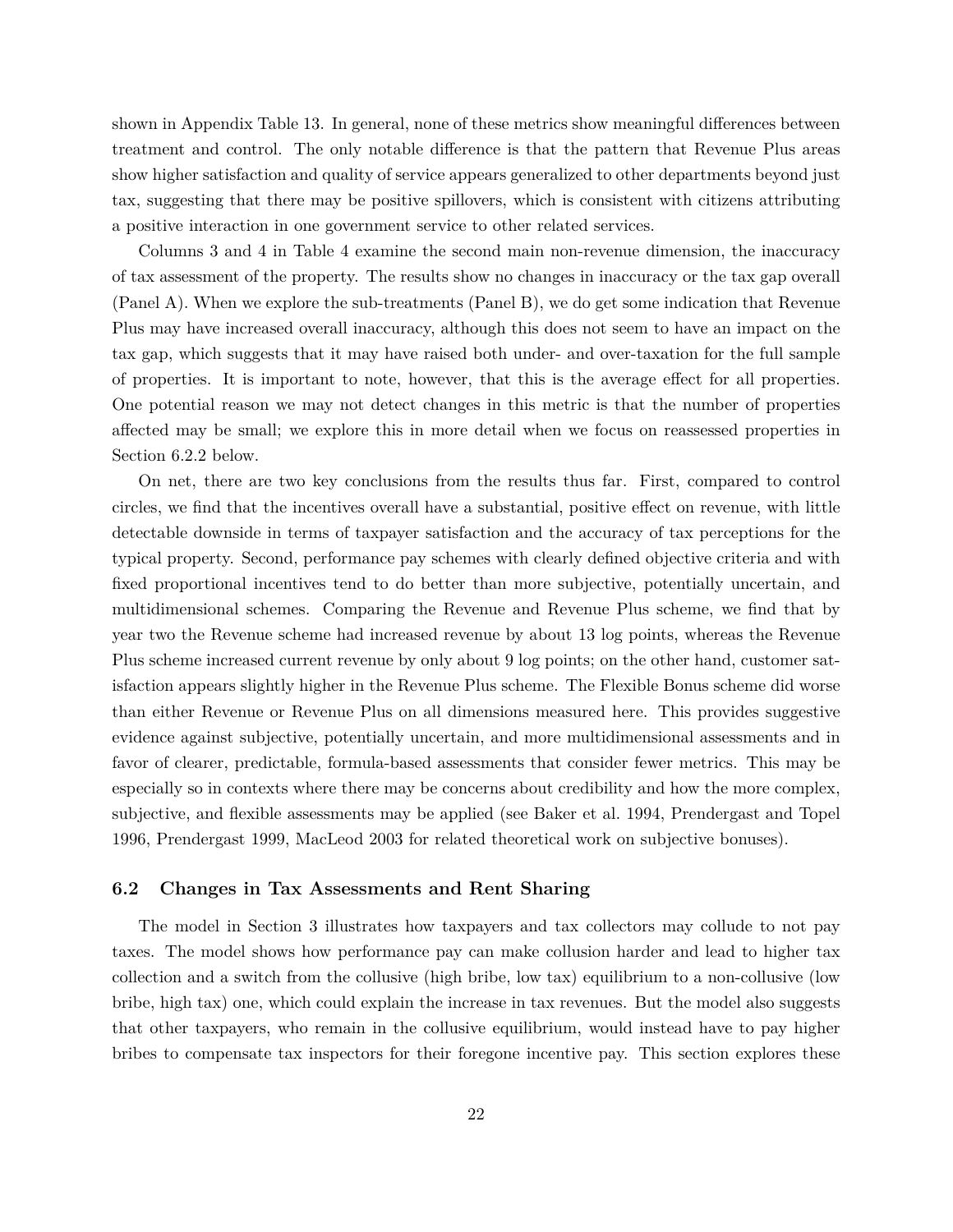shown in Appendix Table 13. In general, none of these metrics show meaningful differences between treatment and control. The only notable difference is that the pattern that Revenue Plus areas show higher satisfaction and quality of service appears generalized to other departments beyond just tax, suggesting that there may be positive spillovers, which is consistent with citizens attributing a positive interaction in one government service to other related services.

Columns 3 and 4 in Table 4 examine the second main non-revenue dimension, the inaccuracy of tax assessment of the property. The results show no changes in inaccuracy or the tax gap overall (Panel A). When we explore the sub-treatments (Panel B), we do get some indication that Revenue Plus may have increased overall inaccuracy, although this does not seem to have an impact on the tax gap, which suggests that it may have raised both under- and over-taxation for the full sample of properties. It is important to note, however, that this is the average effect for all properties. One potential reason we may not detect changes in this metric is that the number of properties affected may be small; we explore this in more detail when we focus on reassessed properties in Section 6.2.2 below.

On net, there are two key conclusions from the results thus far. First, compared to control circles, we find that the incentives overall have a substantial, positive effect on revenue, with little detectable downside in terms of taxpayer satisfaction and the accuracy of tax perceptions for the typical property. Second, performance pay schemes with clearly defined objective criteria and with fixed proportional incentives tend to do better than more subjective, potentially uncertain, and multidimensional schemes. Comparing the Revenue and Revenue Plus scheme, we find that by year two the Revenue scheme had increased revenue by about 13 log points, whereas the Revenue Plus scheme increased current revenue by only about 9 log points; on the other hand, customer satisfaction appears slightly higher in the Revenue Plus scheme. The Flexible Bonus scheme did worse than either Revenue or Revenue Plus on all dimensions measured here. This provides suggestive evidence against subjective, potentially uncertain, and more multidimensional assessments and in favor of clearer, predictable, formula-based assessments that consider fewer metrics. This may be especially so in contexts where there may be concerns about credibility and how the more complex, subjective, and flexible assessments may be applied (see Baker et al. 1994, Prendergast and Topel 1996, Prendergast 1999, MacLeod 2003 for related theoretical work on subjective bonuses).

### 6.2 Changes in Tax Assessments and Rent Sharing

The model in Section 3 illustrates how taxpayers and tax collectors may collude to not pay taxes. The model shows how performance pay can make collusion harder and lead to higher tax collection and a switch from the collusive (high bribe, low tax) equilibrium to a non-collusive (low bribe, high tax) one, which could explain the increase in tax revenues. But the model also suggests that other taxpayers, who remain in the collusive equilibrium, would instead have to pay higher bribes to compensate tax inspectors for their foregone incentive pay. This section explores these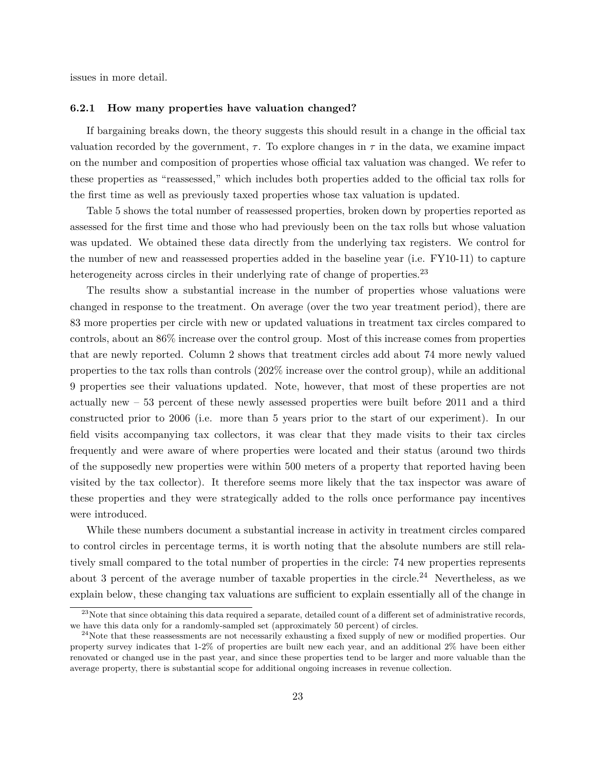issues in more detail.

### 6.2.1 How many properties have valuation changed?

If bargaining breaks down, the theory suggests this should result in a change in the official tax valuation recorded by the government, $\tau$. To explore changes in $\tau$ in the data, we examine impact on the number and composition of properties whose official tax valuation was changed. We refer to these properties as "reassessed," which includes both properties added to the official tax rolls for the first time as well as previously taxed properties whose tax valuation is updated.

Table 5 shows the total number of reassessed properties, broken down by properties reported as assessed for the first time and those who had previously been on the tax rolls but whose valuation was updated. We obtained these data directly from the underlying tax registers. We control for the number of new and reassessed properties added in the baseline year (i.e. FY10-11) to capture heterogeneity across circles in their underlying rate of change of properties.[23]

The results show a substantial increase in the number of properties whose valuations were changed in response to the treatment. On average (over the two year treatment period), there are 83 more properties per circle with new or updated valuations in treatment tax circles compared to controls, about an 86% increase over the control group. Most of this increase comes from properties that are newly reported. Column 2 shows that treatment circles add about 74 more newly valued properties to the tax rolls than controls (202% increase over the control group), while an additional 9 properties see their valuations updated. Note, however, that most of these properties are not actually new – 53 percent of these newly assessed properties were built before 2011 and a third constructed prior to 2006 (i.e. more than 5 years prior to the start of our experiment). In our field visits accompanying tax collectors, it was clear that they made visits to their tax circles frequently and were aware of where properties were located and their status (around two thirds of the supposedly new properties were within 500 meters of a property that reported having been visited by the tax collector). It therefore seems more likely that the tax inspector was aware of these properties and they were strategically added to the rolls once performance pay incentives were introduced.

While these numbers document a substantial increase in activity in treatment circles compared to control circles in percentage terms, it is worth noting that the absolute numbers are still relatively small compared to the total number of properties in the circle: 74 new properties represents about 3 percent of the average number of taxable properties in the circle.[24] Nevertheless, as we explain below, these changing tax valuations are sufficient to explain essentially all of the change in

[23] Note that since obtaining this data required a separate, detailed count of a different set of administrative records, we have this data only for a randomly-sampled set (approximately 50 percent) of circles.

[24] Note that these reassessments are not necessarily exhausting a fixed supply of new or modified properties. Our property survey indicates that 1-2% of properties are built new each year, and an additional 2% have been either renovated or changed use in the past year, and since these properties tend to be larger and more valuable than the average property, there is substantial scope for additional ongoing increases in revenue collection.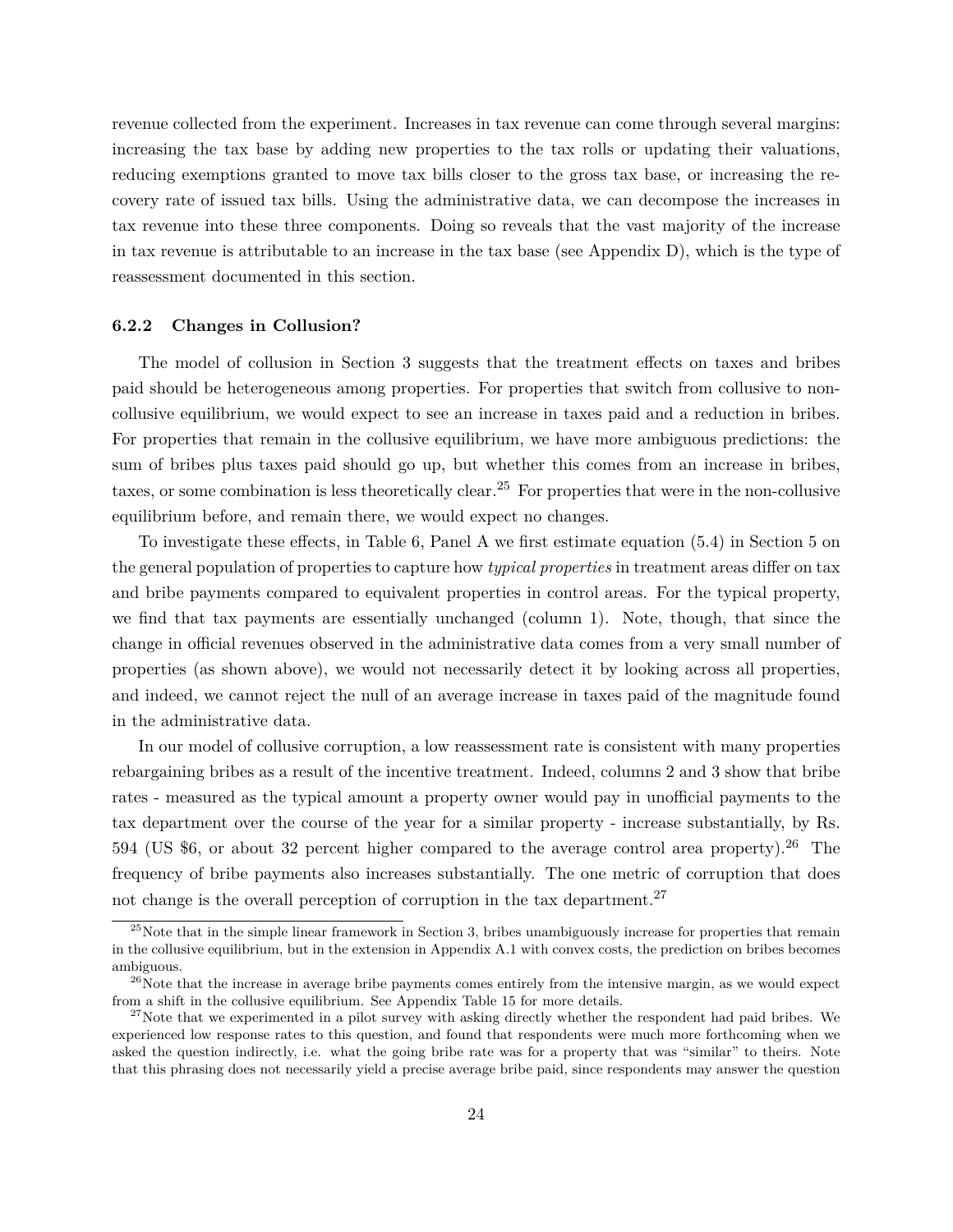revenue collected from the experiment. Increases in tax revenue can come through several margins: increasing the tax base by adding new properties to the tax rolls or updating their valuations, reducing exemptions granted to move tax bills closer to the gross tax base, or increasing the recovery rate of issued tax bills. Using the administrative data, we can decompose the increases in tax revenue into these three components. Doing so reveals that the vast majority of the increase in tax revenue is attributable to an increase in the tax base (see Appendix D), which is the type of reassessment documented in this section.

### 6.2.2 Changes in Collusion?

The model of collusion in Section 3 suggests that the treatment effects on taxes and bribes paid should be heterogeneous among properties. For properties that switch from collusive to non-collusive equilibrium, we would expect to see an increase in taxes paid and a reduction in bribes. For properties that remain in the collusive equilibrium, we have more ambiguous predictions: the sum of bribes plus taxes paid should go up, but whether this comes from an increase in bribes, taxes, or some combination is less theoretically clear.[25] For properties that were in the non-collusive equilibrium before, and remain there, we would expect no changes.

To investigate these effects, in Table 6, Panel A we first estimate equation (5.4) in Section 5 on the general population of properties to capture how *typical properties* in treatment areas differ on tax and bribe payments compared to equivalent properties in control areas. For the typical property, we find that tax payments are essentially unchanged (column 1). Note, though, that since the change in official revenues observed in the administrative data comes from a very small number of properties (as shown above), we would not necessarily detect it by looking across all properties, and indeed, we cannot reject the null of an average increase in taxes paid of the magnitude found in the administrative data.

In our model of collusive corruption, a low reassessment rate is consistent with many properties rebargaining bribes as a result of the incentive treatment. Indeed, columns 2 and 3 show that bribe rates - measured as the typical amount a property owner would pay in unofficial payments to the tax department over the course of the year for a similar property - increase substantially, by Rs. 594 (US $6, or about 32 percent higher compared to the average control area property).[26] The frequency of bribe payments also increases substantially. The one metric of corruption that does not change is the overall perception of corruption in the tax department.[27]

[25]Note that in the simple linear framework in Section 3, bribes unambiguously increase for properties that remain in the collusive equilibrium, but in the extension in Appendix A.1 with convex costs, the prediction on bribes becomes ambiguous.

[26]Note that the increase in average bribe payments comes entirely from the intensive margin, as we would expect from a shift in the collusive equilibrium. See Appendix Table 15 for more details.

[27]Note that we experimented in a pilot survey with asking directly whether the respondent had paid bribes. We experienced low response rates to this question, and found that respondents were much more forthcoming when we asked the question indirectly, i.e. what the going bribe rate was for a property that was "similar" to theirs. Note that this phrasing does not necessarily yield a precise average bribe paid, since respondents may answer the question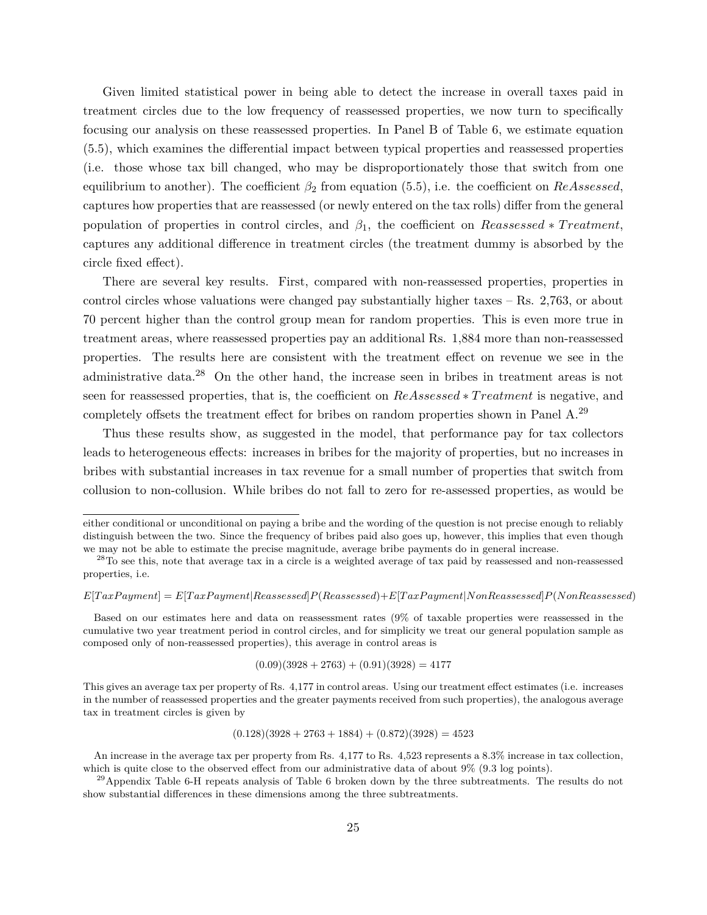Given limited statistical power in being able to detect the increase in overall taxes paid in treatment circles due to the low frequency of reassessed properties, we now turn to specifically focusing our analysis on these reassessed properties. In Panel B of Table 6, we estimate equation (5.5), which examines the differential impact between typical properties and reassessed properties (i.e. those whose tax bill changed, who may be disproportionately those that switch from one equilibrium to another). The coefficient $\beta_2$ from equation (5.5), i.e. the coefficient on $ReAssessed$, captures how properties that are reassessed (or newly entered on the tax rolls) differ from the general population of properties in control circles, and $\beta_1$, the coefficient on $Reassessed * Treatment$, captures any additional difference in treatment circles (the treatment dummy is absorbed by the circle fixed effect).

There are several key results. First, compared with non-reassessed properties, properties in control circles whose valuations were changed pay substantially higher taxes – Rs. 2,763, or about 70 percent higher than the control group mean for random properties. This is even more true in treatment areas, where reassessed properties pay an additional Rs. 1,884 more than non-reassessed properties. The results here are consistent with the treatment effect on revenue we see in the administrative data.[28] On the other hand, the increase seen in bribes in treatment areas is not seen for reassessed properties, that is, the coefficient on $ReAssessed * Treatment$ is negative, and completely offsets the treatment effect for bribes on random properties shown in Panel A.[29]

Thus these results show, as suggested in the model, that performance pay for tax collectors leads to heterogeneous effects: increases in bribes for the majority of properties, but no increases in bribes with substantial increases in tax revenue for a small number of properties that switch from collusion to non-collusion. While bribes do not fall to zero for re-assessed properties, as would be

---

either conditional or unconditional on paying a bribe and the wording of the question is not precise enough to reliably distinguish between the two. Since the frequency of bribes paid also goes up, however, this implies that even though we may not be able to estimate the precise magnitude, average bribe payments do in general increase.

[28] To see this, note that average tax in a circle is a weighted average of tax paid by reassessed and non-reassessed properties, i.e.

$$E[TaxPayment] = E[TaxPayment|Reassessed]P(Reassessed) + E[TaxPayment|NonReassessed]P(NonReassessed)$$

Based on our estimates here and data on reassessment rates (9% of taxable properties were reassessed in the cumulative two year treatment period in control circles, and for simplicity we treat our general population sample as composed only of non-reassessed properties), this average in control areas is

$$(0.09)(3928 + 2763) + (0.91)(3928) = 4177$$

This gives an average tax per property of Rs. 4,177 in control areas. Using our treatment effect estimates (i.e. increases in the number of reassessed properties and the greater payments received from such properties), the analogous average tax in treatment circles is given by

$$(0.128)(3928 + 2763 + 1884) + (0.872)(3928) = 4523$$

An increase in the average tax per property from Rs. 4,177 to Rs. 4,523 represents a 8.3% increase in tax collection, which is quite close to the observed effect from our administrative data of about 9% (9.3 log points).

[29] Appendix Table 6-H repeats analysis of Table 6 broken down by the three subtreatments. The results do not show substantial differences in these dimensions among the three subtreatments.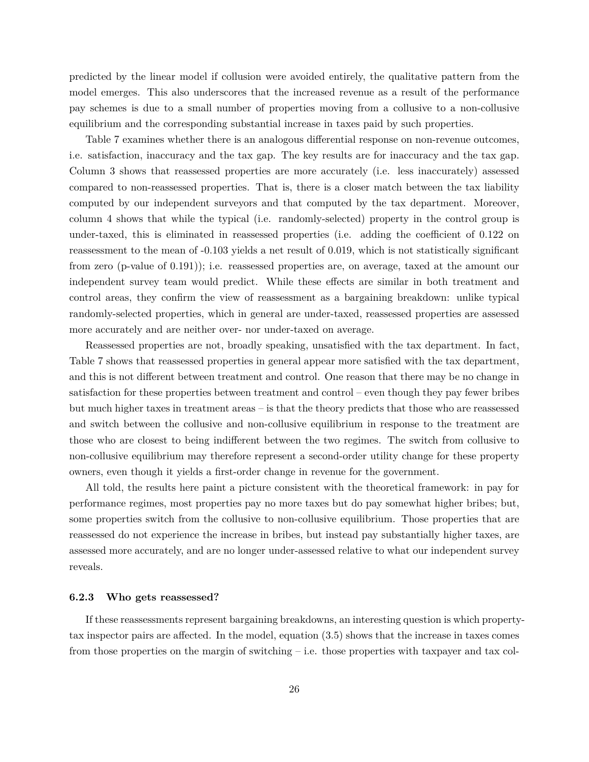predicted by the linear model if collusion were avoided entirely, the qualitative pattern from the model emerges. This also underscores that the increased revenue as a result of the performance pay schemes is due to a small number of properties moving from a collusive to a non-collusive equilibrium and the corresponding substantial increase in taxes paid by such properties.

Table 7 examines whether there is an analogous differential response on non-revenue outcomes, i.e. satisfaction, inaccuracy and the tax gap. The key results are for inaccuracy and the tax gap. Column 3 shows that reassessed properties are more accurately (i.e. less inaccurately) assessed compared to non-reassessed properties. That is, there is a closer match between the tax liability computed by our independent surveyors and that computed by the tax department. Moreover, column 4 shows that while the typical (i.e. randomly-selected) property in the control group is under-taxed, this is eliminated in reassessed properties (i.e. adding the coefficient of 0.122 on reassessment to the mean of -0.103 yields a net result of 0.019, which is not statistically significant from zero (p-value of 0.191)); i.e. reassessed properties are, on average, taxed at the amount our independent survey team would predict. While these effects are similar in both treatment and control areas, they confirm the view of reassessment as a bargaining breakdown: unlike typical randomly-selected properties, which in general are under-taxed, reassessed properties are assessed more accurately and are neither over- nor under-taxed on average.

Reassessed properties are not, broadly speaking, unsatisfied with the tax department. In fact, Table 7 shows that reassessed properties in general appear more satisfied with the tax department, and this is not different between treatment and control. One reason that there may be no change in satisfaction for these properties between treatment and control – even though they pay fewer bribes but much higher taxes in treatment areas – is that the theory predicts that those who are reassessed and switch between the collusive and non-collusive equilibrium in response to the treatment are those who are closest to being indifferent between the two regimes. The switch from collusive to non-collusive equilibrium may therefore represent a second-order utility change for these property owners, even though it yields a first-order change in revenue for the government.

All told, the results here paint a picture consistent with the theoretical framework: in pay for performance regimes, most properties pay no more taxes but do pay somewhat higher bribes; but, some properties switch from the collusive to non-collusive equilibrium. Those properties that are reassessed do not experience the increase in bribes, but instead pay substantially higher taxes, are assessed more accurately, and are no longer under-assessed relative to what our independent survey reveals.

### 6.2.3 Who gets reassessed?

If these reassessments represent bargaining breakdowns, an interesting question is which property-tax inspector pairs are affected. In the model, equation (3.5) shows that the increase in taxes comes from those properties on the margin of switching – i.e. those properties with taxpayer and tax col-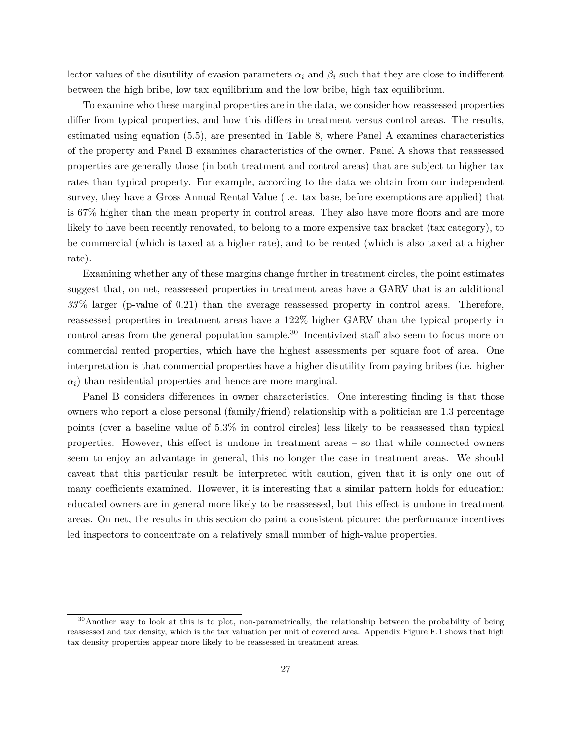lector values of the disutility of evasion parameters $\alpha_i$ and $\beta_i$ such that they are close to indifferent between the high bribe, low tax equilibrium and the low bribe, high tax equilibrium.

To examine who these marginal properties are in the data, we consider how reassessed properties differ from typical properties, and how this differs in treatment versus control areas. The results, estimated using equation (5.5), are presented in Table 8, where Panel A examines characteristics of the property and Panel B examines characteristics of the owner. Panel A shows that reassessed properties are generally those (in both treatment and control areas) that are subject to higher tax rates than typical property. For example, according to the data we obtain from our independent survey, they have a Gross Annual Rental Value (i.e. tax base, before exemptions are applied) that is 67% higher than the mean property in control areas. They also have more floors and are more likely to have been recently renovated, to belong to a more expensive tax bracket (tax category), to be commercial (which is taxed at a higher rate), and to be rented (which is also taxed at a higher rate).

Examining whether any of these margins change further in treatment circles, the point estimates suggest that, on net, reassessed properties in treatment areas have a GARV that is an additional *33%* larger (p-value of 0.21) than the average reassessed property in control areas. Therefore, reassessed properties in treatment areas have a 122% higher GARV than the typical property in control areas from the general population sample.[30] Incentivized staff also seem to focus more on commercial rented properties, which have the highest assessments per square foot of area. One interpretation is that commercial properties have a higher disutility from paying bribes (i.e. higher $\alpha_i$) than residential properties and hence are more marginal.

Panel B considers differences in owner characteristics. One interesting finding is that those owners who report a close personal (family/friend) relationship with a politician are 1.3 percentage points (over a baseline value of 5.3% in control circles) less likely to be reassessed than typical properties. However, this effect is undone in treatment areas – so that while connected owners seem to enjoy an advantage in general, this no longer the case in treatment areas. We should caveat that this particular result be interpreted with caution, given that it is only one out of many coefficients examined. However, it is interesting that a similar pattern holds for education: educated owners are in general more likely to be reassessed, but this effect is undone in treatment areas. On net, the results in this section do paint a consistent picture: the performance incentives led inspectors to concentrate on a relatively small number of high-value properties.

[30]Another way to look at this is to plot, non-parametrically, the relationship between the probability of being reassessed and tax density, which is the tax valuation per unit of covered area. Appendix Figure F.1 shows that high tax density properties appear more likely to be reassessed in treatment areas.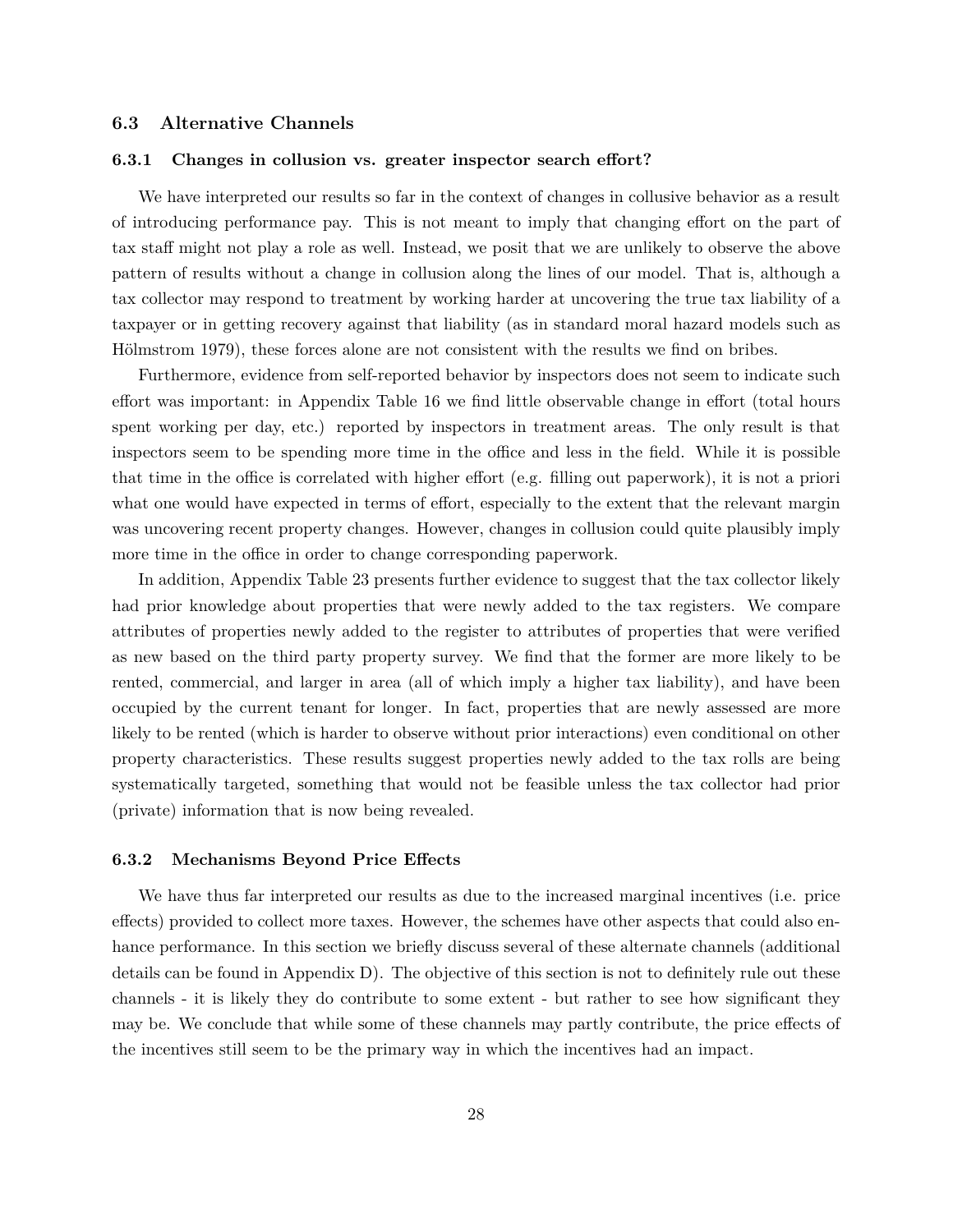### 6.3 Alternative Channels

#### 6.3.1 Changes in collusion vs. greater inspector search effort?

We have interpreted our results so far in the context of changes in collusive behavior as a result of introducing performance pay. This is not meant to imply that changing effort on the part of tax staff might not play a role as well. Instead, we posit that we are unlikely to observe the above pattern of results without a change in collusion along the lines of our model. That is, although a tax collector may respond to treatment by working harder at uncovering the true tax liability of a taxpayer or in getting recovery against that liability (as in standard moral hazard models such as Hölmstrom 1979), these forces alone are not consistent with the results we find on bribes.

Furthermore, evidence from self-reported behavior by inspectors does not seem to indicate such effort was important: in Appendix Table 16 we find little observable change in effort (total hours spent working per day, etc.) reported by inspectors in treatment areas. The only result is that inspectors seem to be spending more time in the office and less in the field. While it is possible that time in the office is correlated with higher effort (e.g. filling out paperwork), it is not a priori what one would have expected in terms of effort, especially to the extent that the relevant margin was uncovering recent property changes. However, changes in collusion could quite plausibly imply more time in the office in order to change corresponding paperwork.

In addition, Appendix Table 23 presents further evidence to suggest that the tax collector likely had prior knowledge about properties that were newly added to the tax registers. We compare attributes of properties newly added to the register to attributes of properties that were verified as new based on the third party property survey. We find that the former are more likely to be rented, commercial, and larger in area (all of which imply a higher tax liability), and have been occupied by the current tenant for longer. In fact, properties that are newly assessed are more likely to be rented (which is harder to observe without prior interactions) even conditional on other property characteristics. These results suggest properties newly added to the tax rolls are being systematically targeted, something that would not be feasible unless the tax collector had prior (private) information that is now being revealed.

#### 6.3.2 Mechanisms Beyond Price Effects

We have thus far interpreted our results as due to the increased marginal incentives (i.e. price effects) provided to collect more taxes. However, the schemes have other aspects that could also enhance performance. In this section we briefly discuss several of these alternate channels (additional details can be found in Appendix D). The objective of this section is not to definitely rule out these channels - it is likely they do contribute to some extent - but rather to see how significant they may be. We conclude that while some of these channels may partly contribute, the price effects of the incentives still seem to be the primary way in which the incentives had an impact.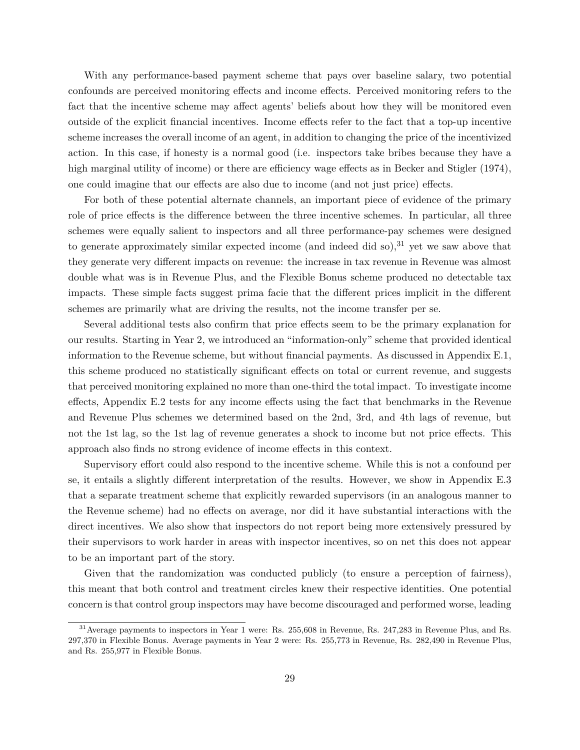With any performance-based payment scheme that pays over baseline salary, two potential confounds are perceived monitoring effects and income effects. Perceived monitoring refers to the fact that the incentive scheme may affect agents' beliefs about how they will be monitored even outside of the explicit financial incentives. Income effects refer to the fact that a top-up incentive scheme increases the overall income of an agent, in addition to changing the price of the incentivized action. In this case, if honesty is a normal good (i.e. inspectors take bribes because they have a high marginal utility of income) or there are efficiency wage effects as in Becker and Stigler (1974), one could imagine that our effects are also due to income (and not just price) effects.

For both of these potential alternate channels, an important piece of evidence of the primary role of price effects is the difference between the three incentive schemes. In particular, all three schemes were equally salient to inspectors and all three performance-pay schemes were designed to generate approximately similar expected income (and indeed did so),[31] yet we saw above that they generate very different impacts on revenue: the increase in tax revenue in Revenue was almost double what was is in Revenue Plus, and the Flexible Bonus scheme produced no detectable tax impacts. These simple facts suggest prima facie that the different prices implicit in the different schemes are primarily what are driving the results, not the income transfer per se.

Several additional tests also confirm that price effects seem to be the primary explanation for our results. Starting in Year 2, we introduced an "information-only" scheme that provided identical information to the Revenue scheme, but without financial payments. As discussed in Appendix E.1, this scheme produced no statistically significant effects on total or current revenue, and suggests that perceived monitoring explained no more than one-third the total impact. To investigate income effects, Appendix E.2 tests for any income effects using the fact that benchmarks in the Revenue and Revenue Plus schemes we determined based on the 2nd, 3rd, and 4th lags of revenue, but not the 1st lag, so the 1st lag of revenue generates a shock to income but not price effects. This approach also finds no strong evidence of income effects in this context.

Supervisory effort could also respond to the incentive scheme. While this is not a confound per se, it entails a slightly different interpretation of the results. However, we show in Appendix E.3 that a separate treatment scheme that explicitly rewarded supervisors (in an analogous manner to the Revenue scheme) had no effects on average, nor did it have substantial interactions with the direct incentives. We also show that inspectors do not report being more extensively pressured by their supervisors to work harder in areas with inspector incentives, so on net this does not appear to be an important part of the story.

Given that the randomization was conducted publicly (to ensure a perception of fairness), this meant that both control and treatment circles knew their respective identities. One potential concern is that control group inspectors may have become discouraged and performed worse, leading

[31] Average payments to inspectors in Year 1 were: Rs. 255,608 in Revenue, Rs. 247,283 in Revenue Plus, and Rs. 297,370 in Flexible Bonus. Average payments in Year 2 were: Rs. 255,773 in Revenue, Rs. 282,490 in Revenue Plus, and Rs. 255,977 in Flexible Bonus.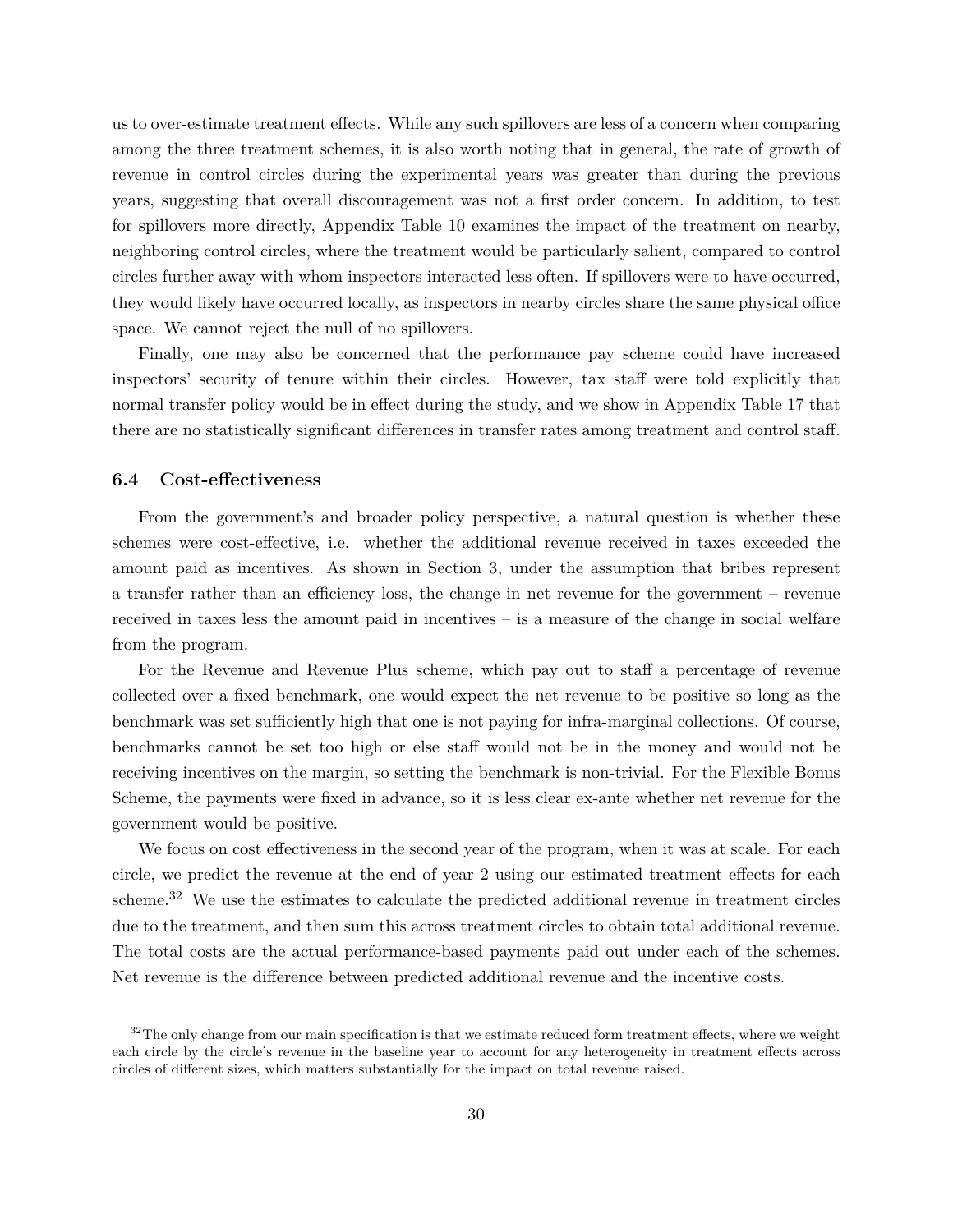us to over-estimate treatment effects. While any such spillovers are less of a concern when comparing among the three treatment schemes, it is also worth noting that in general, the rate of growth of revenue in control circles during the experimental years was greater than during the previous years, suggesting that overall discouragement was not a first order concern. In addition, to test for spillovers more directly, Appendix Table 10 examines the impact of the treatment on nearby, neighboring control circles, where the treatment would be particularly salient, compared to control circles further away with whom inspectors interacted less often. If spillovers were to have occurred, they would likely have occurred locally, as inspectors in nearby circles share the same physical office space. We cannot reject the null of no spillovers.

Finally, one may also be concerned that the performance pay scheme could have increased inspectors' security of tenure within their circles. However, tax staff were told explicitly that normal transfer policy would be in effect during the study, and we show in Appendix Table 17 that there are no statistically significant differences in transfer rates among treatment and control staff.

### 6.4 Cost-effectiveness

From the government's and broader policy perspective, a natural question is whether these schemes were cost-effective, i.e. whether the additional revenue received in taxes exceeded the amount paid as incentives. As shown in Section 3, under the assumption that bribes represent a transfer rather than an efficiency loss, the change in net revenue for the government – revenue received in taxes less the amount paid in incentives – is a measure of the change in social welfare from the program.

For the Revenue and Revenue Plus scheme, which pay out to staff a percentage of revenue collected over a fixed benchmark, one would expect the net revenue to be positive so long as the benchmark was set sufficiently high that one is not paying for infra-marginal collections. Of course, benchmarks cannot be set too high or else staff would not be in the money and would not be receiving incentives on the margin, so setting the benchmark is non-trivial. For the Flexible Bonus Scheme, the payments were fixed in advance, so it is less clear ex-ante whether net revenue for the government would be positive.

We focus on cost effectiveness in the second year of the program, when it was at scale. For each circle, we predict the revenue at the end of year 2 using our estimated treatment effects for each scheme.[32] We use the estimates to calculate the predicted additional revenue in treatment circles due to the treatment, and then sum this across treatment circles to obtain total additional revenue. The total costs are the actual performance-based payments paid out under each of the schemes. Net revenue is the difference between predicted additional revenue and the incentive costs.

[32] The only change from our main specification is that we estimate reduced form treatment effects, where we weight each circle by the circle's revenue in the baseline year to account for any heterogeneity in treatment effects across circles of different sizes, which matters substantially for the impact on total revenue raised.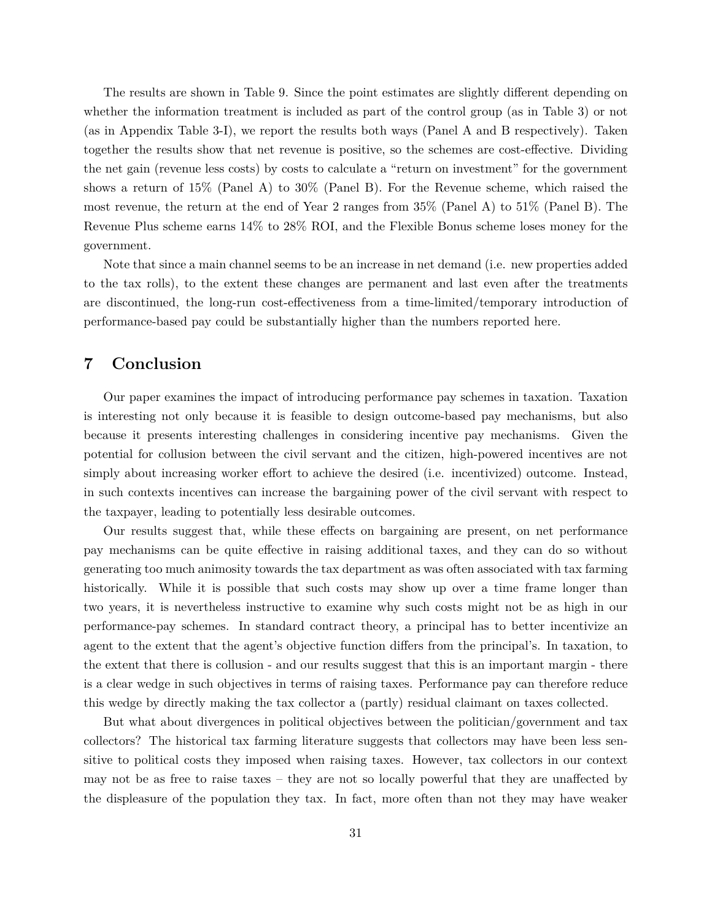The results are shown in Table 9. Since the point estimates are slightly different depending on whether the information treatment is included as part of the control group (as in Table 3) or not (as in Appendix Table 3-I), we report the results both ways (Panel A and B respectively). Taken together the results show that net revenue is positive, so the schemes are cost-effective. Dividing the net gain (revenue less costs) by costs to calculate a "return on investment" for the government shows a return of 15% (Panel A) to 30% (Panel B). For the Revenue scheme, which raised the most revenue, the return at the end of Year 2 ranges from 35% (Panel A) to 51% (Panel B). The Revenue Plus scheme earns 14% to 28% ROI, and the Flexible Bonus scheme loses money for the government.

Note that since a main channel seems to be an increase in net demand (i.e. new properties added to the tax rolls), to the extent these changes are permanent and last even after the treatments are discontinued, the long-run cost-effectiveness from a time-limited/temporary introduction of performance-based pay could be substantially higher than the numbers reported here.

# 7 Conclusion

Our paper examines the impact of introducing performance pay schemes in taxation. Taxation is interesting not only because it is feasible to design outcome-based pay mechanisms, but also because it presents interesting challenges in considering incentive pay mechanisms. Given the potential for collusion between the civil servant and the citizen, high-powered incentives are not simply about increasing worker effort to achieve the desired (i.e. incentivized) outcome. Instead, in such contexts incentives can increase the bargaining power of the civil servant with respect to the taxpayer, leading to potentially less desirable outcomes.

Our results suggest that, while these effects on bargaining are present, on net performance pay mechanisms can be quite effective in raising additional taxes, and they can do so without generating too much animosity towards the tax department as was often associated with tax farming historically. While it is possible that such costs may show up over a time frame longer than two years, it is nevertheless instructive to examine why such costs might not be as high in our performance-pay schemes. In standard contract theory, a principal has to better incentivize an agent to the extent that the agent's objective function differs from the principal's. In taxation, to the extent that there is collusion - and our results suggest that this is an important margin - there is a clear wedge in such objectives in terms of raising taxes. Performance pay can therefore reduce this wedge by directly making the tax collector a (partly) residual claimant on taxes collected.

But what about divergences in political objectives between the politician/government and tax collectors? The historical tax farming literature suggests that collectors may have been less sensitive to political costs they imposed when raising taxes. However, tax collectors in our context may not be as free to raise taxes – they are not so locally powerful that they are unaffected by the displeasure of the population they tax. In fact, more often than not they may have weaker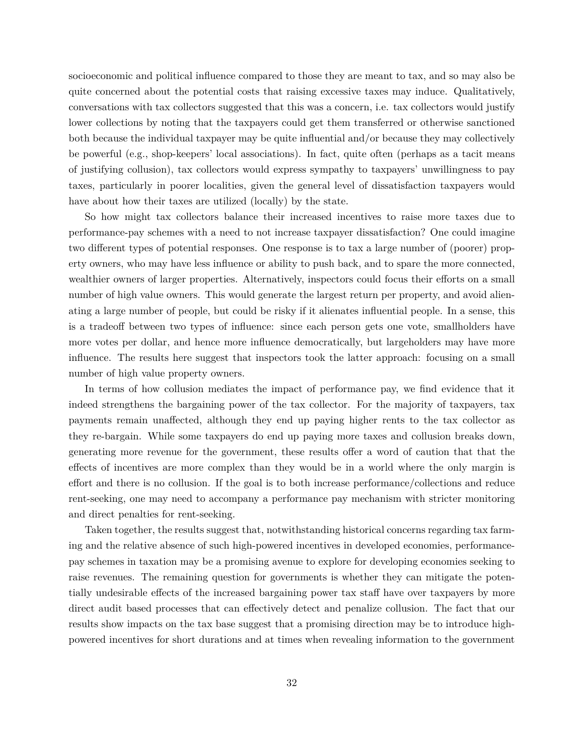socioeconomic and political influence compared to those they are meant to tax, and so may also be quite concerned about the potential costs that raising excessive taxes may induce. Qualitatively, conversations with tax collectors suggested that this was a concern, i.e. tax collectors would justify lower collections by noting that the taxpayers could get them transferred or otherwise sanctioned both because the individual taxpayer may be quite influential and/or because they may collectively be powerful (e.g., shop-keepers' local associations). In fact, quite often (perhaps as a tacit means of justifying collusion), tax collectors would express sympathy to taxpayers' unwillingness to pay taxes, particularly in poorer localities, given the general level of dissatisfaction taxpayers would have about how their taxes are utilized (locally) by the state.

So how might tax collectors balance their increased incentives to raise more taxes due to performance-pay schemes with a need to not increase taxpayer dissatisfaction? One could imagine two different types of potential responses. One response is to tax a large number of (poorer) property owners, who may have less influence or ability to push back, and to spare the more connected, wealthier owners of larger properties. Alternatively, inspectors could focus their efforts on a small number of high value owners. This would generate the largest return per property, and avoid alienating a large number of people, but could be risky if it alienates influential people. In a sense, this is a tradeoff between two types of influence: since each person gets one vote, smallholders have more votes per dollar, and hence more influence democratically, but largeholders may have more influence. The results here suggest that inspectors took the latter approach: focusing on a small number of high value property owners.

In terms of how collusion mediates the impact of performance pay, we find evidence that it indeed strengthens the bargaining power of the tax collector. For the majority of taxpayers, tax payments remain unaffected, although they end up paying higher rents to the tax collector as they re-bargain. While some taxpayers do end up paying more taxes and collusion breaks down, generating more revenue for the government, these results offer a word of caution that that the effects of incentives are more complex than they would be in a world where the only margin is effort and there is no collusion. If the goal is to both increase performance/collections and reduce rent-seeking, one may need to accompany a performance pay mechanism with stricter monitoring and direct penalties for rent-seeking.

Taken together, the results suggest that, notwithstanding historical concerns regarding tax farming and the relative absence of such high-powered incentives in developed economies, performance-pay schemes in taxation may be a promising avenue to explore for developing economies seeking to raise revenues. The remaining question for governments is whether they can mitigate the potentially undesirable effects of the increased bargaining power tax staff have over taxpayers by more direct audit based processes that can effectively detect and penalize collusion. The fact that our results show impacts on the tax base suggest that a promising direction may be to introduce high-powered incentives for short durations and at times when revealing information to the government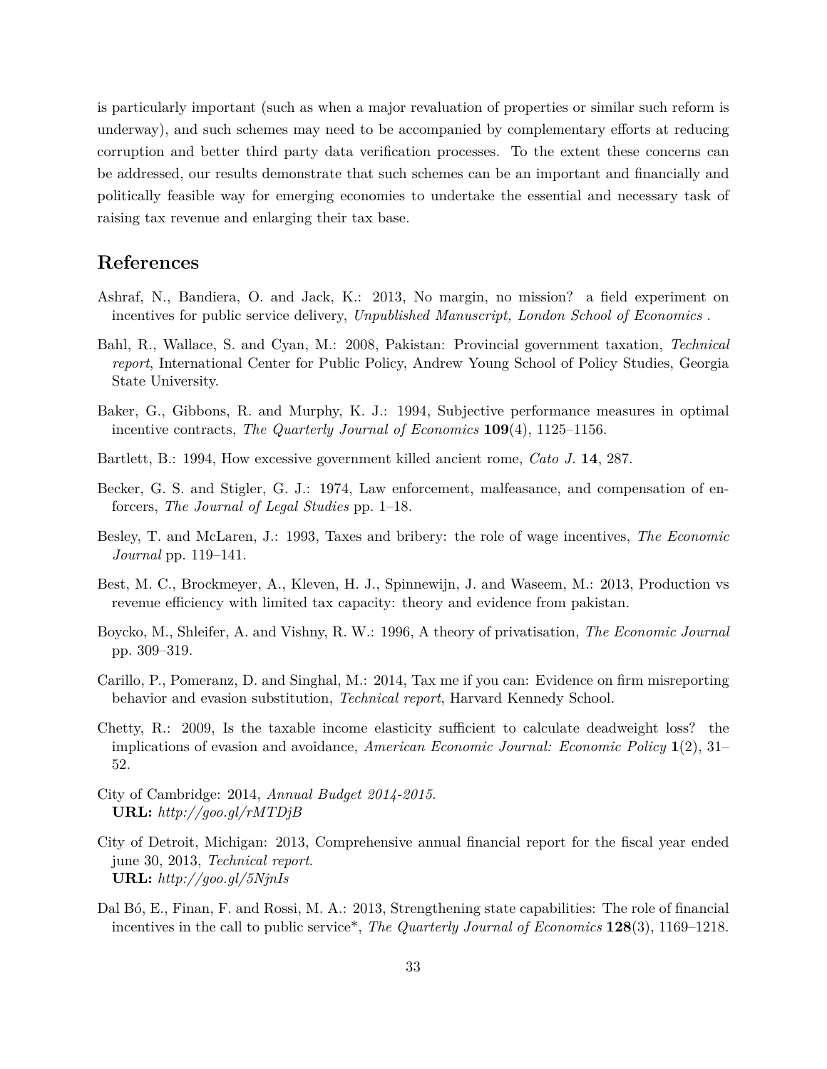is particularly important (such as when a major revaluation of properties or similar such reform is underway), and such schemes may need to be accompanied by complementary efforts at reducing corruption and better third party data verification processes. To the extent these concerns can be addressed, our results demonstrate that such schemes can be an important and financially and politically feasible way for emerging economies to undertake the essential and necessary task of raising tax revenue and enlarging their tax base.

## References

Ashraf, N., Bandiera, O. and Jack, K.: 2013, No margin, no mission? a field experiment on incentives for public service delivery, *Unpublished Manuscript, London School of Economics* .

Bahl, R., Wallace, S. and Cyan, M.: 2008, Pakistan: Provincial government taxation, *Technical report*, International Center for Public Policy, Andrew Young School of Policy Studies, Georgia State University.

Baker, G., Gibbons, R. and Murphy, K. J.: 1994, Subjective performance measures in optimal incentive contracts, *The Quarterly Journal of Economics* **109**(4), 1125–1156.

Bartlett, B.: 1994, How excessive government killed ancient rome, *Cato J.* **14**, 287.

Becker, G. S. and Stigler, G. J.: 1974, Law enforcement, malfeasance, and compensation of enforcers, *The Journal of Legal Studies* pp. 1–18.

Besley, T. and McLaren, J.: 1993, Taxes and bribery: the role of wage incentives, *The Economic Journal* pp. 119–141.

Best, M. C., Brockmeyer, A., Kleven, H. J., Spinnewijn, J. and Waseem, M.: 2013, Production vs revenue efficiency with limited tax capacity: theory and evidence from pakistan.

Boycko, M., Shleifer, A. and Vishny, R. W.: 1996, A theory of privatisation, *The Economic Journal* pp. 309–319.

Carillo, P., Pomeranz, D. and Singhal, M.: 2014, Tax me if you can: Evidence on firm misreporting behavior and evasion substitution, *Technical report*, Harvard Kennedy School.

Chetty, R.: 2009, Is the taxable income elasticity sufficient to calculate deadweight loss? the implications of evasion and avoidance, *American Economic Journal: Economic Policy* **1**(2), 31–52.

City of Cambridge: 2014, *Annual Budget 2014-2015*.
**URL:** *http://goo.gl/rMTDjB*

City of Detroit, Michigan: 2013, Comprehensive annual financial report for the fiscal year ended june 30, 2013, *Technical report*.
**URL:** *http://goo.gl/5NjnIs*

Dal Bó, E., Finan, F. and Rossi, M. A.: 2013, Strengthening state capabilities: The role of financial incentives in the call to public service*, *The Quarterly Journal of Economics* **128**(3), 1169–1218.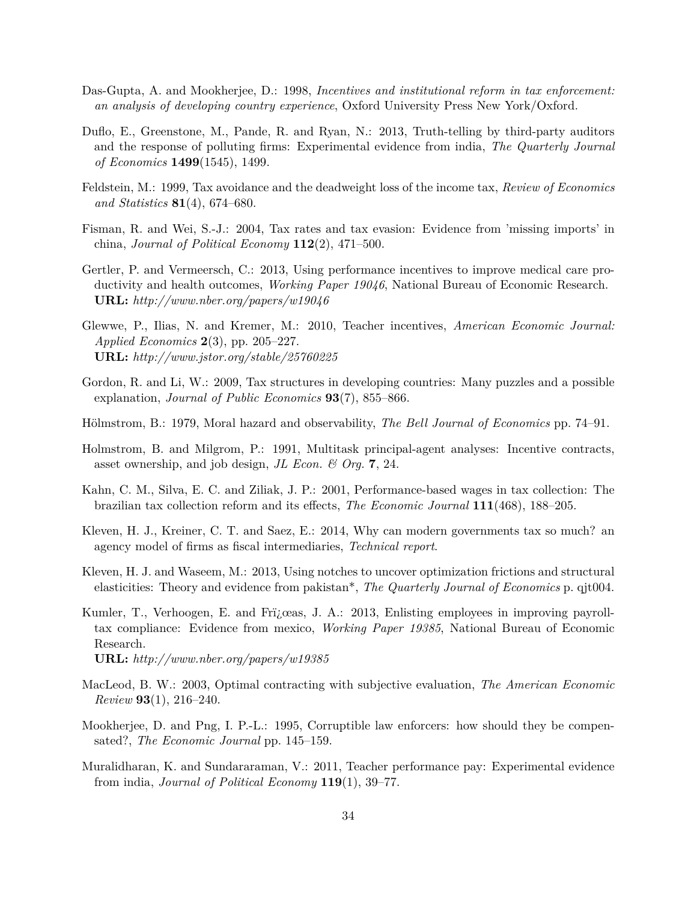Das-Gupta, A. and Mookherjee, D.: 1998, *Incentives and institutional reform in tax enforcement: an analysis of developing country experience*, Oxford University Press New York/Oxford.

Duflo, E., Greenstone, M., Pande, R. and Ryan, N.: 2013, Truth-telling by third-party auditors and the response of polluting firms: Experimental evidence from india, *The Quarterly Journal of Economics* **1499**(1545), 1499.

Feldstein, M.: 1999, Tax avoidance and the deadweight loss of the income tax, *Review of Economics and Statistics* **81**(4), 674–680.

Fisman, R. and Wei, S.-J.: 2004, Tax rates and tax evasion: Evidence from 'missing imports' in china, *Journal of Political Economy* **112**(2), 471–500.

Gertler, P. and Vermeersch, C.: 2013, Using performance incentives to improve medical care productivity and health outcomes, *Working Paper 19046*, National Bureau of Economic Research. **URL:** *http://www.nber.org/papers/w19046*

Glewwe, P., Ilias, N. and Kremer, M.: 2010, Teacher incentives, *American Economic Journal: Applied Economics* **2**(3), pp. 205–227. **URL:** *http://www.jstor.org/stable/25760225*

Gordon, R. and Li, W.: 2009, Tax structures in developing countries: Many puzzles and a possible explanation, *Journal of Public Economics* **93**(7), 855–866.

Hölmstrom, B.: 1979, Moral hazard and observability, *The Bell Journal of Economics* pp. 74–91.

Holmstrom, B. and Milgrom, P.: 1991, Multitask principal-agent analyses: Incentive contracts, asset ownership, and job design, *JL Econ. & Org.* **7**, 24.

Kahn, C. M., Silva, E. C. and Ziliak, J. P.: 2001, Performance-based wages in tax collection: The brazilian tax collection reform and its effects, *The Economic Journal* **111**(468), 188–205.

Kleven, H. J., Kreiner, C. T. and Saez, E.: 2014, Why can modern governments tax so much? an agency model of firms as fiscal intermediaries, *Technical report*.

Kleven, H. J. and Waseem, M.: 2013, Using notches to uncover optimization frictions and structural elasticities: Theory and evidence from pakistan*, *The Quarterly Journal of Economics* p. qjt004.

Kumler, T., Verhoogen, E. and Frï¿œas, J. A.: 2013, Enlisting employees in improving payroll-tax compliance: Evidence from mexico, *Working Paper 19385*, National Bureau of Economic Research. **URL:** *http://www.nber.org/papers/w19385*

MacLeod, B. W.: 2003, Optimal contracting with subjective evaluation, *The American Economic Review* **93**(1), 216–240.

Mookherjee, D. and Png, I. P.-L.: 1995, Corruptible law enforcers: how should they be compensated?, *The Economic Journal* pp. 145–159.

Muralidharan, K. and Sundararaman, V.: 2011, Teacher performance pay: Experimental evidence from india, *Journal of Political Economy* **119**(1), 39–77.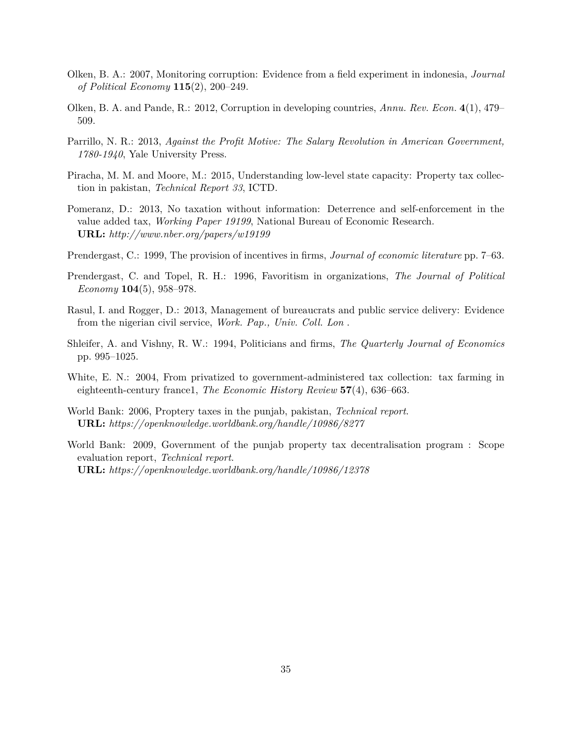Olken, B. A.: 2007, Monitoring corruption: Evidence from a field experiment in indonesia, *Journal of Political Economy* **115**(2), 200–249.

Olken, B. A. and Pande, R.: 2012, Corruption in developing countries, *Annu. Rev. Econ.* **4**(1), 479–509.

Parrillo, N. R.: 2013, *Against the Profit Motive: The Salary Revolution in American Government, 1780-1940*, Yale University Press.

Piracha, M. M. and Moore, M.: 2015, Understanding low-level state capacity: Property tax collection in pakistan, *Technical Report 33*, ICTD.

Pomeranz, D.: 2013, No taxation without information: Deterrence and self-enforcement in the value added tax, *Working Paper 19199*, National Bureau of Economic Research.
**URL:** *http://www.nber.org/papers/w19199*

Prendergast, C.: 1999, The provision of incentives in firms, *Journal of economic literature* pp. 7–63.

Prendergast, C. and Topel, R. H.: 1996, Favoritism in organizations, *The Journal of Political Economy* **104**(5), 958–978.

Rasul, I. and Rogger, D.: 2013, Management of bureaucrats and public service delivery: Evidence from the nigerian civil service, *Work. Pap., Univ. Coll. Lon* .

Shleifer, A. and Vishny, R. W.: 1994, Politicians and firms, *The Quarterly Journal of Economics* pp. 995–1025.

White, E. N.: 2004, From privatized to government-administered tax collection: tax farming in eighteenth-century france1, *The Economic History Review* **57**(4), 636–663.

World Bank: 2006, Proptery taxes in the punjab, pakistan, *Technical report*.
**URL:** *https://openknowledge.worldbank.org/handle/10986/8277*

World Bank: 2009, Government of the punjab property tax decentralisation program : Scope evaluation report, *Technical report*.
**URL:** *https://openknowledge.worldbank.org/handle/10986/12378*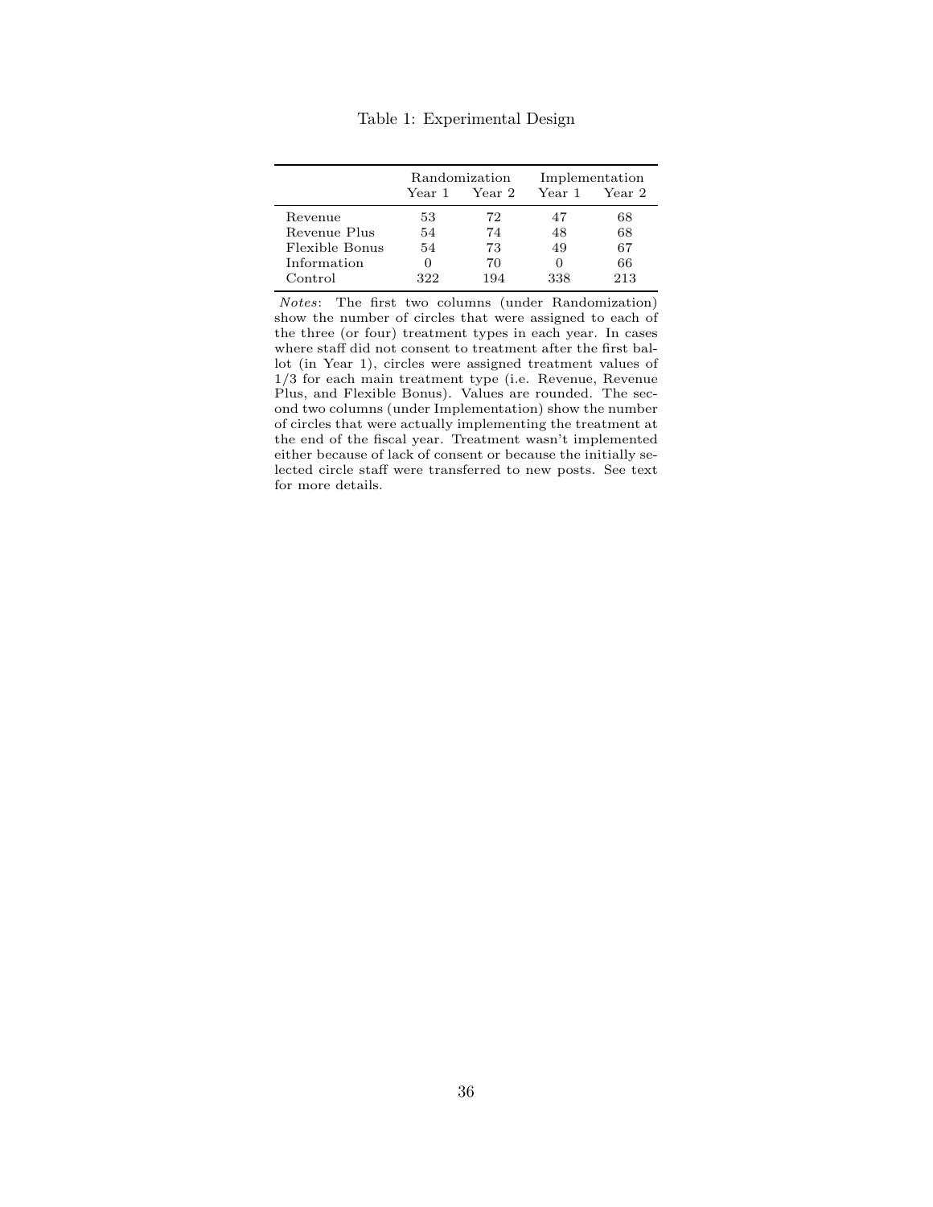Table 1: Experimental Design

| | Randomization | | Implementation | |
|---|---|---|---|---|
| | Year 1 | Year 2 | Year 1 | Year 2 |
| Revenue | 53 | 72 | 47 | 68 |
| Revenue Plus | 54 | 74 | 48 | 68 |
| Flexible Bonus | 54 | 73 | 49 | 67 |
| Information | 0 | 70 | 0 | 66 |
| Control | 322 | 194 | 338 | 213 |

*Notes*: The first two columns (under Randomization) show the number of circles that were assigned to each of the three (or four) treatment types in each year. In cases where staff did not consent to treatment after the first ballot (in Year 1), circles were assigned treatment values of 1/3 for each main treatment type (i.e. Revenue, Revenue Plus, and Flexible Bonus). Values are rounded. The second two columns (under Implementation) show the number of circles that were actually implementing the treatment at the end of the fiscal year. Treatment wasn't implemented either because of lack of consent or because the initially selected circle staff were transferred to new posts. See text for more details.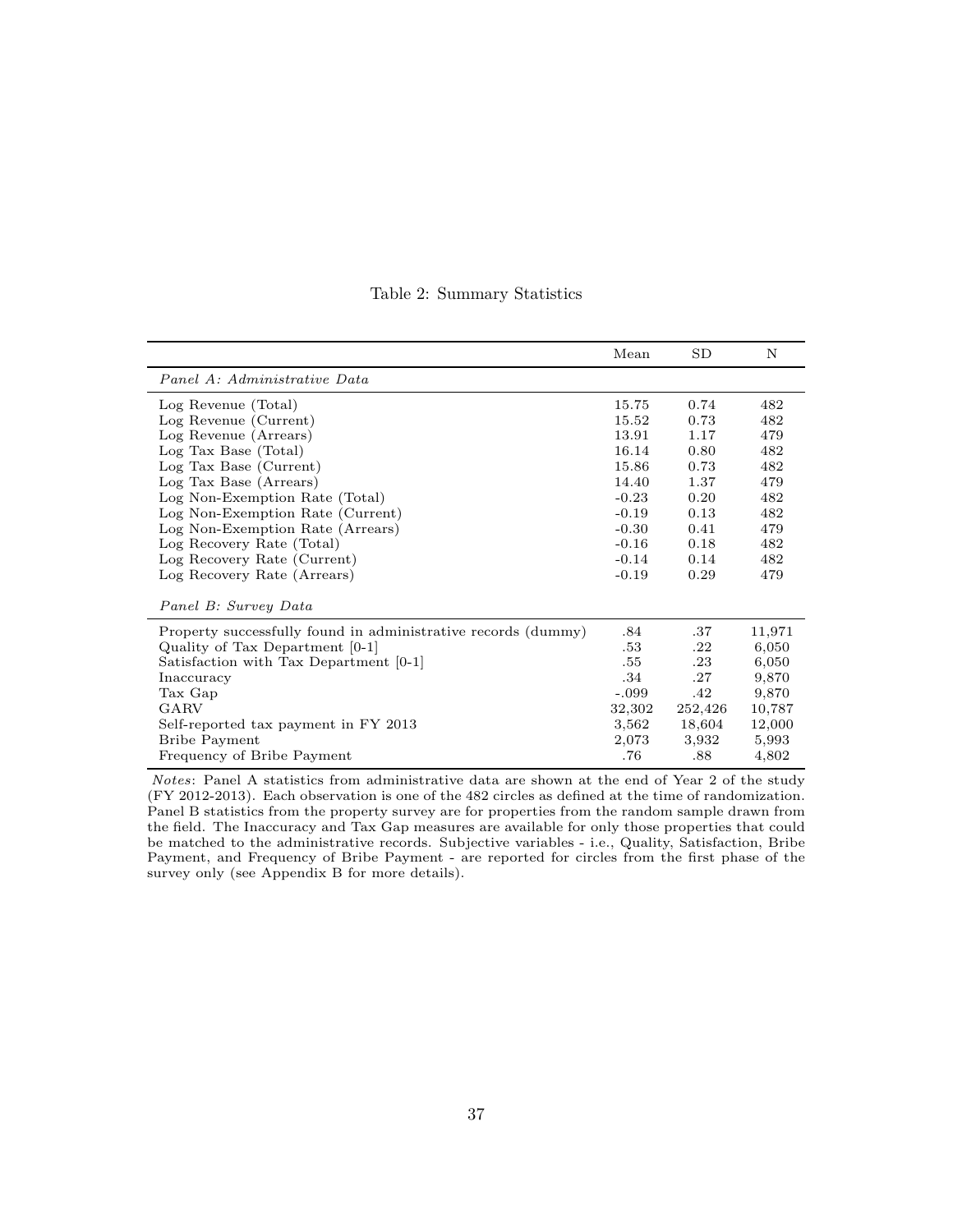Table 2: Summary Statistics

| | Mean | SD | N |
|---|---|---|---|
| *Panel A: Administrative Data* | | | |
| Log Revenue (Total) | 15.75 | 0.74 | 482 |
| Log Revenue (Current) | 15.52 | 0.73 | 482 |
| Log Revenue (Arrears) | 13.91 | 1.17 | 479 |
| Log Tax Base (Total) | 16.14 | 0.80 | 482 |
| Log Tax Base (Current) | 15.86 | 0.73 | 482 |
| Log Tax Base (Arrears) | 14.40 | 1.37 | 479 |
| Log Non-Exemption Rate (Total) | -0.23 | 0.20 | 482 |
| Log Non-Exemption Rate (Current) | -0.19 | 0.13 | 482 |
| Log Non-Exemption Rate (Arrears) | -0.30 | 0.41 | 479 |
| Log Recovery Rate (Total) | -0.16 | 0.18 | 482 |
| Log Recovery Rate (Current) | -0.14 | 0.14 | 482 |
| Log Recovery Rate (Arrears) | -0.19 | 0.29 | 479 |
| *Panel B: Survey Data* | | | |
| Property successfully found in administrative records (dummy) | .84 | .37 | 11,971 |
| Quality of Tax Department [0-1] | .53 | .22 | 6,050 |
| Satisfaction with Tax Department [0-1] | .55 | .23 | 6,050 |
| Inaccuracy | .34 | .27 | 9,870 |
| Tax Gap | -.099 | .42 | 9,870 |
| GARV | 32,302 | 252,426 | 10,787 |
| Self-reported tax payment in FY 2013 | 3,562 | 18,604 | 12,000 |
| Bribe Payment | 2,073 | 3,932 | 5,993 |
| Frequency of Bribe Payment | .76 | .88 | 4,802 |

*Notes*: Panel A statistics from administrative data are shown at the end of Year 2 of the study (FY 2012-2013). Each observation is one of the 482 circles as defined at the time of randomization. Panel B statistics from the property survey are for properties from the random sample drawn from the field. The Inaccuracy and Tax Gap measures are available for only those properties that could be matched to the administrative records. Subjective variables - i.e., Quality, Satisfaction, Bribe Payment, and Frequency of Bribe Payment - are reported for circles from the first phase of the survey only (see Appendix B for more details).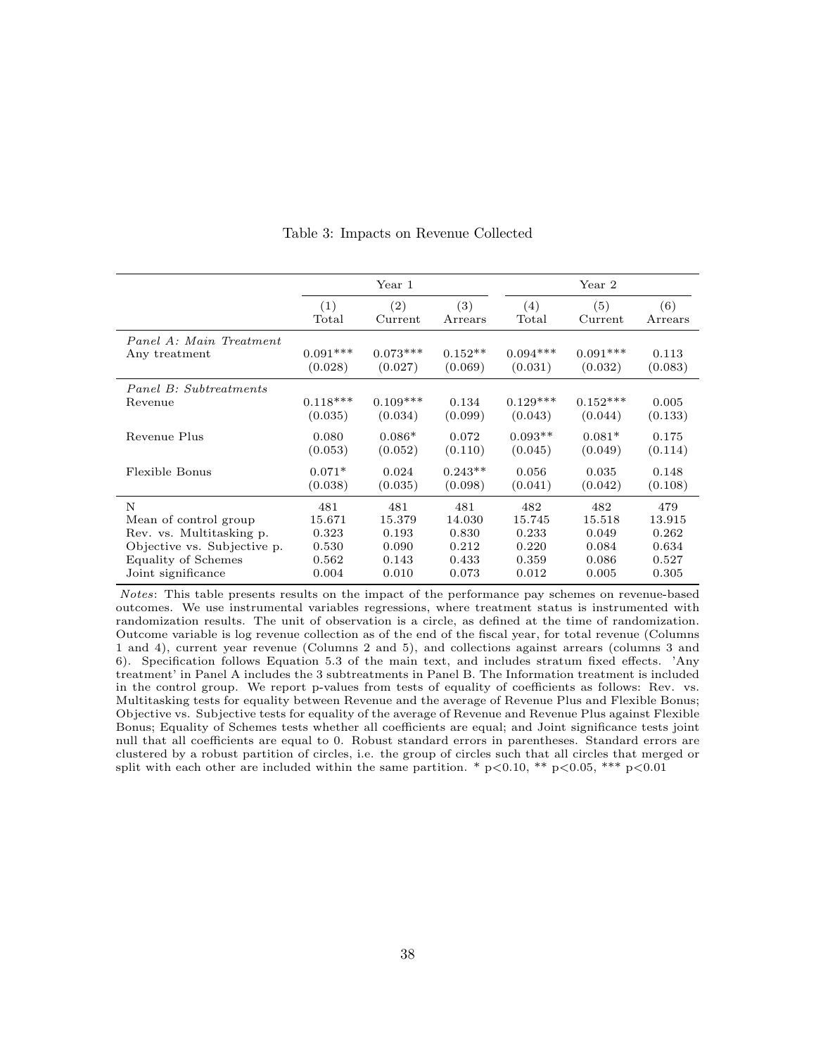Table 3: Impacts on Revenue Collected

| | Year 1 | | | Year 2 | | |
|---|---|---|---|---|---|---|
| | (1) Total | (2) Current | (3) Arrears | (4) Total | (5) Current | (6) Arrears |
| *Panel A: Main Treatment* | | | | | | |
| Any treatment | 0.091*** | 0.073*** | 0.152** | 0.094*** | 0.091*** | 0.113 |
| | (0.028) | (0.027) | (0.069) | (0.031) | (0.032) | (0.083) |
| *Panel B: Subtreatments* | | | | | | |
| Revenue | 0.118*** | 0.109*** | 0.134 | 0.129*** | 0.152*** | 0.005 |
| | (0.035) | (0.034) | (0.099) | (0.043) | (0.044) | (0.133) |
| Revenue Plus | 0.080 | 0.086* | 0.072 | 0.093** | 0.081* | 0.175 |
| | (0.053) | (0.052) | (0.110) | (0.045) | (0.049) | (0.114) |
| Flexible Bonus | 0.071* | 0.024 | 0.243** | 0.056 | 0.035 | 0.148 |
| | (0.038) | (0.035) | (0.098) | (0.041) | (0.042) | (0.108) |
| N | 481 | 481 | 481 | 482 | 482 | 479 |
| Mean of control group | 15.671 | 15.379 | 14.030 | 15.745 | 15.518 | 13.915 |
| Rev. vs. Multitasking p. | 0.323 | 0.193 | 0.830 | 0.233 | 0.049 | 0.262 |
| Objective vs. Subjective p. | 0.530 | 0.090 | 0.212 | 0.220 | 0.084 | 0.634 |
| Equality of Schemes | 0.562 | 0.143 | 0.433 | 0.359 | 0.086 | 0.527 |
| Joint significance | 0.004 | 0.010 | 0.073 | 0.012 | 0.005 | 0.305 |

*Notes*: This table presents results on the impact of the performance pay schemes on revenue-based outcomes. We use instrumental variables regressions, where treatment status is instrumented with randomization results. The unit of observation is a circle, as defined at the time of randomization. Outcome variable is log revenue collection as of the end of the fiscal year, for total revenue (Columns 1 and 4), current year revenue (Columns 2 and 5), and collections against arrears (columns 3 and 6). Specification follows Equation 5.3 of the main text, and includes stratum fixed effects. 'Any treatment' in Panel A includes the 3 subtreatments in Panel B. The Information treatment is included in the control group. We report p-values from tests of equality of coefficients as follows: Rev. vs. Multitasking tests for equality between Revenue and the average of Revenue Plus and Flexible Bonus; Objective vs. Subjective tests for equality of the average of Revenue and Revenue Plus against Flexible Bonus; Equality of Schemes tests whether all coefficients are equal; and Joint significance tests joint null that all coefficients are equal to 0. Robust standard errors in parentheses. Standard errors are clustered by a robust partition of circles, i.e. the group of circles such that all circles that merged or split with each other are included within the same partition. * p<0.10, ** p<0.05, *** p<0.01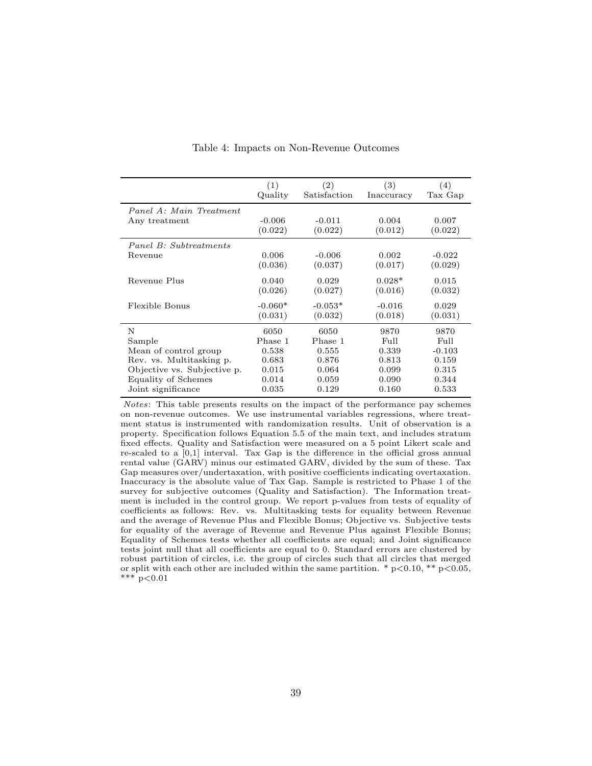Table 4: Impacts on Non-Revenue Outcomes

| | (1)<br>Quality | (2)<br>Satisfaction | (3)<br>Inaccuracy | (4)<br>Tax Gap |
|---|---|---|---|---|
| *Panel A: Main Treatment* | | | | |
| Any treatment | -0.006 | -0.011 | 0.004 | 0.007 |
| | (0.022) | (0.022) | (0.012) | (0.022) |
| *Panel B: Subtreatments* | | | | |
| Revenue | 0.006 | -0.006 | 0.002 | -0.022 |
| | (0.036) | (0.037) | (0.017) | (0.029) |
| Revenue Plus | 0.040 | 0.029 | 0.028* | 0.015 |
| | (0.026) | (0.027) | (0.016) | (0.032) |
| Flexible Bonus | -0.060* | -0.053* | -0.016 | 0.029 |
| | (0.031) | (0.032) | (0.018) | (0.031) |
| N | 6050 | 6050 | 9870 | 9870 |
| Sample | Phase 1 | Phase 1 | Full | Full |
| Mean of control group | 0.538 | 0.555 | 0.339 | -0.103 |
| Rev. vs. Multitasking p. | 0.683 | 0.876 | 0.813 | 0.159 |
| Objective vs. Subjective p. | 0.015 | 0.064 | 0.099 | 0.315 |
| Equality of Schemes | 0.014 | 0.059 | 0.090 | 0.344 |
| Joint significance | 0.035 | 0.129 | 0.160 | 0.533 |

*Notes*: This table presents results on the impact of the performance pay schemes on non-revenue outcomes. We use instrumental variables regressions, where treatment status is instrumented with randomization results. Unit of observation is a property. Specification follows Equation 5.5 of the main text, and includes stratum fixed effects. Quality and Satisfaction were measured on a 5 point Likert scale and re-scaled to a [0,1] interval. Tax Gap is the difference in the official gross annual rental value (GARV) minus our estimated GARV, divided by the sum of these. Tax Gap measures over/undertaxation, with positive coefficients indicating overtaxation. Inaccuracy is the absolute value of Tax Gap. Sample is restricted to Phase 1 of the survey for subjective outcomes (Quality and Satisfaction). The Information treatment is included in the control group. We report p-values from tests of equality of coefficients as follows: Rev. vs. Multitasking tests for equality between Revenue and the average of Revenue Plus and Flexible Bonus; Objective vs. Subjective tests for equality of the average of Revenue and Revenue Plus against Flexible Bonus; Equality of Schemes tests whether all coefficients are equal; and Joint significance tests joint null that all coefficients are equal to 0. Standard errors are clustered by robust partition of circles, i.e. the group of circles such that all circles that merged or split with each other are included within the same partition. * $p<0.10$, ** $p<0.05$, *** $p<0.01$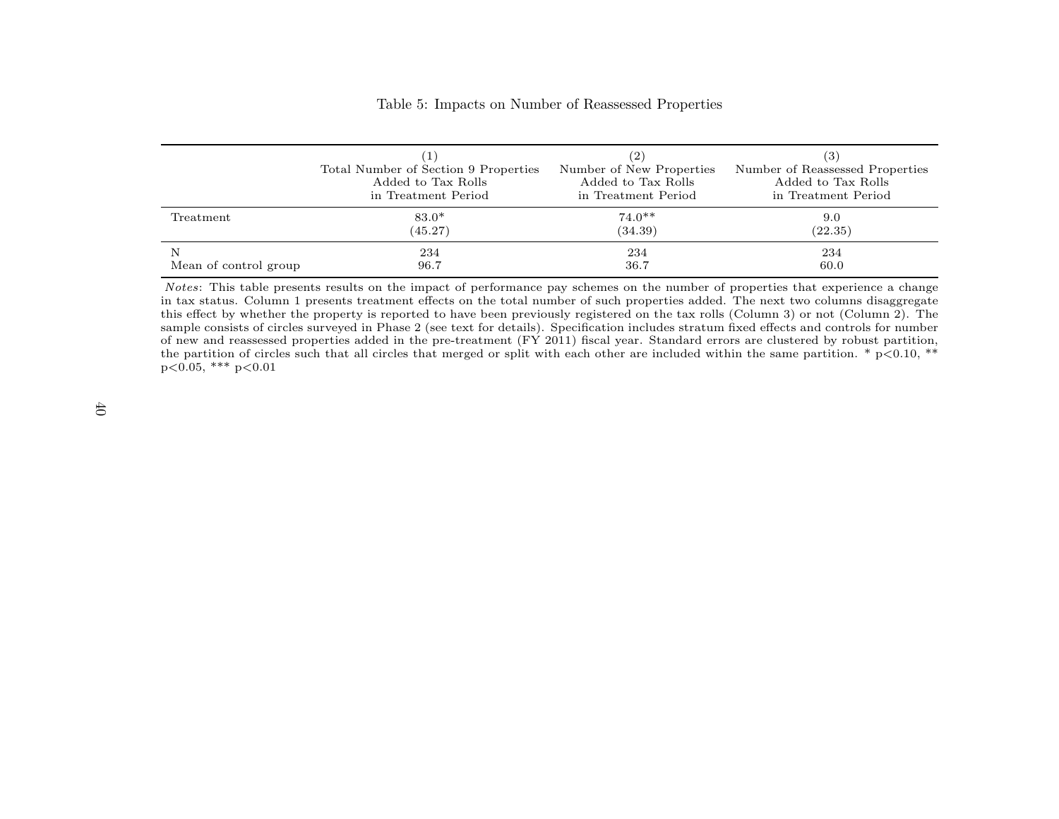Table 5: Impacts on Number of Reassessed Properties

| | (1)<br>Total Number of Section 9 Properties<br>Added to Tax Rolls<br>in Treatment Period | (2)<br>Number of New Properties<br>Added to Tax Rolls<br>in Treatment Period | (3)<br>Number of Reassessed Properties<br>Added to Tax Rolls<br>in Treatment Period |
|---|---|---|---|
| Treatment | 83.0* | 74.0** | 9.0 |
| | (45.27) | (34.39) | (22.35) |
| N | 234 | 234 | 234 |
| Mean of control group | 96.7 | 36.7 | 60.0 |

*Notes*: This table presents results on the impact of performance pay schemes on the number of properties that experience a change in tax status. Column 1 presents treatment effects on the total number of such properties added. The next two columns disaggregate this effect by whether the property is reported to have been previously registered on the tax rolls (Column 3) or not (Column 2). The sample consists of circles surveyed in Phase 2 (see text for details). Specification includes stratum fixed effects and controls for number of new and reassessed properties added in the pre-treatment (FY 2011) fiscal year. Standard errors are clustered by robust partition, the partition of circles such that all circles that merged or split with each other are included within the same partition. * $p<0.10$, ** $p<0.05$, *** $p<0.01$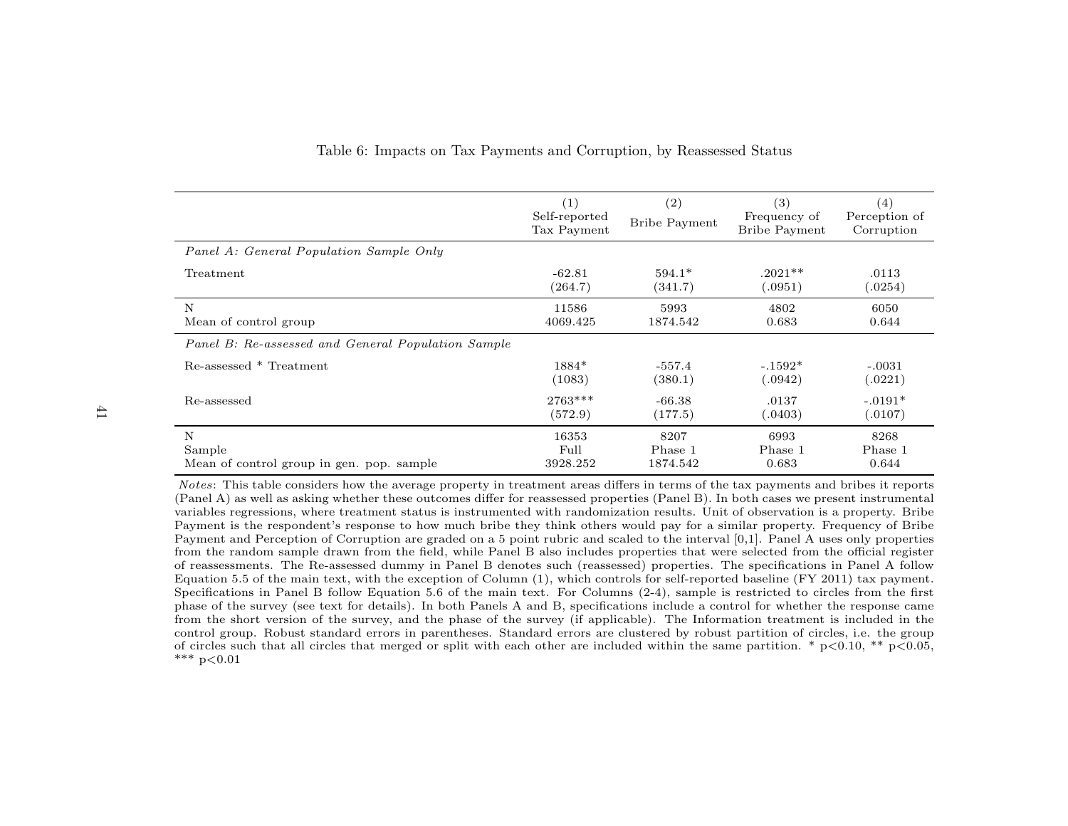Table 6: Impacts on Tax Payments and Corruption, by Reassessed Status

| | (1) Self-reported Tax Payment | (2) Bribe Payment | (3) Frequency of Bribe Payment | (4) Perception of Corruption |
|---|---|---|---|---|
| *Panel A: General Population Sample Only* | | | | |
| Treatment | -62.81 | 594.1* | .2021** | .0113 |
| | (264.7) | (341.7) | (.0951) | (.0254) |
| N | 11586 | 5993 | 4802 | 6050 |
| Mean of control group | 4069.425 | 1874.542 | 0.683 | 0.644 |
| *Panel B: Re-assessed and General Population Sample* | | | | |
| Re-assessed * Treatment | 1884* | -557.4 | -.1592* | -.0031 |
| | (1083) | (380.1) | (.0942) | (.0221) |
| Re-assessed | 2763*** | -66.38 | .0137 | -.0191* |
| | (572.9) | (177.5) | (.0403) | (.0107) |
| N | 16353 | 8207 | 6993 | 8268 |
| Sample | Full | Phase 1 | Phase 1 | Phase 1 |
| Mean of control group in gen. pop. sample | 3928.252 | 1874.542 | 0.683 | 0.644 |

*Notes*: This table considers how the average property in treatment areas differs in terms of the tax payments and bribes it reports (Panel A) as well as asking whether these outcomes differ for reassessed properties (Panel B). In both cases we present instrumental variables regressions, where treatment status is instrumented with randomization results. Unit of observation is a property. Bribe Payment is the respondent's response to how much bribe they think others would pay for a similar property. Frequency of Bribe Payment and Perception of Corruption are graded on a 5 point rubric and scaled to the interval [0,1]. Panel A uses only properties from the random sample drawn from the field, while Panel B also includes properties that were selected from the official register of reassessments. The Re-assessed dummy in Panel B denotes such (reassessed) properties. The specifications in Panel A follow Equation 5.5 of the main text, with the exception of Column (1), which controls for self-reported baseline (FY 2011) tax payment. Specifications in Panel B follow Equation 5.6 of the main text. For Columns (2-4), sample is restricted to circles from the first phase of the survey (see text for details). In both Panels A and B, specifications include a control for whether the response came from the short version of the survey, and the phase of the survey (if applicable). The Information treatment is included in the control group. Robust standard errors in parentheses. Standard errors are clustered by robust partition of circles, i.e. the group of circles such that all circles that merged or split with each other are included within the same partition. * $p<0.10$, ** $p<0.05$, *** $p<0.01$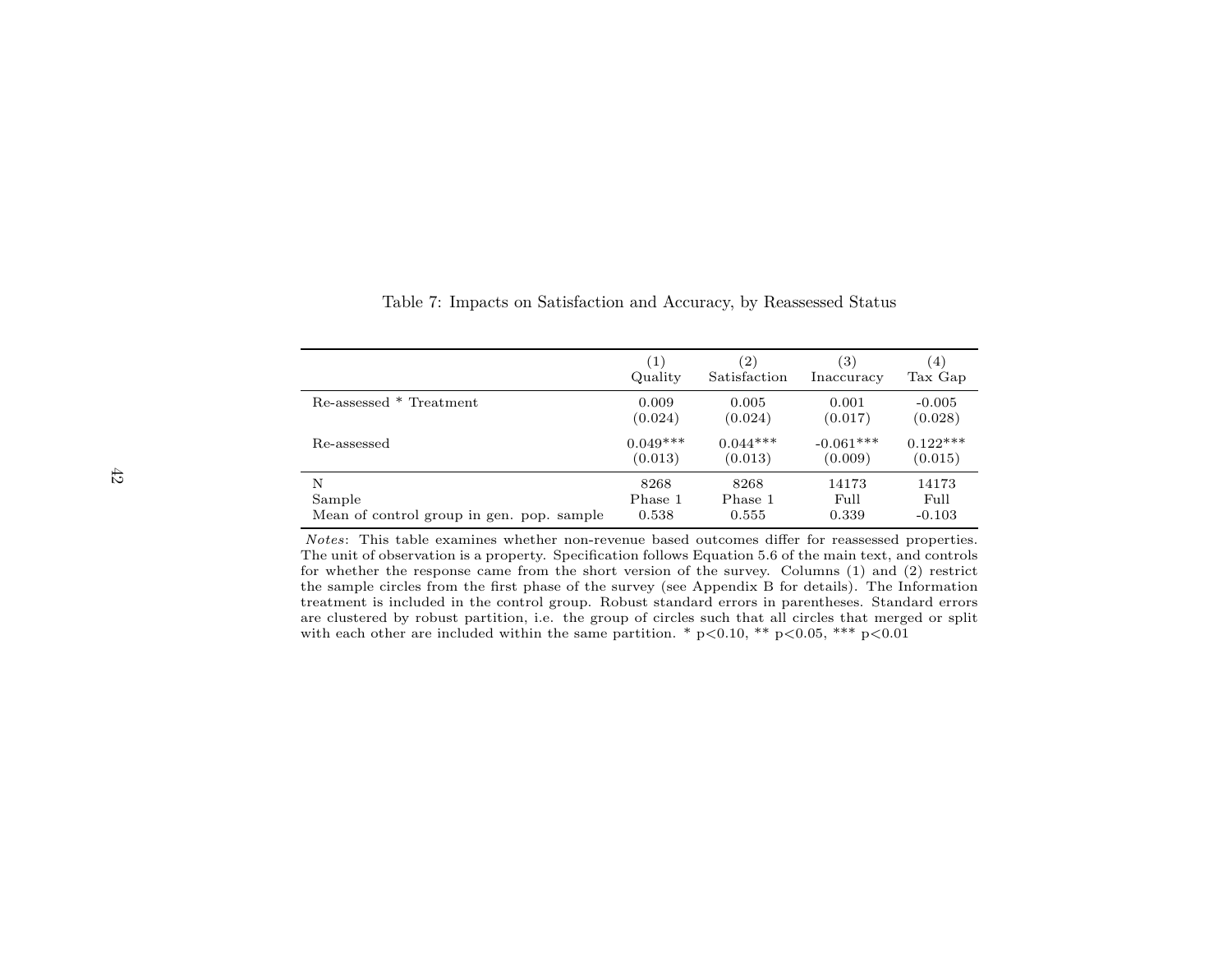Table 7: Impacts on Satisfaction and Accuracy, by Reassessed Status

| | (1) Quality | (2) Satisfaction | (3) Inaccuracy | (4) Tax Gap |
|---|---|---|---|---|
| Re-assessed * Treatment | 0.009 | 0.005 | 0.001 | -0.005 |
| | (0.024) | (0.024) | (0.017) | (0.028) |
| Re-assessed | 0.049*** | 0.044*** | -0.061*** | 0.122*** |
| | (0.013) | (0.013) | (0.009) | (0.015) |
| N | 8268 | 8268 | 14173 | 14173 |
| Sample | Phase 1 | Phase 1 | Full | Full |
| Mean of control group in gen. pop. sample | 0.538 | 0.555 | 0.339 | -0.103 |

*Notes*: This table examines whether non-revenue based outcomes differ for reassessed properties. The unit of observation is a property. Specification follows Equation 5.6 of the main text, and controls for whether the response came from the short version of the survey. Columns (1) and (2) restrict the sample circles from the first phase of the survey (see Appendix B for details). The Information treatment is included in the control group. Robust standard errors in parentheses. Standard errors are clustered by robust partition, i.e. the group of circles such that all circles that merged or split with each other are included within the same partition. * p<0.10, ** p<0.05, *** p<0.01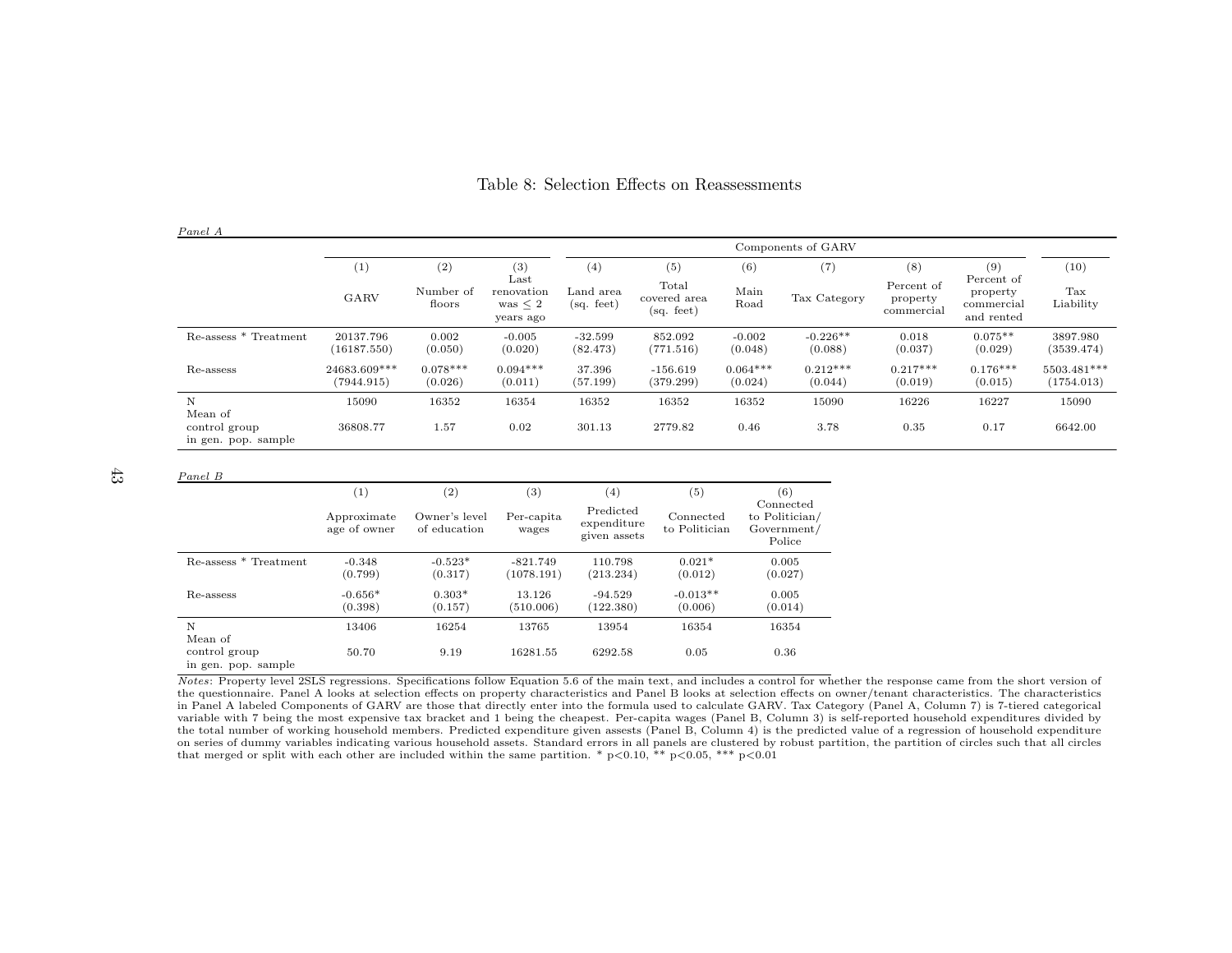# Table 8: Selection Effects on Reassessments

*Panel A*

| | | | | Components of GARV | | | | | | |
|---|---|---|---|---|---|---|---|---|---|---|
| | (1) | (2) | (3) | (4) | (5) | (6) | (7) | (8) | (9) | (10) |
| | GARV | Number of floors | Last renovation was ≤ 2 years ago | Land area (sq. feet) | Total covered area (sq. feet) | Main Road | Tax Category | Percent of property commercial | Percent of property commercial and rented | Tax Liability |
| Re-assess * Treatment | 20137.796 | 0.002 | -0.005 | -32.599 | 852.092 | -0.002 | -0.226** | 0.018 | 0.075** | 3897.980 |
| | (16187.550) | (0.050) | (0.020) | (82.473) | (771.516) | (0.048) | (0.088) | (0.037) | (0.029) | (3539.474) |
| Re-assess | 24683.609*** | 0.078*** | 0.094*** | 37.396 | -156.619 | 0.064*** | 0.212*** | 0.217*** | 0.176*** | 5503.481*** |
| | (7944.915) | (0.026) | (0.011) | (57.199) | (379.299) | (0.024) | (0.044) | (0.019) | (0.015) | (1754.013) |
| N | 15090 | 16352 | 16354 | 16352 | 16352 | 16352 | 15090 | 16226 | 16227 | 15090 |
| Mean of control group in gen. pop. sample | 36808.77 | 1.57 | 0.02 | 301.13 | 2779.82 | 0.46 | 3.78 | 0.35 | 0.17 | 6642.00 |

*Panel B*

| | (1) | (2) | (3) | (4) | (5) | (6) |
|---|---|---|---|---|---|---|
| | Approximate age of owner | Owner's level of education | Per-capita wages | Predicted expenditure given assets | Connected to Politician | Connected to Politician/ Government/ Police |
| Re-assess * Treatment | -0.348 | -0.523* | -821.749 | 110.798 | 0.021* | 0.005 |
| | (0.799) | (0.317) | (1078.191) | (213.234) | (0.012) | (0.027) |
| Re-assess | -0.656* | 0.303* | 13.126 | -94.529 | -0.013** | 0.005 |
| | (0.398) | (0.157) | (510.006) | (122.380) | (0.006) | (0.014) |
| N | 13406 | 16254 | 13765 | 13954 | 16354 | 16354 |
| Mean of control group in gen. pop. sample | 50.70 | 9.19 | 16281.55 | 6292.58 | 0.05 | 0.36 |

*Notes*: Property level 2SLS regressions. Specifications follow Equation 5.6 of the main text, and includes a control for whether the response came from the short version of the questionnaire. Panel A looks at selection effects on property characteristics and Panel B looks at selection effects on owner/tenant characteristics. The characteristics in Panel A labeled Components of GARV are those that directly enter into the formula used to calculate GARV. Tax Category (Panel A, Column 7) is 7-tiered categorical variable with 7 being the most expensive tax bracket and 1 being the cheapest. Per-capita wages (Panel B, Column 3) is self-reported household expenditures divided by the total number of working household members. Predicted expenditure given assests (Panel B, Column 4) is the predicted value of a regression of household expenditure on series of dummy variables indicating various household assets. Standard errors in all panels are clustered by robust partition, the partition of circles such that all circles that merged or split with each other are included within the same partition. * p<0.10, ** p<0.05, *** p<0.01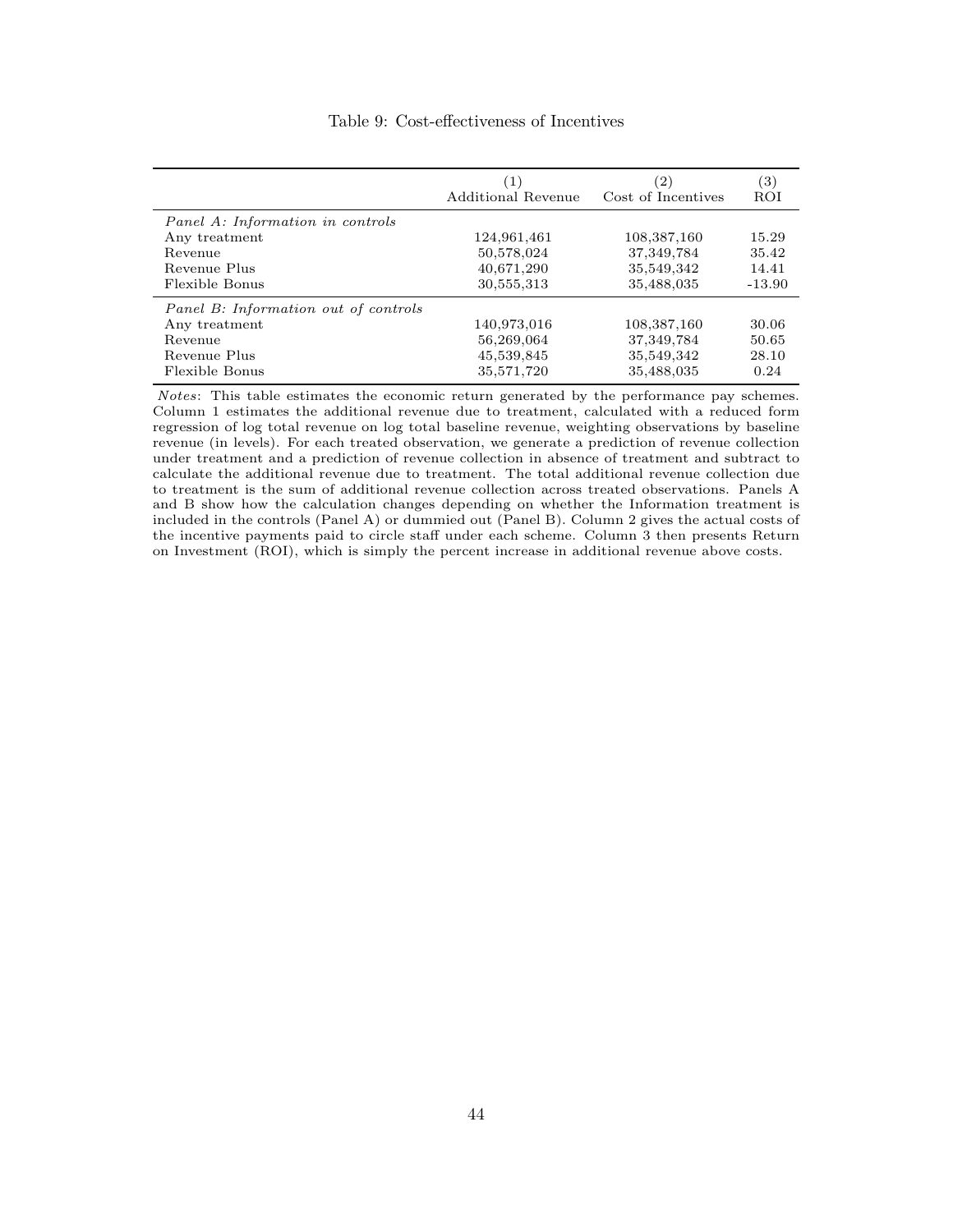Table 9: Cost-effectiveness of Incentives

| | (1) Additional Revenue | (2) Cost of Incentives | (3) ROI |
|---|---|---|---|
| *Panel A: Information in controls* | | | |
| Any treatment | 124,961,461 | 108,387,160 | 15.29 |
| Revenue | 50,578,024 | 37,349,784 | 35.42 |
| Revenue Plus | 40,671,290 | 35,549,342 | 14.41 |
| Flexible Bonus | 30,555,313 | 35,488,035 | -13.90 |
| *Panel B: Information out of controls* | | | |
| Any treatment | 140,973,016 | 108,387,160 | 30.06 |
| Revenue | 56,269,064 | 37,349,784 | 50.65 |
| Revenue Plus | 45,539,845 | 35,549,342 | 28.10 |
| Flexible Bonus | 35,571,720 | 35,488,035 | 0.24 |

*Notes*: This table estimates the economic return generated by the performance pay schemes. Column 1 estimates the additional revenue due to treatment, calculated with a reduced form regression of log total revenue on log total baseline revenue, weighting observations by baseline revenue (in levels). For each treated observation, we generate a prediction of revenue collection under treatment and a prediction of revenue collection in absence of treatment and subtract to calculate the additional revenue due to treatment. The total additional revenue collection due to treatment is the sum of additional revenue collection across treated observations. Panels A and B show how the calculation changes depending on whether the Information treatment is included in the controls (Panel A) or dummied out (Panel B). Column 2 gives the actual costs of the incentive payments paid to circle staff under each scheme. Column 3 then presents Return on Investment (ROI), which is simply the percent increase in additional revenue above costs.